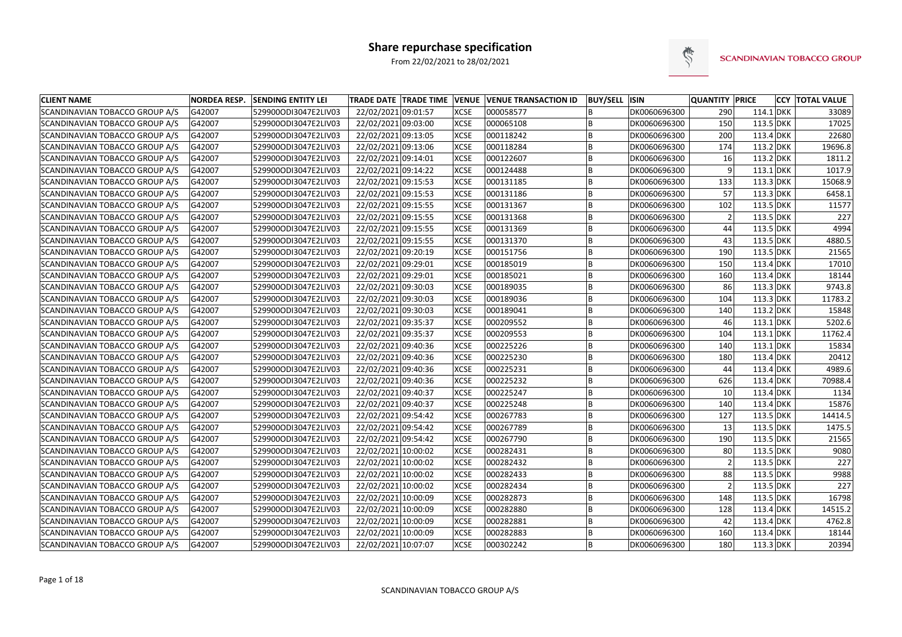# Share repurchase specification

From 22/02/2021 to 28/02/2021

SCANDINAVIAN TOBACCO GROUP

| CLIENT NAME | NORDEA RESP. | SENDING ENTITY LEI | TRADE DATE | TRADE TIME | VENUE | VENUE TRANSACTION ID | BUY/SELL | ISIN | QUANTITY | PRICE | CCY | TOTAL VALUE |
|---|---|---|---|---|---|---|---|---|---|---|---|---|
| SCANDINAVIAN TOBACCO GROUP A/S | G42007 | 529900ODI3047E2LIV03 | 22/02/2021 | 09:01:57 | XCSE | 000058577 | B | DK0060696300 | 290 | 114.1 | DKK | 33089 |
| SCANDINAVIAN TOBACCO GROUP A/S | G42007 | 529900ODI3047E2LIV03 | 22/02/2021 | 09:03:00 | XCSE | 000065108 | B | DK0060696300 | 150 | 113.5 | DKK | 17025 |
| SCANDINAVIAN TOBACCO GROUP A/S | G42007 | 529900ODI3047E2LIV03 | 22/02/2021 | 09:13:05 | XCSE | 000118242 | B | DK0060696300 | 200 | 113.4 | DKK | 22680 |
| SCANDINAVIAN TOBACCO GROUP A/S | G42007 | 529900ODI3047E2LIV03 | 22/02/2021 | 09:13:06 | XCSE | 000118284 | B | DK0060696300 | 174 | 113.2 | DKK | 19696.8 |
| SCANDINAVIAN TOBACCO GROUP A/S | G42007 | 529900ODI3047E2LIV03 | 22/02/2021 | 09:14:01 | XCSE | 000122607 | B | DK0060696300 | 16 | 113.2 | DKK | 1811.2 |
| SCANDINAVIAN TOBACCO GROUP A/S | G42007 | 529900ODI3047E2LIV03 | 22/02/2021 | 09:14:22 | XCSE | 000124488 | B | DK0060696300 | 9 | 113.1 | DKK | 1017.9 |
| SCANDINAVIAN TOBACCO GROUP A/S | G42007 | 529900ODI3047E2LIV03 | 22/02/2021 | 09:15:53 | XCSE | 000131185 | B | DK0060696300 | 133 | 113.3 | DKK | 15068.9 |
| SCANDINAVIAN TOBACCO GROUP A/S | G42007 | 529900ODI3047E2LIV03 | 22/02/2021 | 09:15:53 | XCSE | 000131186 | B | DK0060696300 | 57 | 113.3 | DKK | 6458.1 |
| SCANDINAVIAN TOBACCO GROUP A/S | G42007 | 529900ODI3047E2LIV03 | 22/02/2021 | 09:15:55 | XCSE | 000131367 | B | DK0060696300 | 102 | 113.5 | DKK | 11577 |
| SCANDINAVIAN TOBACCO GROUP A/S | G42007 | 529900ODI3047E2LIV03 | 22/02/2021 | 09:15:55 | XCSE | 000131368 | B | DK0060696300 | 2 | 113.5 | DKK | 227 |
| SCANDINAVIAN TOBACCO GROUP A/S | G42007 | 529900ODI3047E2LIV03 | 22/02/2021 | 09:15:55 | XCSE | 000131369 | B | DK0060696300 | 44 | 113.5 | DKK | 4994 |
| SCANDINAVIAN TOBACCO GROUP A/S | G42007 | 529900ODI3047E2LIV03 | 22/02/2021 | 09:15:55 | XCSE | 000131370 | B | DK0060696300 | 43 | 113.5 | DKK | 4880.5 |
| SCANDINAVIAN TOBACCO GROUP A/S | G42007 | 529900ODI3047E2LIV03 | 22/02/2021 | 09:20:19 | XCSE | 000151756 | B | DK0060696300 | 190 | 113.5 | DKK | 21565 |
| SCANDINAVIAN TOBACCO GROUP A/S | G42007 | 529900ODI3047E2LIV03 | 22/02/2021 | 09:29:01 | XCSE | 000185019 | B | DK0060696300 | 150 | 113.4 | DKK | 17010 |
| SCANDINAVIAN TOBACCO GROUP A/S | G42007 | 529900ODI3047E2LIV03 | 22/02/2021 | 09:29:01 | XCSE | 000185021 | B | DK0060696300 | 160 | 113.4 | DKK | 18144 |
| SCANDINAVIAN TOBACCO GROUP A/S | G42007 | 529900ODI3047E2LIV03 | 22/02/2021 | 09:30:03 | XCSE | 000189035 | B | DK0060696300 | 86 | 113.3 | DKK | 9743.8 |
| SCANDINAVIAN TOBACCO GROUP A/S | G42007 | 529900ODI3047E2LIV03 | 22/02/2021 | 09:30:03 | XCSE | 000189036 | B | DK0060696300 | 104 | 113.3 | DKK | 11783.2 |
| SCANDINAVIAN TOBACCO GROUP A/S | G42007 | 529900ODI3047E2LIV03 | 22/02/2021 | 09:30:03 | XCSE | 000189041 | B | DK0060696300 | 140 | 113.2 | DKK | 15848 |
| SCANDINAVIAN TOBACCO GROUP A/S | G42007 | 529900ODI3047E2LIV03 | 22/02/2021 | 09:35:37 | XCSE | 000209552 | B | DK0060696300 | 46 | 113.1 | DKK | 5202.6 |
| SCANDINAVIAN TOBACCO GROUP A/S | G42007 | 529900ODI3047E2LIV03 | 22/02/2021 | 09:35:37 | XCSE | 000209553 | B | DK0060696300 | 104 | 113.1 | DKK | 11762.4 |
| SCANDINAVIAN TOBACCO GROUP A/S | G42007 | 529900ODI3047E2LIV03 | 22/02/2021 | 09:40:36 | XCSE | 000225226 | B | DK0060696300 | 140 | 113.1 | DKK | 15834 |
| SCANDINAVIAN TOBACCO GROUP A/S | G42007 | 529900ODI3047E2LIV03 | 22/02/2021 | 09:40:36 | XCSE | 000225230 | B | DK0060696300 | 180 | 113.4 | DKK | 20412 |
| SCANDINAVIAN TOBACCO GROUP A/S | G42007 | 529900ODI3047E2LIV03 | 22/02/2021 | 09:40:36 | XCSE | 000225231 | B | DK0060696300 | 44 | 113.4 | DKK | 4989.6 |
| SCANDINAVIAN TOBACCO GROUP A/S | G42007 | 529900ODI3047E2LIV03 | 22/02/2021 | 09:40:36 | XCSE | 000225232 | B | DK0060696300 | 626 | 113.4 | DKK | 70988.4 |
| SCANDINAVIAN TOBACCO GROUP A/S | G42007 | 529900ODI3047E2LIV03 | 22/02/2021 | 09:40:37 | XCSE | 000225247 | B | DK0060696300 | 10 | 113.4 | DKK | 1134 |
| SCANDINAVIAN TOBACCO GROUP A/S | G42007 | 529900ODI3047E2LIV03 | 22/02/2021 | 09:40:37 | XCSE | 000225248 | B | DK0060696300 | 140 | 113.4 | DKK | 15876 |
| SCANDINAVIAN TOBACCO GROUP A/S | G42007 | 529900ODI3047E2LIV03 | 22/02/2021 | 09:54:42 | XCSE | 000267783 | B | DK0060696300 | 127 | 113.5 | DKK | 14414.5 |
| SCANDINAVIAN TOBACCO GROUP A/S | G42007 | 529900ODI3047E2LIV03 | 22/02/2021 | 09:54:42 | XCSE | 000267789 | B | DK0060696300 | 13 | 113.5 | DKK | 1475.5 |
| SCANDINAVIAN TOBACCO GROUP A/S | G42007 | 529900ODI3047E2LIV03 | 22/02/2021 | 09:54:42 | XCSE | 000267790 | B | DK0060696300 | 190 | 113.5 | DKK | 21565 |
| SCANDINAVIAN TOBACCO GROUP A/S | G42007 | 529900ODI3047E2LIV03 | 22/02/2021 | 10:00:02 | XCSE | 000282431 | B | DK0060696300 | 80 | 113.5 | DKK | 9080 |
| SCANDINAVIAN TOBACCO GROUP A/S | G42007 | 529900ODI3047E2LIV03 | 22/02/2021 | 10:00:02 | XCSE | 000282432 | B | DK0060696300 | 2 | 113.5 | DKK | 227 |
| SCANDINAVIAN TOBACCO GROUP A/S | G42007 | 529900ODI3047E2LIV03 | 22/02/2021 | 10:00:02 | XCSE | 000282433 | B | DK0060696300 | 88 | 113.5 | DKK | 9988 |
| SCANDINAVIAN TOBACCO GROUP A/S | G42007 | 529900ODI3047E2LIV03 | 22/02/2021 | 10:00:02 | XCSE | 000282434 | B | DK0060696300 | 2 | 113.5 | DKK | 227 |
| SCANDINAVIAN TOBACCO GROUP A/S | G42007 | 529900ODI3047E2LIV03 | 22/02/2021 | 10:00:09 | XCSE | 000282873 | B | DK0060696300 | 148 | 113.5 | DKK | 16798 |
| SCANDINAVIAN TOBACCO GROUP A/S | G42007 | 529900ODI3047E2LIV03 | 22/02/2021 | 10:00:09 | XCSE | 000282880 | B | DK0060696300 | 128 | 113.4 | DKK | 14515.2 |
| SCANDINAVIAN TOBACCO GROUP A/S | G42007 | 529900ODI3047E2LIV03 | 22/02/2021 | 10:00:09 | XCSE | 000282881 | B | DK0060696300 | 42 | 113.4 | DKK | 4762.8 |
| SCANDINAVIAN TOBACCO GROUP A/S | G42007 | 529900ODI3047E2LIV03 | 22/02/2021 | 10:00:09 | XCSE | 000282883 | B | DK0060696300 | 160 | 113.4 | DKK | 18144 |
| SCANDINAVIAN TOBACCO GROUP A/S | G42007 | 529900ODI3047E2LIV03 | 22/02/2021 | 10:07:07 | XCSE | 000302242 | B | DK0060696300 | 180 | 113.3 | DKK | 20394 |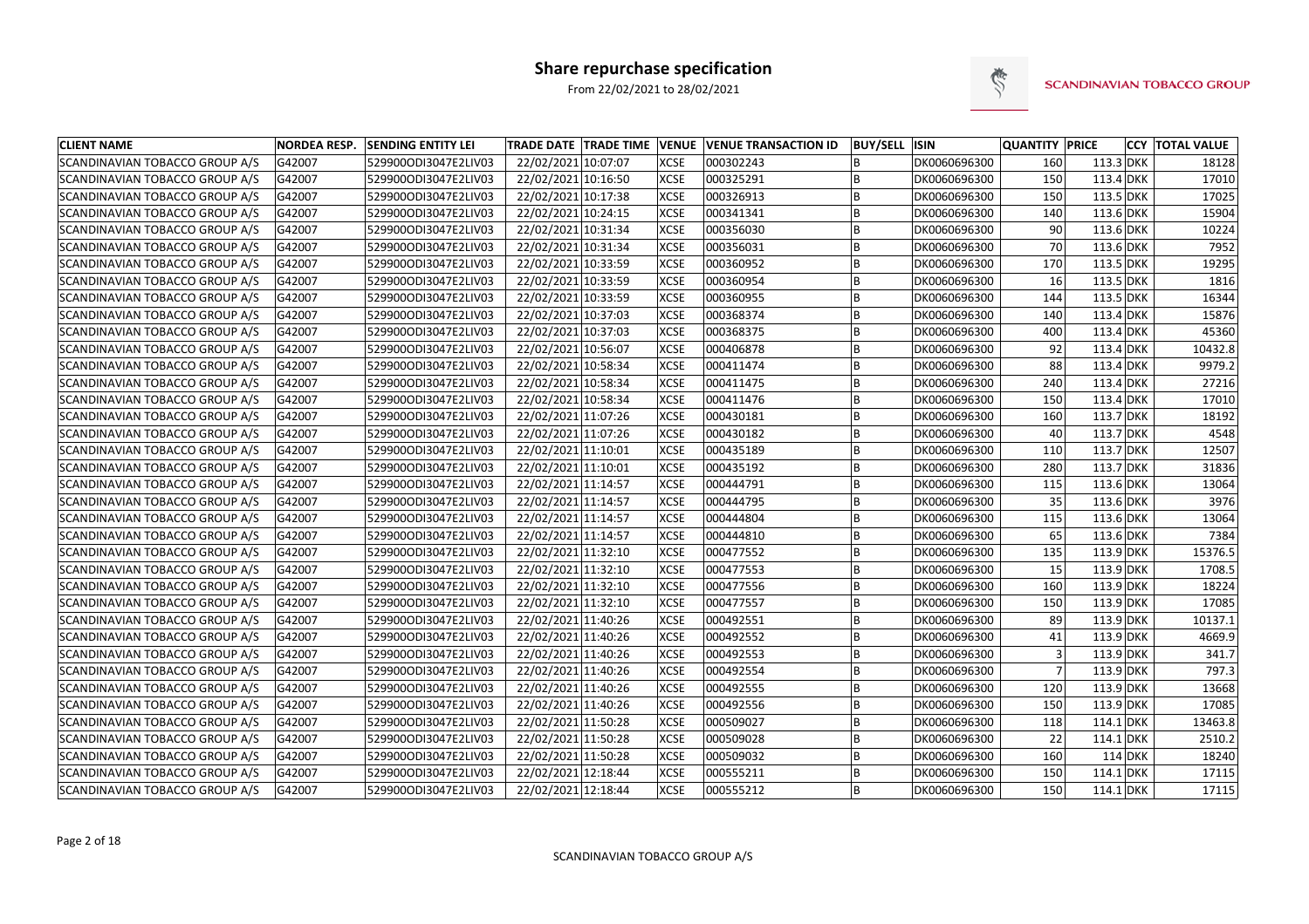# Share repurchase specification

From 22/02/2021 to 28/02/2021

SCANDINAVIAN TOBACCO GROUP

| CLIENT NAME | NORDEA RESP. | SENDING ENTITY LEI | TRADE DATE | TRADE TIME | VENUE | VENUE TRANSACTION ID | BUY/SELL | ISIN | QUANTITY | PRICE | CCY | TOTAL VALUE |
|---|---|---|---|---|---|---|---|---|---|---|---|---|
| SCANDINAVIAN TOBACCO GROUP A/S | G42007 | 529900ODI3047E2LIV03 | 22/02/2021 | 10:07:07 | XCSE | 000302243 | B | DK0060696300 | 160 | 113.3 | DKK | 18128 |
| SCANDINAVIAN TOBACCO GROUP A/S | G42007 | 529900ODI3047E2LIV03 | 22/02/2021 | 10:16:50 | XCSE | 000325291 | B | DK0060696300 | 150 | 113.4 | DKK | 17010 |
| SCANDINAVIAN TOBACCO GROUP A/S | G42007 | 529900ODI3047E2LIV03 | 22/02/2021 | 10:17:38 | XCSE | 000326913 | B | DK0060696300 | 150 | 113.5 | DKK | 17025 |
| SCANDINAVIAN TOBACCO GROUP A/S | G42007 | 529900ODI3047E2LIV03 | 22/02/2021 | 10:24:15 | XCSE | 000341341 | B | DK0060696300 | 140 | 113.6 | DKK | 15904 |
| SCANDINAVIAN TOBACCO GROUP A/S | G42007 | 529900ODI3047E2LIV03 | 22/02/2021 | 10:31:34 | XCSE | 000356030 | B | DK0060696300 | 90 | 113.6 | DKK | 10224 |
| SCANDINAVIAN TOBACCO GROUP A/S | G42007 | 529900ODI3047E2LIV03 | 22/02/2021 | 10:31:34 | XCSE | 000356031 | B | DK0060696300 | 70 | 113.6 | DKK | 7952 |
| SCANDINAVIAN TOBACCO GROUP A/S | G42007 | 529900ODI3047E2LIV03 | 22/02/2021 | 10:33:59 | XCSE | 000360952 | B | DK0060696300 | 170 | 113.5 | DKK | 19295 |
| SCANDINAVIAN TOBACCO GROUP A/S | G42007 | 529900ODI3047E2LIV03 | 22/02/2021 | 10:33:59 | XCSE | 000360954 | B | DK0060696300 | 16 | 113.5 | DKK | 1816 |
| SCANDINAVIAN TOBACCO GROUP A/S | G42007 | 529900ODI3047E2LIV03 | 22/02/2021 | 10:33:59 | XCSE | 000360955 | B | DK0060696300 | 144 | 113.5 | DKK | 16344 |
| SCANDINAVIAN TOBACCO GROUP A/S | G42007 | 529900ODI3047E2LIV03 | 22/02/2021 | 10:37:03 | XCSE | 000368374 | B | DK0060696300 | 140 | 113.4 | DKK | 15876 |
| SCANDINAVIAN TOBACCO GROUP A/S | G42007 | 529900ODI3047E2LIV03 | 22/02/2021 | 10:37:03 | XCSE | 000368375 | B | DK0060696300 | 400 | 113.4 | DKK | 45360 |
| SCANDINAVIAN TOBACCO GROUP A/S | G42007 | 529900ODI3047E2LIV03 | 22/02/2021 | 10:56:07 | XCSE | 000406878 | B | DK0060696300 | 92 | 113.4 | DKK | 10432.8 |
| SCANDINAVIAN TOBACCO GROUP A/S | G42007 | 529900ODI3047E2LIV03 | 22/02/2021 | 10:58:34 | XCSE | 000411474 | B | DK0060696300 | 88 | 113.4 | DKK | 9979.2 |
| SCANDINAVIAN TOBACCO GROUP A/S | G42007 | 529900ODI3047E2LIV03 | 22/02/2021 | 10:58:34 | XCSE | 000411475 | B | DK0060696300 | 240 | 113.4 | DKK | 27216 |
| SCANDINAVIAN TOBACCO GROUP A/S | G42007 | 529900ODI3047E2LIV03 | 22/02/2021 | 10:58:34 | XCSE | 000411476 | B | DK0060696300 | 150 | 113.4 | DKK | 17010 |
| SCANDINAVIAN TOBACCO GROUP A/S | G42007 | 529900ODI3047E2LIV03 | 22/02/2021 | 11:07:26 | XCSE | 000430181 | B | DK0060696300 | 160 | 113.7 | DKK | 18192 |
| SCANDINAVIAN TOBACCO GROUP A/S | G42007 | 529900ODI3047E2LIV03 | 22/02/2021 | 11:07:26 | XCSE | 000430182 | B | DK0060696300 | 40 | 113.7 | DKK | 4548 |
| SCANDINAVIAN TOBACCO GROUP A/S | G42007 | 529900ODI3047E2LIV03 | 22/02/2021 | 11:10:01 | XCSE | 000435189 | B | DK0060696300 | 110 | 113.7 | DKK | 12507 |
| SCANDINAVIAN TOBACCO GROUP A/S | G42007 | 529900ODI3047E2LIV03 | 22/02/2021 | 11:10:01 | XCSE | 000435192 | B | DK0060696300 | 280 | 113.7 | DKK | 31836 |
| SCANDINAVIAN TOBACCO GROUP A/S | G42007 | 529900ODI3047E2LIV03 | 22/02/2021 | 11:14:57 | XCSE | 000444791 | B | DK0060696300 | 115 | 113.6 | DKK | 13064 |
| SCANDINAVIAN TOBACCO GROUP A/S | G42007 | 529900ODI3047E2LIV03 | 22/02/2021 | 11:14:57 | XCSE | 000444795 | B | DK0060696300 | 35 | 113.6 | DKK | 3976 |
| SCANDINAVIAN TOBACCO GROUP A/S | G42007 | 529900ODI3047E2LIV03 | 22/02/2021 | 11:14:57 | XCSE | 000444804 | B | DK0060696300 | 115 | 113.6 | DKK | 13064 |
| SCANDINAVIAN TOBACCO GROUP A/S | G42007 | 529900ODI3047E2LIV03 | 22/02/2021 | 11:14:57 | XCSE | 000444810 | B | DK0060696300 | 65 | 113.6 | DKK | 7384 |
| SCANDINAVIAN TOBACCO GROUP A/S | G42007 | 529900ODI3047E2LIV03 | 22/02/2021 | 11:32:10 | XCSE | 000477552 | B | DK0060696300 | 135 | 113.9 | DKK | 15376.5 |
| SCANDINAVIAN TOBACCO GROUP A/S | G42007 | 529900ODI3047E2LIV03 | 22/02/2021 | 11:32:10 | XCSE | 000477553 | B | DK0060696300 | 15 | 113.9 | DKK | 1708.5 |
| SCANDINAVIAN TOBACCO GROUP A/S | G42007 | 529900ODI3047E2LIV03 | 22/02/2021 | 11:32:10 | XCSE | 000477556 | B | DK0060696300 | 160 | 113.9 | DKK | 18224 |
| SCANDINAVIAN TOBACCO GROUP A/S | G42007 | 529900ODI3047E2LIV03 | 22/02/2021 | 11:32:10 | XCSE | 000477557 | B | DK0060696300 | 150 | 113.9 | DKK | 17085 |
| SCANDINAVIAN TOBACCO GROUP A/S | G42007 | 529900ODI3047E2LIV03 | 22/02/2021 | 11:40:26 | XCSE | 000492551 | B | DK0060696300 | 89 | 113.9 | DKK | 10137.1 |
| SCANDINAVIAN TOBACCO GROUP A/S | G42007 | 529900ODI3047E2LIV03 | 22/02/2021 | 11:40:26 | XCSE | 000492552 | B | DK0060696300 | 41 | 113.9 | DKK | 4669.9 |
| SCANDINAVIAN TOBACCO GROUP A/S | G42007 | 529900ODI3047E2LIV03 | 22/02/2021 | 11:40:26 | XCSE | 000492553 | B | DK0060696300 | 3 | 113.9 | DKK | 341.7 |
| SCANDINAVIAN TOBACCO GROUP A/S | G42007 | 529900ODI3047E2LIV03 | 22/02/2021 | 11:40:26 | XCSE | 000492554 | B | DK0060696300 | 7 | 113.9 | DKK | 797.3 |
| SCANDINAVIAN TOBACCO GROUP A/S | G42007 | 529900ODI3047E2LIV03 | 22/02/2021 | 11:40:26 | XCSE | 000492555 | B | DK0060696300 | 120 | 113.9 | DKK | 13668 |
| SCANDINAVIAN TOBACCO GROUP A/S | G42007 | 529900ODI3047E2LIV03 | 22/02/2021 | 11:40:26 | XCSE | 000492556 | B | DK0060696300 | 150 | 113.9 | DKK | 17085 |
| SCANDINAVIAN TOBACCO GROUP A/S | G42007 | 529900ODI3047E2LIV03 | 22/02/2021 | 11:50:28 | XCSE | 000509027 | B | DK0060696300 | 118 | 114.1 | DKK | 13463.8 |
| SCANDINAVIAN TOBACCO GROUP A/S | G42007 | 529900ODI3047E2LIV03 | 22/02/2021 | 11:50:28 | XCSE | 000509028 | B | DK0060696300 | 22 | 114.1 | DKK | 2510.2 |
| SCANDINAVIAN TOBACCO GROUP A/S | G42007 | 529900ODI3047E2LIV03 | 22/02/2021 | 11:50:28 | XCSE | 000509032 | B | DK0060696300 | 160 | 114 | DKK | 18240 |
| SCANDINAVIAN TOBACCO GROUP A/S | G42007 | 529900ODI3047E2LIV03 | 22/02/2021 | 12:18:44 | XCSE | 000555211 | B | DK0060696300 | 150 | 114.1 | DKK | 17115 |
| SCANDINAVIAN TOBACCO GROUP A/S | G42007 | 529900ODI3047E2LIV03 | 22/02/2021 | 12:18:44 | XCSE | 000555212 | B | DK0060696300 | 150 | 114.1 | DKK | 17115 |

SCANDINAVIAN TOBACCO GROUP A/S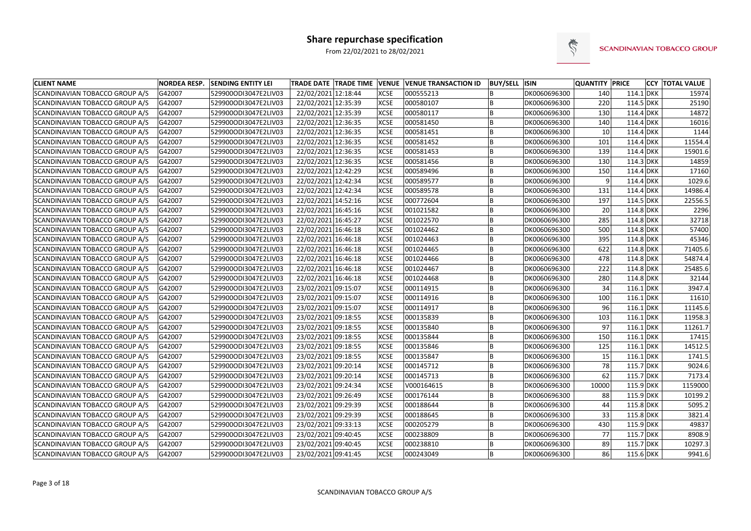# Share repurchase specification

From 22/02/2021 to 28/02/2021

| CLIENT NAME | NORDEA RESP. | SENDING ENTITY LEI | TRADE DATE | TRADE TIME | VENUE | VENUE TRANSACTION ID | BUY/SELL | ISIN | QUANTITY | PRICE | CCY | TOTAL VALUE |
|---|---|---|---|---|---|---|---|---|---|---|---|---|
| SCANDINAVIAN TOBACCO GROUP A/S | G42007 | 529900ODI3047E2LIV03 | 22/02/2021 | 12:18:44 | XCSE | 000555213 | B | DK0060696300 | 140 | 114.1 | DKK | 15974 |
| SCANDINAVIAN TOBACCO GROUP A/S | G42007 | 529900ODI3047E2LIV03 | 22/02/2021 | 12:35:39 | XCSE | 000580107 | B | DK0060696300 | 220 | 114.5 | DKK | 25190 |
| SCANDINAVIAN TOBACCO GROUP A/S | G42007 | 529900ODI3047E2LIV03 | 22/02/2021 | 12:35:39 | XCSE | 000580117 | B | DK0060696300 | 130 | 114.4 | DKK | 14872 |
| SCANDINAVIAN TOBACCO GROUP A/S | G42007 | 529900ODI3047E2LIV03 | 22/02/2021 | 12:36:35 | XCSE | 000581450 | B | DK0060696300 | 140 | 114.4 | DKK | 16016 |
| SCANDINAVIAN TOBACCO GROUP A/S | G42007 | 529900ODI3047E2LIV03 | 22/02/2021 | 12:36:35 | XCSE | 000581451 | B | DK0060696300 | 10 | 114.4 | DKK | 1144 |
| SCANDINAVIAN TOBACCO GROUP A/S | G42007 | 529900ODI3047E2LIV03 | 22/02/2021 | 12:36:35 | XCSE | 000581452 | B | DK0060696300 | 101 | 114.4 | DKK | 11554.4 |
| SCANDINAVIAN TOBACCO GROUP A/S | G42007 | 529900ODI3047E2LIV03 | 22/02/2021 | 12:36:35 | XCSE | 000581453 | B | DK0060696300 | 139 | 114.4 | DKK | 15901.6 |
| SCANDINAVIAN TOBACCO GROUP A/S | G42007 | 529900ODI3047E2LIV03 | 22/02/2021 | 12:36:35 | XCSE | 000581456 | B | DK0060696300 | 130 | 114.3 | DKK | 14859 |
| SCANDINAVIAN TOBACCO GROUP A/S | G42007 | 529900ODI3047E2LIV03 | 22/02/2021 | 12:42:29 | XCSE | 000589496 | B | DK0060696300 | 150 | 114.4 | DKK | 17160 |
| SCANDINAVIAN TOBACCO GROUP A/S | G42007 | 529900ODI3047E2LIV03 | 22/02/2021 | 12:42:34 | XCSE | 000589577 | B | DK0060696300 | 9 | 114.4 | DKK | 1029.6 |
| SCANDINAVIAN TOBACCO GROUP A/S | G42007 | 529900ODI3047E2LIV03 | 22/02/2021 | 12:42:34 | XCSE | 000589578 | B | DK0060696300 | 131 | 114.4 | DKK | 14986.4 |
| SCANDINAVIAN TOBACCO GROUP A/S | G42007 | 529900ODI3047E2LIV03 | 22/02/2021 | 14:52:16 | XCSE | 000772604 | B | DK0060696300 | 197 | 114.5 | DKK | 22556.5 |
| SCANDINAVIAN TOBACCO GROUP A/S | G42007 | 529900ODI3047E2LIV03 | 22/02/2021 | 16:45:16 | XCSE | 001021582 | B | DK0060696300 | 20 | 114.8 | DKK | 2296 |
| SCANDINAVIAN TOBACCO GROUP A/S | G42007 | 529900ODI3047E2LIV03 | 22/02/2021 | 16:45:27 | XCSE | 001022570 | B | DK0060696300 | 285 | 114.8 | DKK | 32718 |
| SCANDINAVIAN TOBACCO GROUP A/S | G42007 | 529900ODI3047E2LIV03 | 22/02/2021 | 16:46:18 | XCSE | 001024462 | B | DK0060696300 | 500 | 114.8 | DKK | 57400 |
| SCANDINAVIAN TOBACCO GROUP A/S | G42007 | 529900ODI3047E2LIV03 | 22/02/2021 | 16:46:18 | XCSE | 001024463 | B | DK0060696300 | 395 | 114.8 | DKK | 45346 |
| SCANDINAVIAN TOBACCO GROUP A/S | G42007 | 529900ODI3047E2LIV03 | 22/02/2021 | 16:46:18 | XCSE | 001024465 | B | DK0060696300 | 622 | 114.8 | DKK | 71405.6 |
| SCANDINAVIAN TOBACCO GROUP A/S | G42007 | 529900ODI3047E2LIV03 | 22/02/2021 | 16:46:18 | XCSE | 001024466 | B | DK0060696300 | 478 | 114.8 | DKK | 54874.4 |
| SCANDINAVIAN TOBACCO GROUP A/S | G42007 | 529900ODI3047E2LIV03 | 22/02/2021 | 16:46:18 | XCSE | 001024467 | B | DK0060696300 | 222 | 114.8 | DKK | 25485.6 |
| SCANDINAVIAN TOBACCO GROUP A/S | G42007 | 529900ODI3047E2LIV03 | 22/02/2021 | 16:46:18 | XCSE | 001024468 | B | DK0060696300 | 280 | 114.8 | DKK | 32144 |
| SCANDINAVIAN TOBACCO GROUP A/S | G42007 | 529900ODI3047E2LIV03 | 23/02/2021 | 09:15:07 | XCSE | 000114915 | B | DK0060696300 | 34 | 116.1 | DKK | 3947.4 |
| SCANDINAVIAN TOBACCO GROUP A/S | G42007 | 529900ODI3047E2LIV03 | 23/02/2021 | 09:15:07 | XCSE | 000114916 | B | DK0060696300 | 100 | 116.1 | DKK | 11610 |
| SCANDINAVIAN TOBACCO GROUP A/S | G42007 | 529900ODI3047E2LIV03 | 23/02/2021 | 09:15:07 | XCSE | 000114917 | B | DK0060696300 | 96 | 116.1 | DKK | 11145.6 |
| SCANDINAVIAN TOBACCO GROUP A/S | G42007 | 529900ODI3047E2LIV03 | 23/02/2021 | 09:18:55 | XCSE | 000135839 | B | DK0060696300 | 103 | 116.1 | DKK | 11958.3 |
| SCANDINAVIAN TOBACCO GROUP A/S | G42007 | 529900ODI3047E2LIV03 | 23/02/2021 | 09:18:55 | XCSE | 000135840 | B | DK0060696300 | 97 | 116.1 | DKK | 11261.7 |
| SCANDINAVIAN TOBACCO GROUP A/S | G42007 | 529900ODI3047E2LIV03 | 23/02/2021 | 09:18:55 | XCSE | 000135844 | B | DK0060696300 | 150 | 116.1 | DKK | 17415 |
| SCANDINAVIAN TOBACCO GROUP A/S | G42007 | 529900ODI3047E2LIV03 | 23/02/2021 | 09:18:55 | XCSE | 000135846 | B | DK0060696300 | 125 | 116.1 | DKK | 14512.5 |
| SCANDINAVIAN TOBACCO GROUP A/S | G42007 | 529900ODI3047E2LIV03 | 23/02/2021 | 09:18:55 | XCSE | 000135847 | B | DK0060696300 | 15 | 116.1 | DKK | 1741.5 |
| SCANDINAVIAN TOBACCO GROUP A/S | G42007 | 529900ODI3047E2LIV03 | 23/02/2021 | 09:20:14 | XCSE | 000145712 | B | DK0060696300 | 78 | 115.7 | DKK | 9024.6 |
| SCANDINAVIAN TOBACCO GROUP A/S | G42007 | 529900ODI3047E2LIV03 | 23/02/2021 | 09:20:14 | XCSE | 000145713 | B | DK0060696300 | 62 | 115.7 | DKK | 7173.4 |
| SCANDINAVIAN TOBACCO GROUP A/S | G42007 | 529900ODI3047E2LIV03 | 23/02/2021 | 09:24:34 | XCSE | V000164615 | B | DK0060696300 | 10000 | 115.9 | DKK | 1159000 |
| SCANDINAVIAN TOBACCO GROUP A/S | G42007 | 529900ODI3047E2LIV03 | 23/02/2021 | 09:26:49 | XCSE | 000176144 | B | DK0060696300 | 88 | 115.9 | DKK | 10199.2 |
| SCANDINAVIAN TOBACCO GROUP A/S | G42007 | 529900ODI3047E2LIV03 | 23/02/2021 | 09:29:39 | XCSE | 000188644 | B | DK0060696300 | 44 | 115.8 | DKK | 5095.2 |
| SCANDINAVIAN TOBACCO GROUP A/S | G42007 | 529900ODI3047E2LIV03 | 23/02/2021 | 09:29:39 | XCSE | 000188645 | B | DK0060696300 | 33 | 115.8 | DKK | 3821.4 |
| SCANDINAVIAN TOBACCO GROUP A/S | G42007 | 529900ODI3047E2LIV03 | 23/02/2021 | 09:33:13 | XCSE | 000205279 | B | DK0060696300 | 430 | 115.9 | DKK | 49837 |
| SCANDINAVIAN TOBACCO GROUP A/S | G42007 | 529900ODI3047E2LIV03 | 23/02/2021 | 09:40:45 | XCSE | 000238809 | B | DK0060696300 | 77 | 115.7 | DKK | 8908.9 |
| SCANDINAVIAN TOBACCO GROUP A/S | G42007 | 529900ODI3047E2LIV03 | 23/02/2021 | 09:40:45 | XCSE | 000238810 | B | DK0060696300 | 89 | 115.7 | DKK | 10297.3 |
| SCANDINAVIAN TOBACCO GROUP A/S | G42007 | 529900ODI3047E2LIV03 | 23/02/2021 | 09:41:45 | XCSE | 000243049 | B | DK0060696300 | 86 | 115.6 | DKK | 9941.6 |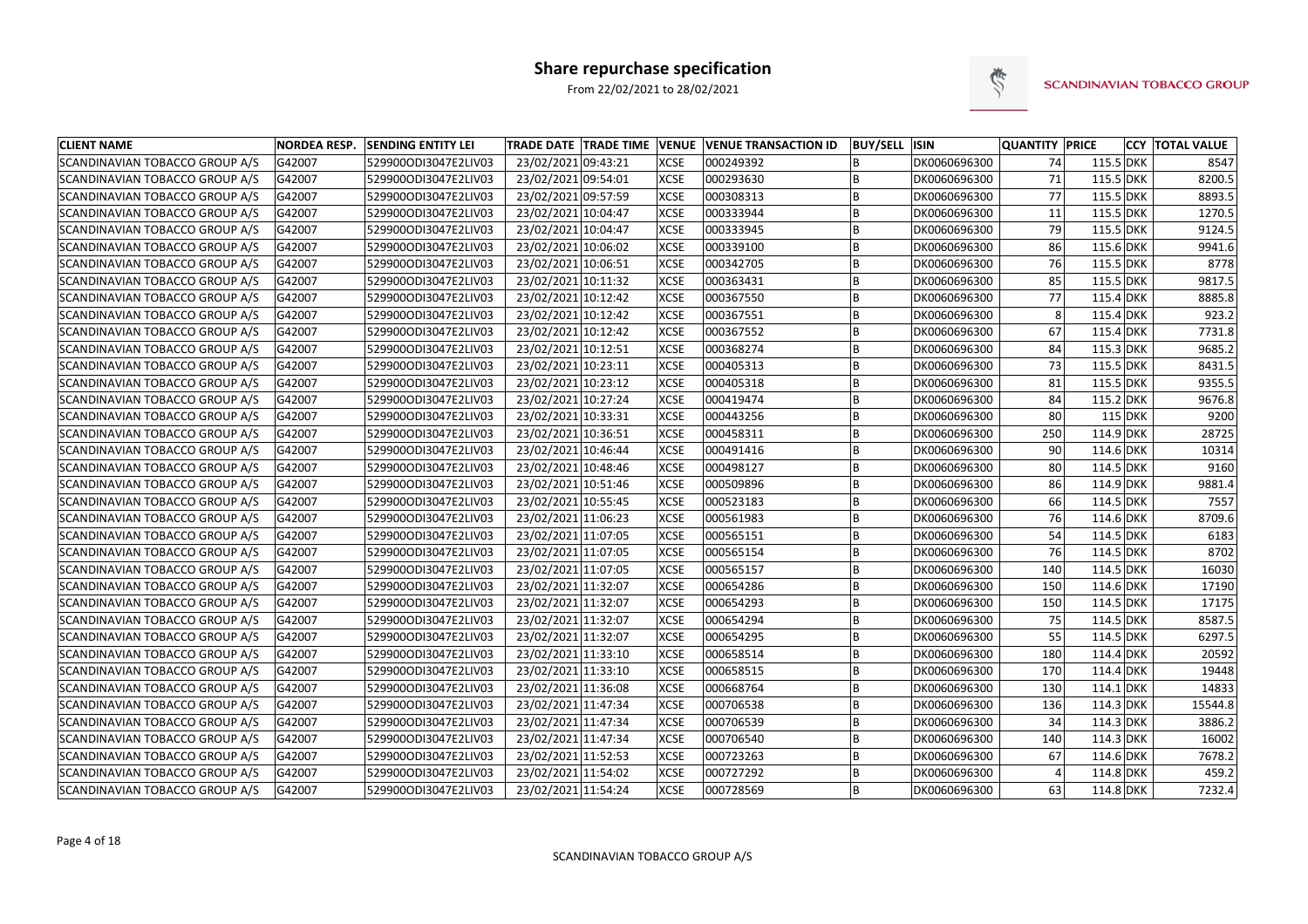# Share repurchase specification

From 22/02/2021 to 28/02/2021

| CLIENT NAME | NORDEA RESP. | SENDING ENTITY LEI | TRADE DATE | TRADE TIME | VENUE | VENUE TRANSACTION ID | BUY/SELL | ISIN | QUANTITY | PRICE | CCY | TOTAL VALUE |
|---|---|---|---|---|---|---|---|---|---|---|---|---|
| SCANDINAVIAN TOBACCO GROUP A/S | G42007 | 529900ODI3047E2LIV03 | 23/02/2021 | 09:43:21 | XCSE | 000249392 | B | DK0060696300 | 74 | 115.5 | DKK | 8547 |
| SCANDINAVIAN TOBACCO GROUP A/S | G42007 | 529900ODI3047E2LIV03 | 23/02/2021 | 09:54:01 | XCSE | 000293630 | B | DK0060696300 | 71 | 115.5 | DKK | 8200.5 |
| SCANDINAVIAN TOBACCO GROUP A/S | G42007 | 529900ODI3047E2LIV03 | 23/02/2021 | 09:57:59 | XCSE | 000308313 | B | DK0060696300 | 77 | 115.5 | DKK | 8893.5 |
| SCANDINAVIAN TOBACCO GROUP A/S | G42007 | 529900ODI3047E2LIV03 | 23/02/2021 | 10:04:47 | XCSE | 000333944 | B | DK0060696300 | 11 | 115.5 | DKK | 1270.5 |
| SCANDINAVIAN TOBACCO GROUP A/S | G42007 | 529900ODI3047E2LIV03 | 23/02/2021 | 10:04:47 | XCSE | 000333945 | B | DK0060696300 | 79 | 115.5 | DKK | 9124.5 |
| SCANDINAVIAN TOBACCO GROUP A/S | G42007 | 529900ODI3047E2LIV03 | 23/02/2021 | 10:06:02 | XCSE | 000339100 | B | DK0060696300 | 86 | 115.6 | DKK | 9941.6 |
| SCANDINAVIAN TOBACCO GROUP A/S | G42007 | 529900ODI3047E2LIV03 | 23/02/2021 | 10:06:51 | XCSE | 000342705 | B | DK0060696300 | 76 | 115.5 | DKK | 8778 |
| SCANDINAVIAN TOBACCO GROUP A/S | G42007 | 529900ODI3047E2LIV03 | 23/02/2021 | 10:11:32 | XCSE | 000363431 | B | DK0060696300 | 85 | 115.5 | DKK | 9817.5 |
| SCANDINAVIAN TOBACCO GROUP A/S | G42007 | 529900ODI3047E2LIV03 | 23/02/2021 | 10:12:42 | XCSE | 000367550 | B | DK0060696300 | 77 | 115.4 | DKK | 8885.8 |
| SCANDINAVIAN TOBACCO GROUP A/S | G42007 | 529900ODI3047E2LIV03 | 23/02/2021 | 10:12:42 | XCSE | 000367551 | B | DK0060696300 | 8 | 115.4 | DKK | 923.2 |
| SCANDINAVIAN TOBACCO GROUP A/S | G42007 | 529900ODI3047E2LIV03 | 23/02/2021 | 10:12:42 | XCSE | 000367552 | B | DK0060696300 | 67 | 115.4 | DKK | 7731.8 |
| SCANDINAVIAN TOBACCO GROUP A/S | G42007 | 529900ODI3047E2LIV03 | 23/02/2021 | 10:12:51 | XCSE | 000368274 | B | DK0060696300 | 84 | 115.3 | DKK | 9685.2 |
| SCANDINAVIAN TOBACCO GROUP A/S | G42007 | 529900ODI3047E2LIV03 | 23/02/2021 | 10:23:11 | XCSE | 000405313 | B | DK0060696300 | 73 | 115.5 | DKK | 8431.5 |
| SCANDINAVIAN TOBACCO GROUP A/S | G42007 | 529900ODI3047E2LIV03 | 23/02/2021 | 10:23:12 | XCSE | 000405318 | B | DK0060696300 | 81 | 115.5 | DKK | 9355.5 |
| SCANDINAVIAN TOBACCO GROUP A/S | G42007 | 529900ODI3047E2LIV03 | 23/02/2021 | 10:27:24 | XCSE | 000419474 | B | DK0060696300 | 84 | 115.2 | DKK | 9676.8 |
| SCANDINAVIAN TOBACCO GROUP A/S | G42007 | 529900ODI3047E2LIV03 | 23/02/2021 | 10:33:31 | XCSE | 000443256 | B | DK0060696300 | 80 | 115 | DKK | 9200 |
| SCANDINAVIAN TOBACCO GROUP A/S | G42007 | 529900ODI3047E2LIV03 | 23/02/2021 | 10:36:51 | XCSE | 000458311 | B | DK0060696300 | 250 | 114.9 | DKK | 28725 |
| SCANDINAVIAN TOBACCO GROUP A/S | G42007 | 529900ODI3047E2LIV03 | 23/02/2021 | 10:46:44 | XCSE | 000491416 | B | DK0060696300 | 90 | 114.6 | DKK | 10314 |
| SCANDINAVIAN TOBACCO GROUP A/S | G42007 | 529900ODI3047E2LIV03 | 23/02/2021 | 10:48:46 | XCSE | 000498127 | B | DK0060696300 | 80 | 114.5 | DKK | 9160 |
| SCANDINAVIAN TOBACCO GROUP A/S | G42007 | 529900ODI3047E2LIV03 | 23/02/2021 | 10:51:46 | XCSE | 000509896 | B | DK0060696300 | 86 | 114.9 | DKK | 9881.4 |
| SCANDINAVIAN TOBACCO GROUP A/S | G42007 | 529900ODI3047E2LIV03 | 23/02/2021 | 10:55:45 | XCSE | 000523183 | B | DK0060696300 | 66 | 114.5 | DKK | 7557 |
| SCANDINAVIAN TOBACCO GROUP A/S | G42007 | 529900ODI3047E2LIV03 | 23/02/2021 | 11:06:23 | XCSE | 000561983 | B | DK0060696300 | 76 | 114.6 | DKK | 8709.6 |
| SCANDINAVIAN TOBACCO GROUP A/S | G42007 | 529900ODI3047E2LIV03 | 23/02/2021 | 11:07:05 | XCSE | 000565151 | B | DK0060696300 | 54 | 114.5 | DKK | 6183 |
| SCANDINAVIAN TOBACCO GROUP A/S | G42007 | 529900ODI3047E2LIV03 | 23/02/2021 | 11:07:05 | XCSE | 000565154 | B | DK0060696300 | 76 | 114.5 | DKK | 8702 |
| SCANDINAVIAN TOBACCO GROUP A/S | G42007 | 529900ODI3047E2LIV03 | 23/02/2021 | 11:07:05 | XCSE | 000565157 | B | DK0060696300 | 140 | 114.5 | DKK | 16030 |
| SCANDINAVIAN TOBACCO GROUP A/S | G42007 | 529900ODI3047E2LIV03 | 23/02/2021 | 11:32:07 | XCSE | 000654286 | B | DK0060696300 | 150 | 114.6 | DKK | 17190 |
| SCANDINAVIAN TOBACCO GROUP A/S | G42007 | 529900ODI3047E2LIV03 | 23/02/2021 | 11:32:07 | XCSE | 000654293 | B | DK0060696300 | 150 | 114.5 | DKK | 17175 |
| SCANDINAVIAN TOBACCO GROUP A/S | G42007 | 529900ODI3047E2LIV03 | 23/02/2021 | 11:32:07 | XCSE | 000654294 | B | DK0060696300 | 75 | 114.5 | DKK | 8587.5 |
| SCANDINAVIAN TOBACCO GROUP A/S | G42007 | 529900ODI3047E2LIV03 | 23/02/2021 | 11:32:07 | XCSE | 000654295 | B | DK0060696300 | 55 | 114.5 | DKK | 6297.5 |
| SCANDINAVIAN TOBACCO GROUP A/S | G42007 | 529900ODI3047E2LIV03 | 23/02/2021 | 11:33:10 | XCSE | 000658514 | B | DK0060696300 | 180 | 114.4 | DKK | 20592 |
| SCANDINAVIAN TOBACCO GROUP A/S | G42007 | 529900ODI3047E2LIV03 | 23/02/2021 | 11:33:10 | XCSE | 000658515 | B | DK0060696300 | 170 | 114.4 | DKK | 19448 |
| SCANDINAVIAN TOBACCO GROUP A/S | G42007 | 529900ODI3047E2LIV03 | 23/02/2021 | 11:36:08 | XCSE | 000668764 | B | DK0060696300 | 130 | 114.1 | DKK | 14833 |
| SCANDINAVIAN TOBACCO GROUP A/S | G42007 | 529900ODI3047E2LIV03 | 23/02/2021 | 11:47:34 | XCSE | 000706538 | B | DK0060696300 | 136 | 114.3 | DKK | 15544.8 |
| SCANDINAVIAN TOBACCO GROUP A/S | G42007 | 529900ODI3047E2LIV03 | 23/02/2021 | 11:47:34 | XCSE | 000706539 | B | DK0060696300 | 34 | 114.3 | DKK | 3886.2 |
| SCANDINAVIAN TOBACCO GROUP A/S | G42007 | 529900ODI3047E2LIV03 | 23/02/2021 | 11:47:34 | XCSE | 000706540 | B | DK0060696300 | 140 | 114.3 | DKK | 16002 |
| SCANDINAVIAN TOBACCO GROUP A/S | G42007 | 529900ODI3047E2LIV03 | 23/02/2021 | 11:52:53 | XCSE | 000723263 | B | DK0060696300 | 67 | 114.6 | DKK | 7678.2 |
| SCANDINAVIAN TOBACCO GROUP A/S | G42007 | 529900ODI3047E2LIV03 | 23/02/2021 | 11:54:02 | XCSE | 000727292 | B | DK0060696300 | 4 | 114.8 | DKK | 459.2 |
| SCANDINAVIAN TOBACCO GROUP A/S | G42007 | 529900ODI3047E2LIV03 | 23/02/2021 | 11:54:24 | XCSE | 000728569 | B | DK0060696300 | 63 | 114.8 | DKK | 7232.4 |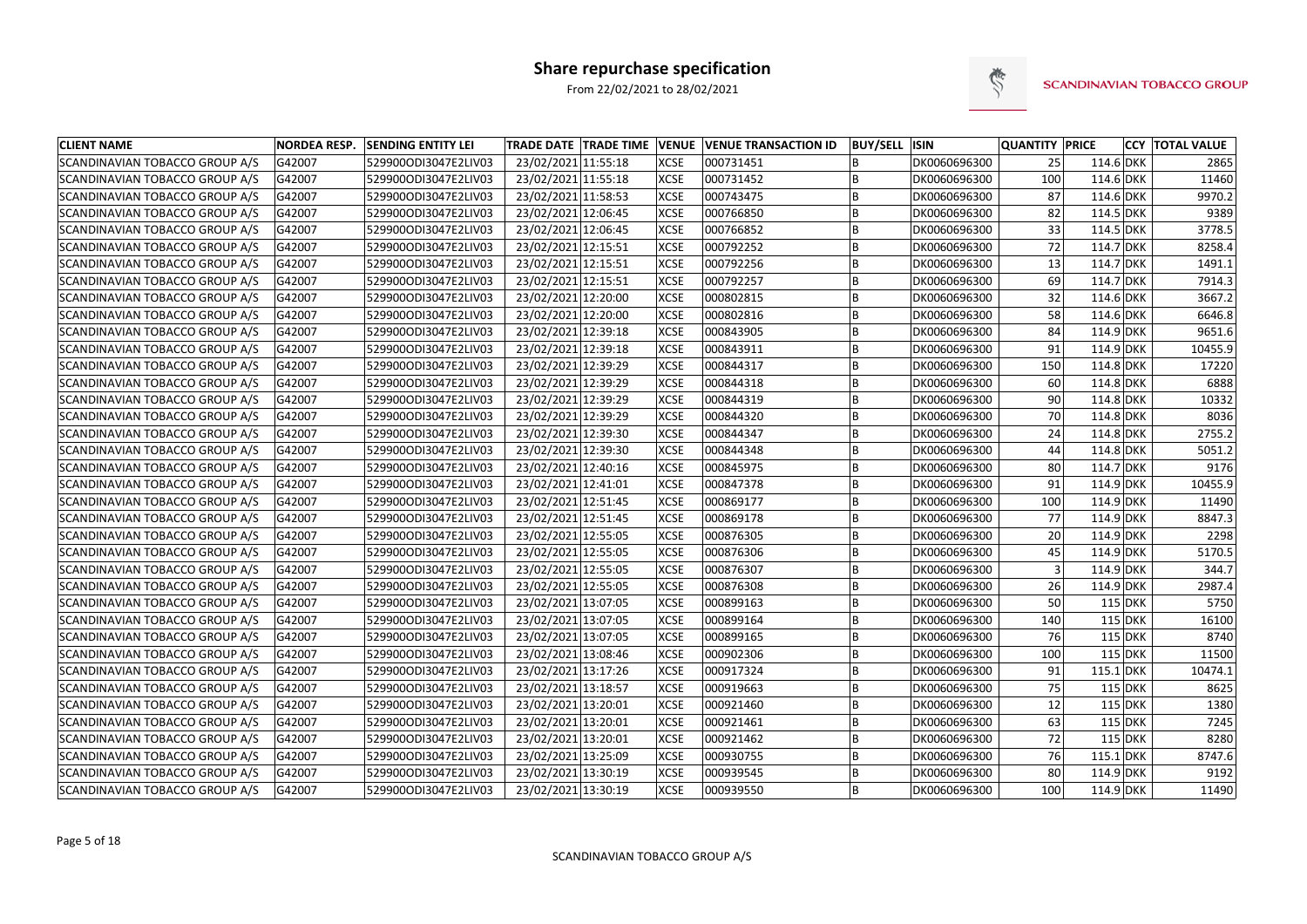# Share repurchase specification

From 22/02/2021 to 28/02/2021

SCANDINAVIAN TOBACCO GROUP

| CLIENT NAME | NORDEA RESP. | SENDING ENTITY LEI | TRADE DATE | TRADE TIME | VENUE | VENUE TRANSACTION ID | BUY/SELL | ISIN | QUANTITY | PRICE | CCY | TOTAL VALUE |
|---|---|---|---|---|---|---|---|---|---|---|---|---|
| SCANDINAVIAN TOBACCO GROUP A/S | G42007 | 529900ODI3047E2LIV03 | 23/02/2021 | 11:55:18 | XCSE | 000731451 | B | DK0060696300 | 25 | 114.6 | DKK | 2865 |
| SCANDINAVIAN TOBACCO GROUP A/S | G42007 | 529900ODI3047E2LIV03 | 23/02/2021 | 11:55:18 | XCSE | 000731452 | B | DK0060696300 | 100 | 114.6 | DKK | 11460 |
| SCANDINAVIAN TOBACCO GROUP A/S | G42007 | 529900ODI3047E2LIV03 | 23/02/2021 | 11:58:53 | XCSE | 000743475 | B | DK0060696300 | 87 | 114.6 | DKK | 9970.2 |
| SCANDINAVIAN TOBACCO GROUP A/S | G42007 | 529900ODI3047E2LIV03 | 23/02/2021 | 12:06:45 | XCSE | 000766850 | B | DK0060696300 | 82 | 114.5 | DKK | 9389 |
| SCANDINAVIAN TOBACCO GROUP A/S | G42007 | 529900ODI3047E2LIV03 | 23/02/2021 | 12:06:45 | XCSE | 000766852 | B | DK0060696300 | 33 | 114.5 | DKK | 3778.5 |
| SCANDINAVIAN TOBACCO GROUP A/S | G42007 | 529900ODI3047E2LIV03 | 23/02/2021 | 12:15:51 | XCSE | 000792252 | B | DK0060696300 | 72 | 114.7 | DKK | 8258.4 |
| SCANDINAVIAN TOBACCO GROUP A/S | G42007 | 529900ODI3047E2LIV03 | 23/02/2021 | 12:15:51 | XCSE | 000792256 | B | DK0060696300 | 13 | 114.7 | DKK | 1491.1 |
| SCANDINAVIAN TOBACCO GROUP A/S | G42007 | 529900ODI3047E2LIV03 | 23/02/2021 | 12:15:51 | XCSE | 000792257 | B | DK0060696300 | 69 | 114.7 | DKK | 7914.3 |
| SCANDINAVIAN TOBACCO GROUP A/S | G42007 | 529900ODI3047E2LIV03 | 23/02/2021 | 12:20:00 | XCSE | 000802815 | B | DK0060696300 | 32 | 114.6 | DKK | 3667.2 |
| SCANDINAVIAN TOBACCO GROUP A/S | G42007 | 529900ODI3047E2LIV03 | 23/02/2021 | 12:20:00 | XCSE | 000802816 | B | DK0060696300 | 58 | 114.6 | DKK | 6646.8 |
| SCANDINAVIAN TOBACCO GROUP A/S | G42007 | 529900ODI3047E2LIV03 | 23/02/2021 | 12:39:18 | XCSE | 000843905 | B | DK0060696300 | 84 | 114.9 | DKK | 9651.6 |
| SCANDINAVIAN TOBACCO GROUP A/S | G42007 | 529900ODI3047E2LIV03 | 23/02/2021 | 12:39:18 | XCSE | 000843911 | B | DK0060696300 | 91 | 114.9 | DKK | 10455.9 |
| SCANDINAVIAN TOBACCO GROUP A/S | G42007 | 529900ODI3047E2LIV03 | 23/02/2021 | 12:39:29 | XCSE | 000844317 | B | DK0060696300 | 150 | 114.8 | DKK | 17220 |
| SCANDINAVIAN TOBACCO GROUP A/S | G42007 | 529900ODI3047E2LIV03 | 23/02/2021 | 12:39:29 | XCSE | 000844318 | B | DK0060696300 | 60 | 114.8 | DKK | 6888 |
| SCANDINAVIAN TOBACCO GROUP A/S | G42007 | 529900ODI3047E2LIV03 | 23/02/2021 | 12:39:29 | XCSE | 000844319 | B | DK0060696300 | 90 | 114.8 | DKK | 10332 |
| SCANDINAVIAN TOBACCO GROUP A/S | G42007 | 529900ODI3047E2LIV03 | 23/02/2021 | 12:39:29 | XCSE | 000844320 | B | DK0060696300 | 70 | 114.8 | DKK | 8036 |
| SCANDINAVIAN TOBACCO GROUP A/S | G42007 | 529900ODI3047E2LIV03 | 23/02/2021 | 12:39:30 | XCSE | 000844347 | B | DK0060696300 | 24 | 114.8 | DKK | 2755.2 |
| SCANDINAVIAN TOBACCO GROUP A/S | G42007 | 529900ODI3047E2LIV03 | 23/02/2021 | 12:39:30 | XCSE | 000844348 | B | DK0060696300 | 44 | 114.8 | DKK | 5051.2 |
| SCANDINAVIAN TOBACCO GROUP A/S | G42007 | 529900ODI3047E2LIV03 | 23/02/2021 | 12:40:16 | XCSE | 000845975 | B | DK0060696300 | 80 | 114.7 | DKK | 9176 |
| SCANDINAVIAN TOBACCO GROUP A/S | G42007 | 529900ODI3047E2LIV03 | 23/02/2021 | 12:41:01 | XCSE | 000847378 | B | DK0060696300 | 91 | 114.9 | DKK | 10455.9 |
| SCANDINAVIAN TOBACCO GROUP A/S | G42007 | 529900ODI3047E2LIV03 | 23/02/2021 | 12:51:45 | XCSE | 000869177 | B | DK0060696300 | 100 | 114.9 | DKK | 11490 |
| SCANDINAVIAN TOBACCO GROUP A/S | G42007 | 529900ODI3047E2LIV03 | 23/02/2021 | 12:51:45 | XCSE | 000869178 | B | DK0060696300 | 77 | 114.9 | DKK | 8847.3 |
| SCANDINAVIAN TOBACCO GROUP A/S | G42007 | 529900ODI3047E2LIV03 | 23/02/2021 | 12:55:05 | XCSE | 000876305 | B | DK0060696300 | 20 | 114.9 | DKK | 2298 |
| SCANDINAVIAN TOBACCO GROUP A/S | G42007 | 529900ODI3047E2LIV03 | 23/02/2021 | 12:55:05 | XCSE | 000876306 | B | DK0060696300 | 45 | 114.9 | DKK | 5170.5 |
| SCANDINAVIAN TOBACCO GROUP A/S | G42007 | 529900ODI3047E2LIV03 | 23/02/2021 | 12:55:05 | XCSE | 000876307 | B | DK0060696300 | 3 | 114.9 | DKK | 344.7 |
| SCANDINAVIAN TOBACCO GROUP A/S | G42007 | 529900ODI3047E2LIV03 | 23/02/2021 | 12:55:05 | XCSE | 000876308 | B | DK0060696300 | 26 | 114.9 | DKK | 2987.4 |
| SCANDINAVIAN TOBACCO GROUP A/S | G42007 | 529900ODI3047E2LIV03 | 23/02/2021 | 13:07:05 | XCSE | 000899163 | B | DK0060696300 | 50 | 115 | DKK | 5750 |
| SCANDINAVIAN TOBACCO GROUP A/S | G42007 | 529900ODI3047E2LIV03 | 23/02/2021 | 13:07:05 | XCSE | 000899164 | B | DK0060696300 | 140 | 115 | DKK | 16100 |
| SCANDINAVIAN TOBACCO GROUP A/S | G42007 | 529900ODI3047E2LIV03 | 23/02/2021 | 13:07:05 | XCSE | 000899165 | B | DK0060696300 | 76 | 115 | DKK | 8740 |
| SCANDINAVIAN TOBACCO GROUP A/S | G42007 | 529900ODI3047E2LIV03 | 23/02/2021 | 13:08:46 | XCSE | 000902306 | B | DK0060696300 | 100 | 115 | DKK | 11500 |
| SCANDINAVIAN TOBACCO GROUP A/S | G42007 | 529900ODI3047E2LIV03 | 23/02/2021 | 13:17:26 | XCSE | 000917324 | B | DK0060696300 | 91 | 115.1 | DKK | 10474.1 |
| SCANDINAVIAN TOBACCO GROUP A/S | G42007 | 529900ODI3047E2LIV03 | 23/02/2021 | 13:18:57 | XCSE | 000919663 | B | DK0060696300 | 75 | 115 | DKK | 8625 |
| SCANDINAVIAN TOBACCO GROUP A/S | G42007 | 529900ODI3047E2LIV03 | 23/02/2021 | 13:20:01 | XCSE | 000921460 | B | DK0060696300 | 12 | 115 | DKK | 1380 |
| SCANDINAVIAN TOBACCO GROUP A/S | G42007 | 529900ODI3047E2LIV03 | 23/02/2021 | 13:20:01 | XCSE | 000921461 | B | DK0060696300 | 63 | 115 | DKK | 7245 |
| SCANDINAVIAN TOBACCO GROUP A/S | G42007 | 529900ODI3047E2LIV03 | 23/02/2021 | 13:20:01 | XCSE | 000921462 | B | DK0060696300 | 72 | 115 | DKK | 8280 |
| SCANDINAVIAN TOBACCO GROUP A/S | G42007 | 529900ODI3047E2LIV03 | 23/02/2021 | 13:25:09 | XCSE | 000930755 | B | DK0060696300 | 76 | 115.1 | DKK | 8747.6 |
| SCANDINAVIAN TOBACCO GROUP A/S | G42007 | 529900ODI3047E2LIV03 | 23/02/2021 | 13:30:19 | XCSE | 000939545 | B | DK0060696300 | 80 | 114.9 | DKK | 9192 |
| SCANDINAVIAN TOBACCO GROUP A/S | G42007 | 529900ODI3047E2LIV03 | 23/02/2021 | 13:30:19 | XCSE | 000939550 | B | DK0060696300 | 100 | 114.9 | DKK | 11490 |

SCANDINAVIAN TOBACCO GROUP A/S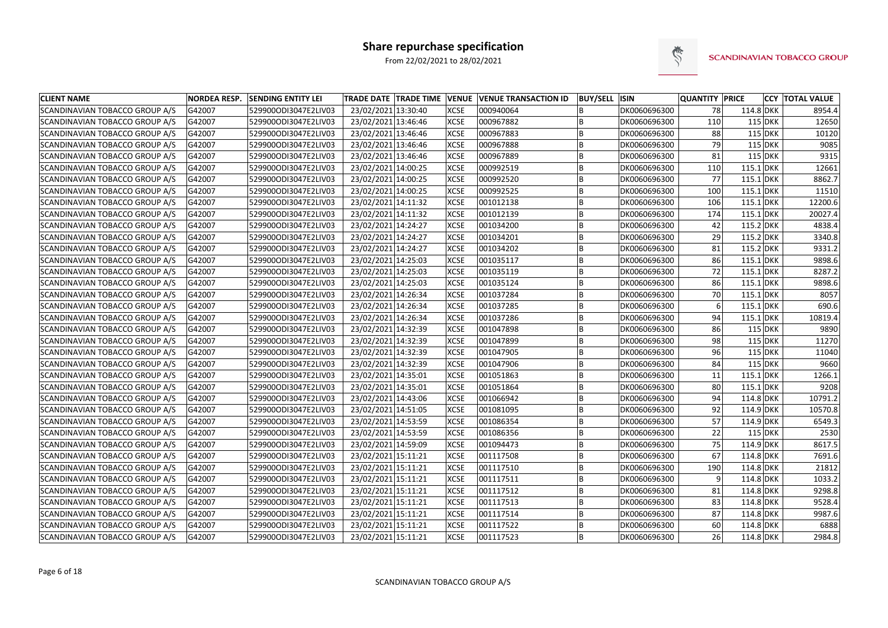# Share repurchase specification

From 22/02/2021 to 28/02/2021

SCANDINAVIAN TOBACCO GROUP

| CLIENT NAME | NORDEA RESP. | SENDING ENTITY LEI | TRADE DATE | TRADE TIME | VENUE | VENUE TRANSACTION ID | BUY/SELL | ISIN | QUANTITY | PRICE | CCY | TOTAL VALUE |
|---|---|---|---|---|---|---|---|---|---|---|---|---|
| SCANDINAVIAN TOBACCO GROUP A/S | G42007 | 529900ODI3047E2LIV03 | 23/02/2021 | 13:30:40 | XCSE | 000940064 | B | DK0060696300 | 78 | 114.8 | DKK | 8954.4 |
| SCANDINAVIAN TOBACCO GROUP A/S | G42007 | 529900ODI3047E2LIV03 | 23/02/2021 | 13:46:46 | XCSE | 000967882 | B | DK0060696300 | 110 | 115 | DKK | 12650 |
| SCANDINAVIAN TOBACCO GROUP A/S | G42007 | 529900ODI3047E2LIV03 | 23/02/2021 | 13:46:46 | XCSE | 000967883 | B | DK0060696300 | 88 | 115 | DKK | 10120 |
| SCANDINAVIAN TOBACCO GROUP A/S | G42007 | 529900ODI3047E2LIV03 | 23/02/2021 | 13:46:46 | XCSE | 000967888 | B | DK0060696300 | 79 | 115 | DKK | 9085 |
| SCANDINAVIAN TOBACCO GROUP A/S | G42007 | 529900ODI3047E2LIV03 | 23/02/2021 | 13:46:46 | XCSE | 000967889 | B | DK0060696300 | 81 | 115 | DKK | 9315 |
| SCANDINAVIAN TOBACCO GROUP A/S | G42007 | 529900ODI3047E2LIV03 | 23/02/2021 | 14:00:25 | XCSE | 000992519 | B | DK0060696300 | 110 | 115.1 | DKK | 12661 |
| SCANDINAVIAN TOBACCO GROUP A/S | G42007 | 529900ODI3047E2LIV03 | 23/02/2021 | 14:00:25 | XCSE | 000992520 | B | DK0060696300 | 77 | 115.1 | DKK | 8862.7 |
| SCANDINAVIAN TOBACCO GROUP A/S | G42007 | 529900ODI3047E2LIV03 | 23/02/2021 | 14:00:25 | XCSE | 000992525 | B | DK0060696300 | 100 | 115.1 | DKK | 11510 |
| SCANDINAVIAN TOBACCO GROUP A/S | G42007 | 529900ODI3047E2LIV03 | 23/02/2021 | 14:11:32 | XCSE | 001012138 | B | DK0060696300 | 106 | 115.1 | DKK | 12200.6 |
| SCANDINAVIAN TOBACCO GROUP A/S | G42007 | 529900ODI3047E2LIV03 | 23/02/2021 | 14:11:32 | XCSE | 001012139 | B | DK0060696300 | 174 | 115.1 | DKK | 20027.4 |
| SCANDINAVIAN TOBACCO GROUP A/S | G42007 | 529900ODI3047E2LIV03 | 23/02/2021 | 14:24:27 | XCSE | 001034200 | B | DK0060696300 | 42 | 115.2 | DKK | 4838.4 |
| SCANDINAVIAN TOBACCO GROUP A/S | G42007 | 529900ODI3047E2LIV03 | 23/02/2021 | 14:24:27 | XCSE | 001034201 | B | DK0060696300 | 29 | 115.2 | DKK | 3340.8 |
| SCANDINAVIAN TOBACCO GROUP A/S | G42007 | 529900ODI3047E2LIV03 | 23/02/2021 | 14:24:27 | XCSE | 001034202 | B | DK0060696300 | 81 | 115.2 | DKK | 9331.2 |
| SCANDINAVIAN TOBACCO GROUP A/S | G42007 | 529900ODI3047E2LIV03 | 23/02/2021 | 14:25:03 | XCSE | 001035117 | B | DK0060696300 | 86 | 115.1 | DKK | 9898.6 |
| SCANDINAVIAN TOBACCO GROUP A/S | G42007 | 529900ODI3047E2LIV03 | 23/02/2021 | 14:25:03 | XCSE | 001035119 | B | DK0060696300 | 72 | 115.1 | DKK | 8287.2 |
| SCANDINAVIAN TOBACCO GROUP A/S | G42007 | 529900ODI3047E2LIV03 | 23/02/2021 | 14:25:03 | XCSE | 001035124 | B | DK0060696300 | 86 | 115.1 | DKK | 9898.6 |
| SCANDINAVIAN TOBACCO GROUP A/S | G42007 | 529900ODI3047E2LIV03 | 23/02/2021 | 14:26:34 | XCSE | 001037284 | B | DK0060696300 | 70 | 115.1 | DKK | 8057 |
| SCANDINAVIAN TOBACCO GROUP A/S | G42007 | 529900ODI3047E2LIV03 | 23/02/2021 | 14:26:34 | XCSE | 001037285 | B | DK0060696300 | 6 | 115.1 | DKK | 690.6 |
| SCANDINAVIAN TOBACCO GROUP A/S | G42007 | 529900ODI3047E2LIV03 | 23/02/2021 | 14:26:34 | XCSE | 001037286 | B | DK0060696300 | 94 | 115.1 | DKK | 10819.4 |
| SCANDINAVIAN TOBACCO GROUP A/S | G42007 | 529900ODI3047E2LIV03 | 23/02/2021 | 14:32:39 | XCSE | 001047898 | B | DK0060696300 | 86 | 115 | DKK | 9890 |
| SCANDINAVIAN TOBACCO GROUP A/S | G42007 | 529900ODI3047E2LIV03 | 23/02/2021 | 14:32:39 | XCSE | 001047899 | B | DK0060696300 | 98 | 115 | DKK | 11270 |
| SCANDINAVIAN TOBACCO GROUP A/S | G42007 | 529900ODI3047E2LIV03 | 23/02/2021 | 14:32:39 | XCSE | 001047905 | B | DK0060696300 | 96 | 115 | DKK | 11040 |
| SCANDINAVIAN TOBACCO GROUP A/S | G42007 | 529900ODI3047E2LIV03 | 23/02/2021 | 14:32:39 | XCSE | 001047906 | B | DK0060696300 | 84 | 115 | DKK | 9660 |
| SCANDINAVIAN TOBACCO GROUP A/S | G42007 | 529900ODI3047E2LIV03 | 23/02/2021 | 14:35:01 | XCSE | 001051863 | B | DK0060696300 | 11 | 115.1 | DKK | 1266.1 |
| SCANDINAVIAN TOBACCO GROUP A/S | G42007 | 529900ODI3047E2LIV03 | 23/02/2021 | 14:35:01 | XCSE | 001051864 | B | DK0060696300 | 80 | 115.1 | DKK | 9208 |
| SCANDINAVIAN TOBACCO GROUP A/S | G42007 | 529900ODI3047E2LIV03 | 23/02/2021 | 14:43:06 | XCSE | 001066942 | B | DK0060696300 | 94 | 114.8 | DKK | 10791.2 |
| SCANDINAVIAN TOBACCO GROUP A/S | G42007 | 529900ODI3047E2LIV03 | 23/02/2021 | 14:51:05 | XCSE | 001081095 | B | DK0060696300 | 92 | 114.9 | DKK | 10570.8 |
| SCANDINAVIAN TOBACCO GROUP A/S | G42007 | 529900ODI3047E2LIV03 | 23/02/2021 | 14:53:59 | XCSE | 001086354 | B | DK0060696300 | 57 | 114.9 | DKK | 6549.3 |
| SCANDINAVIAN TOBACCO GROUP A/S | G42007 | 529900ODI3047E2LIV03 | 23/02/2021 | 14:53:59 | XCSE | 001086356 | B | DK0060696300 | 22 | 115 | DKK | 2530 |
| SCANDINAVIAN TOBACCO GROUP A/S | G42007 | 529900ODI3047E2LIV03 | 23/02/2021 | 14:59:09 | XCSE | 001094473 | B | DK0060696300 | 75 | 114.9 | DKK | 8617.5 |
| SCANDINAVIAN TOBACCO GROUP A/S | G42007 | 529900ODI3047E2LIV03 | 23/02/2021 | 15:11:21 | XCSE | 001117508 | B | DK0060696300 | 67 | 114.8 | DKK | 7691.6 |
| SCANDINAVIAN TOBACCO GROUP A/S | G42007 | 529900ODI3047E2LIV03 | 23/02/2021 | 15:11:21 | XCSE | 001117510 | B | DK0060696300 | 190 | 114.8 | DKK | 21812 |
| SCANDINAVIAN TOBACCO GROUP A/S | G42007 | 529900ODI3047E2LIV03 | 23/02/2021 | 15:11:21 | XCSE | 001117511 | B | DK0060696300 | 9 | 114.8 | DKK | 1033.2 |
| SCANDINAVIAN TOBACCO GROUP A/S | G42007 | 529900ODI3047E2LIV03 | 23/02/2021 | 15:11:21 | XCSE | 001117512 | B | DK0060696300 | 81 | 114.8 | DKK | 9298.8 |
| SCANDINAVIAN TOBACCO GROUP A/S | G42007 | 529900ODI3047E2LIV03 | 23/02/2021 | 15:11:21 | XCSE | 001117513 | B | DK0060696300 | 83 | 114.8 | DKK | 9528.4 |
| SCANDINAVIAN TOBACCO GROUP A/S | G42007 | 529900ODI3047E2LIV03 | 23/02/2021 | 15:11:21 | XCSE | 001117514 | B | DK0060696300 | 87 | 114.8 | DKK | 9987.6 |
| SCANDINAVIAN TOBACCO GROUP A/S | G42007 | 529900ODI3047E2LIV03 | 23/02/2021 | 15:11:21 | XCSE | 001117522 | B | DK0060696300 | 60 | 114.8 | DKK | 6888 |
| SCANDINAVIAN TOBACCO GROUP A/S | G42007 | 529900ODI3047E2LIV03 | 23/02/2021 | 15:11:21 | XCSE | 001117523 | B | DK0060696300 | 26 | 114.8 | DKK | 2984.8 |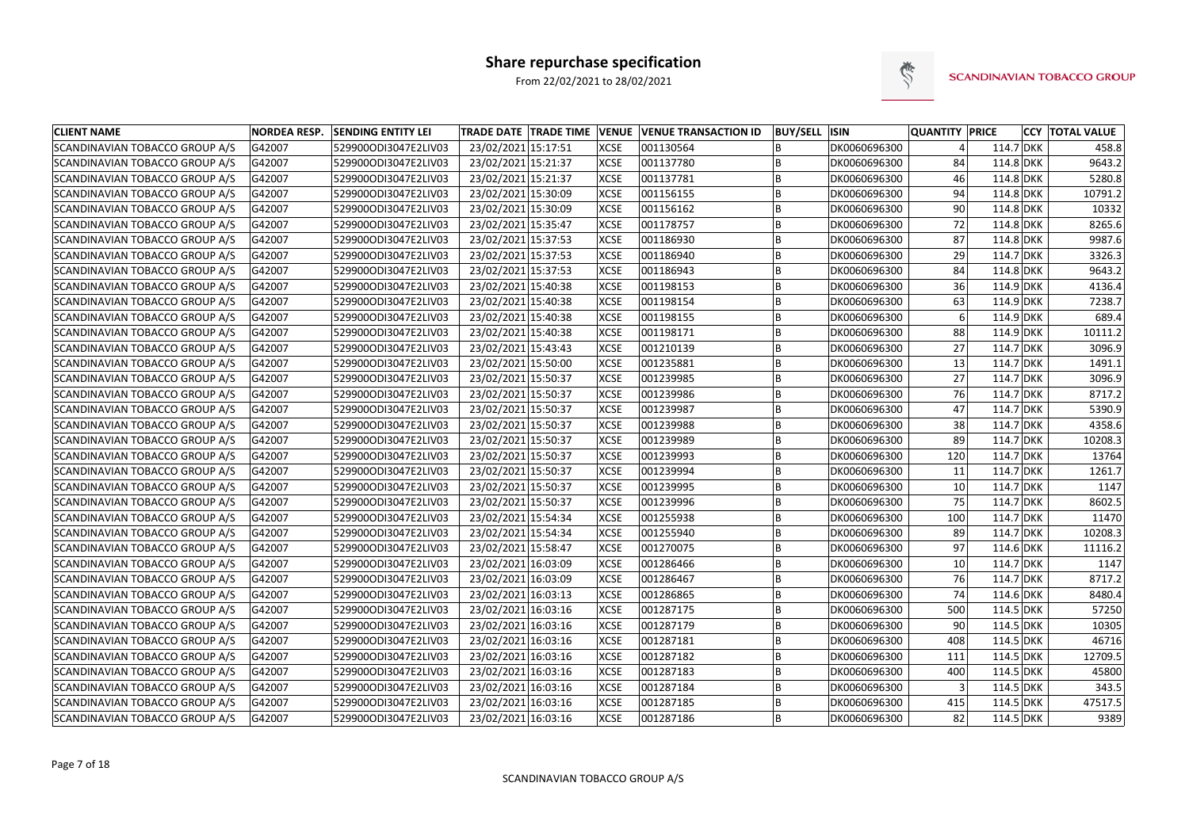# Share repurchase specification

From 22/02/2021 to 28/02/2021

SCANDINAVIAN TOBACCO GROUP

| CLIENT NAME | NORDEA RESP. | SENDING ENTITY LEI | TRADE DATE | TRADE TIME | VENUE | VENUE TRANSACTION ID | BUY/SELL | ISIN | QUANTITY | PRICE | CCY | TOTAL VALUE |
|---|---|---|---|---|---|---|---|---|---|---|---|---|
| SCANDINAVIAN TOBACCO GROUP A/S | G42007 | 529900ODI3047E2LIV03 | 23/02/2021 | 15:17:51 | XCSE | 001130564 | B | DK0060696300 | 4 | 114.7 | DKK | 458.8 |
| SCANDINAVIAN TOBACCO GROUP A/S | G42007 | 529900ODI3047E2LIV03 | 23/02/2021 | 15:21:37 | XCSE | 001137780 | B | DK0060696300 | 84 | 114.8 | DKK | 9643.2 |
| SCANDINAVIAN TOBACCO GROUP A/S | G42007 | 529900ODI3047E2LIV03 | 23/02/2021 | 15:21:37 | XCSE | 001137781 | B | DK0060696300 | 46 | 114.8 | DKK | 5280.8 |
| SCANDINAVIAN TOBACCO GROUP A/S | G42007 | 529900ODI3047E2LIV03 | 23/02/2021 | 15:30:09 | XCSE | 001156155 | B | DK0060696300 | 94 | 114.8 | DKK | 10791.2 |
| SCANDINAVIAN TOBACCO GROUP A/S | G42007 | 529900ODI3047E2LIV03 | 23/02/2021 | 15:30:09 | XCSE | 001156162 | B | DK0060696300 | 90 | 114.8 | DKK | 10332 |
| SCANDINAVIAN TOBACCO GROUP A/S | G42007 | 529900ODI3047E2LIV03 | 23/02/2021 | 15:35:47 | XCSE | 001178757 | B | DK0060696300 | 72 | 114.8 | DKK | 8265.6 |
| SCANDINAVIAN TOBACCO GROUP A/S | G42007 | 529900ODI3047E2LIV03 | 23/02/2021 | 15:37:53 | XCSE | 001186930 | B | DK0060696300 | 87 | 114.8 | DKK | 9987.6 |
| SCANDINAVIAN TOBACCO GROUP A/S | G42007 | 529900ODI3047E2LIV03 | 23/02/2021 | 15:37:53 | XCSE | 001186940 | B | DK0060696300 | 29 | 114.7 | DKK | 3326.3 |
| SCANDINAVIAN TOBACCO GROUP A/S | G42007 | 529900ODI3047E2LIV03 | 23/02/2021 | 15:37:53 | XCSE | 001186943 | B | DK0060696300 | 84 | 114.8 | DKK | 9643.2 |
| SCANDINAVIAN TOBACCO GROUP A/S | G42007 | 529900ODI3047E2LIV03 | 23/02/2021 | 15:40:38 | XCSE | 001198153 | B | DK0060696300 | 36 | 114.9 | DKK | 4136.4 |
| SCANDINAVIAN TOBACCO GROUP A/S | G42007 | 529900ODI3047E2LIV03 | 23/02/2021 | 15:40:38 | XCSE | 001198154 | B | DK0060696300 | 63 | 114.9 | DKK | 7238.7 |
| SCANDINAVIAN TOBACCO GROUP A/S | G42007 | 529900ODI3047E2LIV03 | 23/02/2021 | 15:40:38 | XCSE | 001198155 | B | DK0060696300 | 6 | 114.9 | DKK | 689.4 |
| SCANDINAVIAN TOBACCO GROUP A/S | G42007 | 529900ODI3047E2LIV03 | 23/02/2021 | 15:40:38 | XCSE | 001198171 | B | DK0060696300 | 88 | 114.9 | DKK | 10111.2 |
| SCANDINAVIAN TOBACCO GROUP A/S | G42007 | 529900ODI3047E2LIV03 | 23/02/2021 | 15:43:43 | XCSE | 001210139 | B | DK0060696300 | 27 | 114.7 | DKK | 3096.9 |
| SCANDINAVIAN TOBACCO GROUP A/S | G42007 | 529900ODI3047E2LIV03 | 23/02/2021 | 15:50:00 | XCSE | 001235881 | B | DK0060696300 | 13 | 114.7 | DKK | 1491.1 |
| SCANDINAVIAN TOBACCO GROUP A/S | G42007 | 529900ODI3047E2LIV03 | 23/02/2021 | 15:50:37 | XCSE | 001239985 | B | DK0060696300 | 27 | 114.7 | DKK | 3096.9 |
| SCANDINAVIAN TOBACCO GROUP A/S | G42007 | 529900ODI3047E2LIV03 | 23/02/2021 | 15:50:37 | XCSE | 001239986 | B | DK0060696300 | 76 | 114.7 | DKK | 8717.2 |
| SCANDINAVIAN TOBACCO GROUP A/S | G42007 | 529900ODI3047E2LIV03 | 23/02/2021 | 15:50:37 | XCSE | 001239987 | B | DK0060696300 | 47 | 114.7 | DKK | 5390.9 |
| SCANDINAVIAN TOBACCO GROUP A/S | G42007 | 529900ODI3047E2LIV03 | 23/02/2021 | 15:50:37 | XCSE | 001239988 | B | DK0060696300 | 38 | 114.7 | DKK | 4358.6 |
| SCANDINAVIAN TOBACCO GROUP A/S | G42007 | 529900ODI3047E2LIV03 | 23/02/2021 | 15:50:37 | XCSE | 001239989 | B | DK0060696300 | 89 | 114.7 | DKK | 10208.3 |
| SCANDINAVIAN TOBACCO GROUP A/S | G42007 | 529900ODI3047E2LIV03 | 23/02/2021 | 15:50:37 | XCSE | 001239993 | B | DK0060696300 | 120 | 114.7 | DKK | 13764 |
| SCANDINAVIAN TOBACCO GROUP A/S | G42007 | 529900ODI3047E2LIV03 | 23/02/2021 | 15:50:37 | XCSE | 001239994 | B | DK0060696300 | 11 | 114.7 | DKK | 1261.7 |
| SCANDINAVIAN TOBACCO GROUP A/S | G42007 | 529900ODI3047E2LIV03 | 23/02/2021 | 15:50:37 | XCSE | 001239995 | B | DK0060696300 | 10 | 114.7 | DKK | 1147 |
| SCANDINAVIAN TOBACCO GROUP A/S | G42007 | 529900ODI3047E2LIV03 | 23/02/2021 | 15:50:37 | XCSE | 001239996 | B | DK0060696300 | 75 | 114.7 | DKK | 8602.5 |
| SCANDINAVIAN TOBACCO GROUP A/S | G42007 | 529900ODI3047E2LIV03 | 23/02/2021 | 15:54:34 | XCSE | 001255938 | B | DK0060696300 | 100 | 114.7 | DKK | 11470 |
| SCANDINAVIAN TOBACCO GROUP A/S | G42007 | 529900ODI3047E2LIV03 | 23/02/2021 | 15:54:34 | XCSE | 001255940 | B | DK0060696300 | 89 | 114.7 | DKK | 10208.3 |
| SCANDINAVIAN TOBACCO GROUP A/S | G42007 | 529900ODI3047E2LIV03 | 23/02/2021 | 15:58:47 | XCSE | 001270075 | B | DK0060696300 | 97 | 114.6 | DKK | 11116.2 |
| SCANDINAVIAN TOBACCO GROUP A/S | G42007 | 529900ODI3047E2LIV03 | 23/02/2021 | 16:03:09 | XCSE | 001286466 | B | DK0060696300 | 10 | 114.7 | DKK | 1147 |
| SCANDINAVIAN TOBACCO GROUP A/S | G42007 | 529900ODI3047E2LIV03 | 23/02/2021 | 16:03:09 | XCSE | 001286467 | B | DK0060696300 | 76 | 114.7 | DKK | 8717.2 |
| SCANDINAVIAN TOBACCO GROUP A/S | G42007 | 529900ODI3047E2LIV03 | 23/02/2021 | 16:03:13 | XCSE | 001286865 | B | DK0060696300 | 74 | 114.6 | DKK | 8480.4 |
| SCANDINAVIAN TOBACCO GROUP A/S | G42007 | 529900ODI3047E2LIV03 | 23/02/2021 | 16:03:16 | XCSE | 001287175 | B | DK0060696300 | 500 | 114.5 | DKK | 57250 |
| SCANDINAVIAN TOBACCO GROUP A/S | G42007 | 529900ODI3047E2LIV03 | 23/02/2021 | 16:03:16 | XCSE | 001287179 | B | DK0060696300 | 90 | 114.5 | DKK | 10305 |
| SCANDINAVIAN TOBACCO GROUP A/S | G42007 | 529900ODI3047E2LIV03 | 23/02/2021 | 16:03:16 | XCSE | 001287181 | B | DK0060696300 | 408 | 114.5 | DKK | 46716 |
| SCANDINAVIAN TOBACCO GROUP A/S | G42007 | 529900ODI3047E2LIV03 | 23/02/2021 | 16:03:16 | XCSE | 001287182 | B | DK0060696300 | 111 | 114.5 | DKK | 12709.5 |
| SCANDINAVIAN TOBACCO GROUP A/S | G42007 | 529900ODI3047E2LIV03 | 23/02/2021 | 16:03:16 | XCSE | 001287183 | B | DK0060696300 | 400 | 114.5 | DKK | 45800 |
| SCANDINAVIAN TOBACCO GROUP A/S | G42007 | 529900ODI3047E2LIV03 | 23/02/2021 | 16:03:16 | XCSE | 001287184 | B | DK0060696300 | 3 | 114.5 | DKK | 343.5 |
| SCANDINAVIAN TOBACCO GROUP A/S | G42007 | 529900ODI3047E2LIV03 | 23/02/2021 | 16:03:16 | XCSE | 001287185 | B | DK0060696300 | 415 | 114.5 | DKK | 47517.5 |
| SCANDINAVIAN TOBACCO GROUP A/S | G42007 | 529900ODI3047E2LIV03 | 23/02/2021 | 16:03:16 | XCSE | 001287186 | B | DK0060696300 | 82 | 114.5 | DKK | 9389 |

SCANDINAVIAN TOBACCO GROUP A/S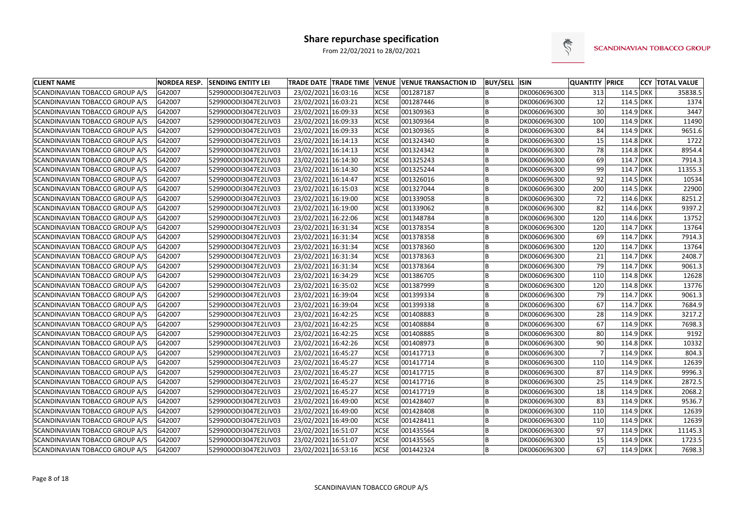# Share repurchase specification

From 22/02/2021 to 28/02/2021

SCANDINAVIAN TOBACCO GROUP

| CLIENT NAME | NORDEA RESP. | SENDING ENTITY LEI | TRADE DATE | TRADE TIME | VENUE | VENUE TRANSACTION ID | BUY/SELL | ISIN | QUANTITY | PRICE | CCY | TOTAL VALUE |
|---|---|---|---|---|---|---|---|---|---|---|---|---|
| SCANDINAVIAN TOBACCO GROUP A/S | G42007 | 529900ODI3047E2LIV03 | 23/02/2021 | 16:03:16 | XCSE | 001287187 | B | DK0060696300 | 313 | 114.5 | DKK | 35838.5 |
| SCANDINAVIAN TOBACCO GROUP A/S | G42007 | 529900ODI3047E2LIV03 | 23/02/2021 | 16:03:21 | XCSE | 001287446 | B | DK0060696300 | 12 | 114.5 | DKK | 1374 |
| SCANDINAVIAN TOBACCO GROUP A/S | G42007 | 529900ODI3047E2LIV03 | 23/02/2021 | 16:09:33 | XCSE | 001309363 | B | DK0060696300 | 30 | 114.9 | DKK | 3447 |
| SCANDINAVIAN TOBACCO GROUP A/S | G42007 | 529900ODI3047E2LIV03 | 23/02/2021 | 16:09:33 | XCSE | 001309364 | B | DK0060696300 | 100 | 114.9 | DKK | 11490 |
| SCANDINAVIAN TOBACCO GROUP A/S | G42007 | 529900ODI3047E2LIV03 | 23/02/2021 | 16:09:33 | XCSE | 001309365 | B | DK0060696300 | 84 | 114.9 | DKK | 9651.6 |
| SCANDINAVIAN TOBACCO GROUP A/S | G42007 | 529900ODI3047E2LIV03 | 23/02/2021 | 16:14:13 | XCSE | 001324340 | B | DK0060696300 | 15 | 114.8 | DKK | 1722 |
| SCANDINAVIAN TOBACCO GROUP A/S | G42007 | 529900ODI3047E2LIV03 | 23/02/2021 | 16:14:13 | XCSE | 001324342 | B | DK0060696300 | 78 | 114.8 | DKK | 8954.4 |
| SCANDINAVIAN TOBACCO GROUP A/S | G42007 | 529900ODI3047E2LIV03 | 23/02/2021 | 16:14:30 | XCSE | 001325243 | B | DK0060696300 | 69 | 114.7 | DKK | 7914.3 |
| SCANDINAVIAN TOBACCO GROUP A/S | G42007 | 529900ODI3047E2LIV03 | 23/02/2021 | 16:14:30 | XCSE | 001325244 | B | DK0060696300 | 99 | 114.7 | DKK | 11355.3 |
| SCANDINAVIAN TOBACCO GROUP A/S | G42007 | 529900ODI3047E2LIV03 | 23/02/2021 | 16:14:47 | XCSE | 001326016 | B | DK0060696300 | 92 | 114.5 | DKK | 10534 |
| SCANDINAVIAN TOBACCO GROUP A/S | G42007 | 529900ODI3047E2LIV03 | 23/02/2021 | 16:15:03 | XCSE | 001327044 | B | DK0060696300 | 200 | 114.5 | DKK | 22900 |
| SCANDINAVIAN TOBACCO GROUP A/S | G42007 | 529900ODI3047E2LIV03 | 23/02/2021 | 16:19:00 | XCSE | 001339058 | B | DK0060696300 | 72 | 114.6 | DKK | 8251.2 |
| SCANDINAVIAN TOBACCO GROUP A/S | G42007 | 529900ODI3047E2LIV03 | 23/02/2021 | 16:19:00 | XCSE | 001339062 | B | DK0060696300 | 82 | 114.6 | DKK | 9397.2 |
| SCANDINAVIAN TOBACCO GROUP A/S | G42007 | 529900ODI3047E2LIV03 | 23/02/2021 | 16:22:06 | XCSE | 001348784 | B | DK0060696300 | 120 | 114.6 | DKK | 13752 |
| SCANDINAVIAN TOBACCO GROUP A/S | G42007 | 529900ODI3047E2LIV03 | 23/02/2021 | 16:31:34 | XCSE | 001378354 | B | DK0060696300 | 120 | 114.7 | DKK | 13764 |
| SCANDINAVIAN TOBACCO GROUP A/S | G42007 | 529900ODI3047E2LIV03 | 23/02/2021 | 16:31:34 | XCSE | 001378358 | B | DK0060696300 | 69 | 114.7 | DKK | 7914.3 |
| SCANDINAVIAN TOBACCO GROUP A/S | G42007 | 529900ODI3047E2LIV03 | 23/02/2021 | 16:31:34 | XCSE | 001378360 | B | DK0060696300 | 120 | 114.7 | DKK | 13764 |
| SCANDINAVIAN TOBACCO GROUP A/S | G42007 | 529900ODI3047E2LIV03 | 23/02/2021 | 16:31:34 | XCSE | 001378363 | B | DK0060696300 | 21 | 114.7 | DKK | 2408.7 |
| SCANDINAVIAN TOBACCO GROUP A/S | G42007 | 529900ODI3047E2LIV03 | 23/02/2021 | 16:31:34 | XCSE | 001378364 | B | DK0060696300 | 79 | 114.7 | DKK | 9061.3 |
| SCANDINAVIAN TOBACCO GROUP A/S | G42007 | 529900ODI3047E2LIV03 | 23/02/2021 | 16:34:29 | XCSE | 001386705 | B | DK0060696300 | 110 | 114.8 | DKK | 12628 |
| SCANDINAVIAN TOBACCO GROUP A/S | G42007 | 529900ODI3047E2LIV03 | 23/02/2021 | 16:35:02 | XCSE | 001387999 | B | DK0060696300 | 120 | 114.8 | DKK | 13776 |
| SCANDINAVIAN TOBACCO GROUP A/S | G42007 | 529900ODI3047E2LIV03 | 23/02/2021 | 16:39:04 | XCSE | 001399334 | B | DK0060696300 | 79 | 114.7 | DKK | 9061.3 |
| SCANDINAVIAN TOBACCO GROUP A/S | G42007 | 529900ODI3047E2LIV03 | 23/02/2021 | 16:39:04 | XCSE | 001399338 | B | DK0060696300 | 67 | 114.7 | DKK | 7684.9 |
| SCANDINAVIAN TOBACCO GROUP A/S | G42007 | 529900ODI3047E2LIV03 | 23/02/2021 | 16:42:25 | XCSE | 001408883 | B | DK0060696300 | 28 | 114.9 | DKK | 3217.2 |
| SCANDINAVIAN TOBACCO GROUP A/S | G42007 | 529900ODI3047E2LIV03 | 23/02/2021 | 16:42:25 | XCSE | 001408884 | B | DK0060696300 | 67 | 114.9 | DKK | 7698.3 |
| SCANDINAVIAN TOBACCO GROUP A/S | G42007 | 529900ODI3047E2LIV03 | 23/02/2021 | 16:42:25 | XCSE | 001408885 | B | DK0060696300 | 80 | 114.9 | DKK | 9192 |
| SCANDINAVIAN TOBACCO GROUP A/S | G42007 | 529900ODI3047E2LIV03 | 23/02/2021 | 16:42:26 | XCSE | 001408973 | B | DK0060696300 | 90 | 114.8 | DKK | 10332 |
| SCANDINAVIAN TOBACCO GROUP A/S | G42007 | 529900ODI3047E2LIV03 | 23/02/2021 | 16:45:27 | XCSE | 001417713 | B | DK0060696300 | 7 | 114.9 | DKK | 804.3 |
| SCANDINAVIAN TOBACCO GROUP A/S | G42007 | 529900ODI3047E2LIV03 | 23/02/2021 | 16:45:27 | XCSE | 001417714 | B | DK0060696300 | 110 | 114.9 | DKK | 12639 |
| SCANDINAVIAN TOBACCO GROUP A/S | G42007 | 529900ODI3047E2LIV03 | 23/02/2021 | 16:45:27 | XCSE | 001417715 | B | DK0060696300 | 87 | 114.9 | DKK | 9996.3 |
| SCANDINAVIAN TOBACCO GROUP A/S | G42007 | 529900ODI3047E2LIV03 | 23/02/2021 | 16:45:27 | XCSE | 001417716 | B | DK0060696300 | 25 | 114.9 | DKK | 2872.5 |
| SCANDINAVIAN TOBACCO GROUP A/S | G42007 | 529900ODI3047E2LIV03 | 23/02/2021 | 16:45:27 | XCSE | 001417719 | B | DK0060696300 | 18 | 114.9 | DKK | 2068.2 |
| SCANDINAVIAN TOBACCO GROUP A/S | G42007 | 529900ODI3047E2LIV03 | 23/02/2021 | 16:49:00 | XCSE | 001428407 | B | DK0060696300 | 83 | 114.9 | DKK | 9536.7 |
| SCANDINAVIAN TOBACCO GROUP A/S | G42007 | 529900ODI3047E2LIV03 | 23/02/2021 | 16:49:00 | XCSE | 001428408 | B | DK0060696300 | 110 | 114.9 | DKK | 12639 |
| SCANDINAVIAN TOBACCO GROUP A/S | G42007 | 529900ODI3047E2LIV03 | 23/02/2021 | 16:49:00 | XCSE | 001428411 | B | DK0060696300 | 110 | 114.9 | DKK | 12639 |
| SCANDINAVIAN TOBACCO GROUP A/S | G42007 | 529900ODI3047E2LIV03 | 23/02/2021 | 16:51:07 | XCSE | 001435564 | B | DK0060696300 | 97 | 114.9 | DKK | 11145.3 |
| SCANDINAVIAN TOBACCO GROUP A/S | G42007 | 529900ODI3047E2LIV03 | 23/02/2021 | 16:51:07 | XCSE | 001435565 | B | DK0060696300 | 15 | 114.9 | DKK | 1723.5 |
| SCANDINAVIAN TOBACCO GROUP A/S | G42007 | 529900ODI3047E2LIV03 | 23/02/2021 | 16:53:16 | XCSE | 001442324 | B | DK0060696300 | 67 | 114.9 | DKK | 7698.3 |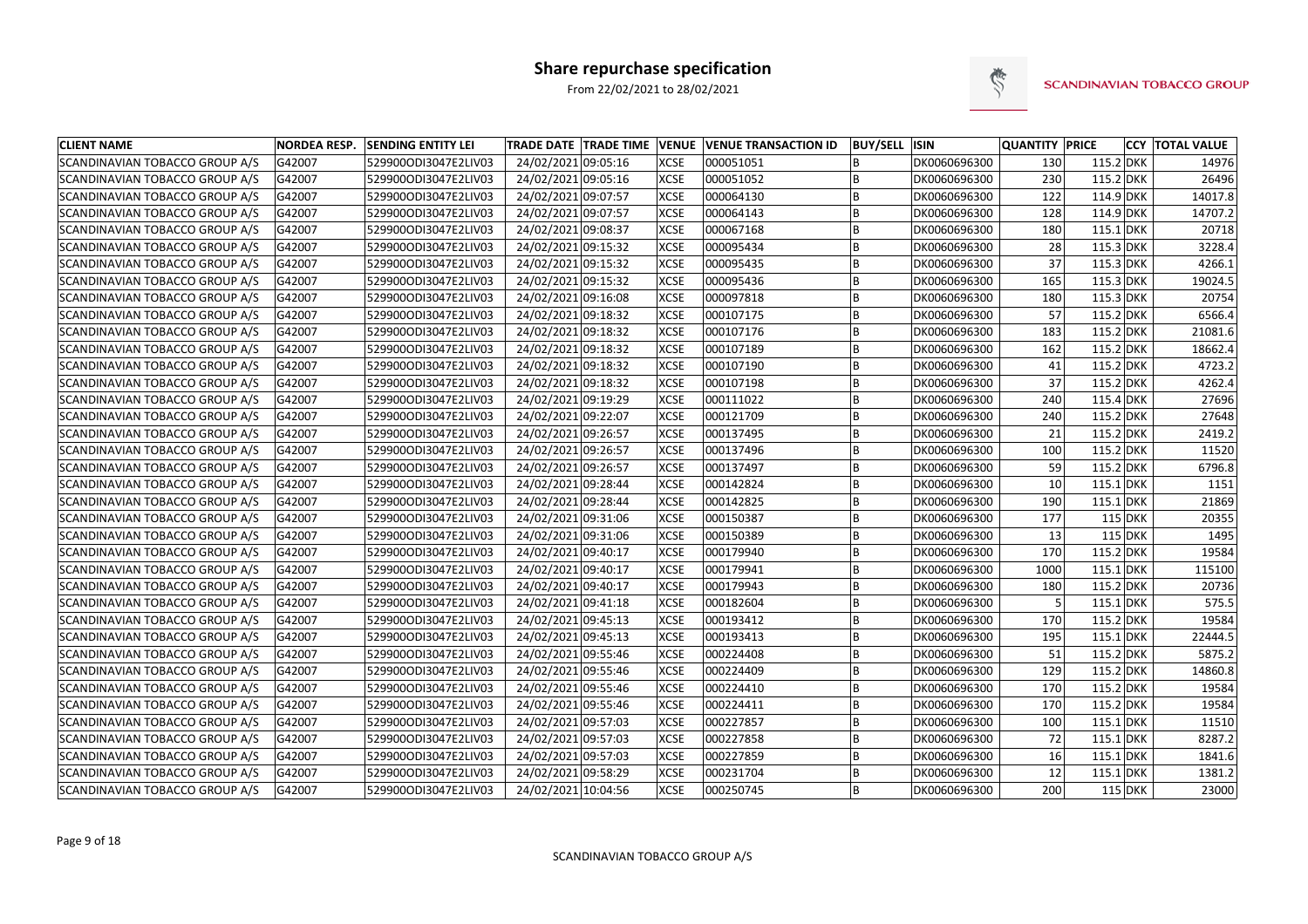# Share repurchase specification

From 22/02/2021 to 28/02/2021

| CLIENT NAME | NORDEA RESP. | SENDING ENTITY LEI | TRADE DATE | TRADE TIME | VENUE | VENUE TRANSACTION ID | BUY/SELL | ISIN | QUANTITY | PRICE | CCY | TOTAL VALUE |
|---|---|---|---|---|---|---|---|---|---|---|---|---|
| SCANDINAVIAN TOBACCO GROUP A/S | G42007 | 529900ODI3047E2LIV03 | 24/02/2021 | 09:05:16 | XCSE | 000051051 | B | DK0060696300 | 130 | 115.2 | DKK | 14976 |
| SCANDINAVIAN TOBACCO GROUP A/S | G42007 | 529900ODI3047E2LIV03 | 24/02/2021 | 09:05:16 | XCSE | 000051052 | B | DK0060696300 | 230 | 115.2 | DKK | 26496 |
| SCANDINAVIAN TOBACCO GROUP A/S | G42007 | 529900ODI3047E2LIV03 | 24/02/2021 | 09:07:57 | XCSE | 000064130 | B | DK0060696300 | 122 | 114.9 | DKK | 14017.8 |
| SCANDINAVIAN TOBACCO GROUP A/S | G42007 | 529900ODI3047E2LIV03 | 24/02/2021 | 09:07:57 | XCSE | 000064143 | B | DK0060696300 | 128 | 114.9 | DKK | 14707.2 |
| SCANDINAVIAN TOBACCO GROUP A/S | G42007 | 529900ODI3047E2LIV03 | 24/02/2021 | 09:08:37 | XCSE | 000067168 | B | DK0060696300 | 180 | 115.1 | DKK | 20718 |
| SCANDINAVIAN TOBACCO GROUP A/S | G42007 | 529900ODI3047E2LIV03 | 24/02/2021 | 09:15:32 | XCSE | 000095434 | B | DK0060696300 | 28 | 115.3 | DKK | 3228.4 |
| SCANDINAVIAN TOBACCO GROUP A/S | G42007 | 529900ODI3047E2LIV03 | 24/02/2021 | 09:15:32 | XCSE | 000095435 | B | DK0060696300 | 37 | 115.3 | DKK | 4266.1 |
| SCANDINAVIAN TOBACCO GROUP A/S | G42007 | 529900ODI3047E2LIV03 | 24/02/2021 | 09:15:32 | XCSE | 000095436 | B | DK0060696300 | 165 | 115.3 | DKK | 19024.5 |
| SCANDINAVIAN TOBACCO GROUP A/S | G42007 | 529900ODI3047E2LIV03 | 24/02/2021 | 09:16:08 | XCSE | 000097818 | B | DK0060696300 | 180 | 115.3 | DKK | 20754 |
| SCANDINAVIAN TOBACCO GROUP A/S | G42007 | 529900ODI3047E2LIV03 | 24/02/2021 | 09:18:32 | XCSE | 000107175 | B | DK0060696300 | 57 | 115.2 | DKK | 6566.4 |
| SCANDINAVIAN TOBACCO GROUP A/S | G42007 | 529900ODI3047E2LIV03 | 24/02/2021 | 09:18:32 | XCSE | 000107176 | B | DK0060696300 | 183 | 115.2 | DKK | 21081.6 |
| SCANDINAVIAN TOBACCO GROUP A/S | G42007 | 529900ODI3047E2LIV03 | 24/02/2021 | 09:18:32 | XCSE | 000107189 | B | DK0060696300 | 162 | 115.2 | DKK | 18662.4 |
| SCANDINAVIAN TOBACCO GROUP A/S | G42007 | 529900ODI3047E2LIV03 | 24/02/2021 | 09:18:32 | XCSE | 000107190 | B | DK0060696300 | 41 | 115.2 | DKK | 4723.2 |
| SCANDINAVIAN TOBACCO GROUP A/S | G42007 | 529900ODI3047E2LIV03 | 24/02/2021 | 09:18:32 | XCSE | 000107198 | B | DK0060696300 | 37 | 115.2 | DKK | 4262.4 |
| SCANDINAVIAN TOBACCO GROUP A/S | G42007 | 529900ODI3047E2LIV03 | 24/02/2021 | 09:19:29 | XCSE | 000111022 | B | DK0060696300 | 240 | 115.4 | DKK | 27696 |
| SCANDINAVIAN TOBACCO GROUP A/S | G42007 | 529900ODI3047E2LIV03 | 24/02/2021 | 09:22:07 | XCSE | 000121709 | B | DK0060696300 | 240 | 115.2 | DKK | 27648 |
| SCANDINAVIAN TOBACCO GROUP A/S | G42007 | 529900ODI3047E2LIV03 | 24/02/2021 | 09:26:57 | XCSE | 000137495 | B | DK0060696300 | 21 | 115.2 | DKK | 2419.2 |
| SCANDINAVIAN TOBACCO GROUP A/S | G42007 | 529900ODI3047E2LIV03 | 24/02/2021 | 09:26:57 | XCSE | 000137496 | B | DK0060696300 | 100 | 115.2 | DKK | 11520 |
| SCANDINAVIAN TOBACCO GROUP A/S | G42007 | 529900ODI3047E2LIV03 | 24/02/2021 | 09:26:57 | XCSE | 000137497 | B | DK0060696300 | 59 | 115.2 | DKK | 6796.8 |
| SCANDINAVIAN TOBACCO GROUP A/S | G42007 | 529900ODI3047E2LIV03 | 24/02/2021 | 09:28:44 | XCSE | 000142824 | B | DK0060696300 | 10 | 115.1 | DKK | 1151 |
| SCANDINAVIAN TOBACCO GROUP A/S | G42007 | 529900ODI3047E2LIV03 | 24/02/2021 | 09:28:44 | XCSE | 000142825 | B | DK0060696300 | 190 | 115.1 | DKK | 21869 |
| SCANDINAVIAN TOBACCO GROUP A/S | G42007 | 529900ODI3047E2LIV03 | 24/02/2021 | 09:31:06 | XCSE | 000150387 | B | DK0060696300 | 177 | 115 | DKK | 20355 |
| SCANDINAVIAN TOBACCO GROUP A/S | G42007 | 529900ODI3047E2LIV03 | 24/02/2021 | 09:31:06 | XCSE | 000150389 | B | DK0060696300 | 13 | 115 | DKK | 1495 |
| SCANDINAVIAN TOBACCO GROUP A/S | G42007 | 529900ODI3047E2LIV03 | 24/02/2021 | 09:40:17 | XCSE | 000179940 | B | DK0060696300 | 170 | 115.2 | DKK | 19584 |
| SCANDINAVIAN TOBACCO GROUP A/S | G42007 | 529900ODI3047E2LIV03 | 24/02/2021 | 09:40:17 | XCSE | 000179941 | B | DK0060696300 | 1000 | 115.1 | DKK | 115100 |
| SCANDINAVIAN TOBACCO GROUP A/S | G42007 | 529900ODI3047E2LIV03 | 24/02/2021 | 09:40:17 | XCSE | 000179943 | B | DK0060696300 | 180 | 115.2 | DKK | 20736 |
| SCANDINAVIAN TOBACCO GROUP A/S | G42007 | 529900ODI3047E2LIV03 | 24/02/2021 | 09:41:18 | XCSE | 000182604 | B | DK0060696300 | 5 | 115.1 | DKK | 575.5 |
| SCANDINAVIAN TOBACCO GROUP A/S | G42007 | 529900ODI3047E2LIV03 | 24/02/2021 | 09:45:13 | XCSE | 000193412 | B | DK0060696300 | 170 | 115.2 | DKK | 19584 |
| SCANDINAVIAN TOBACCO GROUP A/S | G42007 | 529900ODI3047E2LIV03 | 24/02/2021 | 09:45:13 | XCSE | 000193413 | B | DK0060696300 | 195 | 115.1 | DKK | 22444.5 |
| SCANDINAVIAN TOBACCO GROUP A/S | G42007 | 529900ODI3047E2LIV03 | 24/02/2021 | 09:55:46 | XCSE | 000224408 | B | DK0060696300 | 51 | 115.2 | DKK | 5875.2 |
| SCANDINAVIAN TOBACCO GROUP A/S | G42007 | 529900ODI3047E2LIV03 | 24/02/2021 | 09:55:46 | XCSE | 000224409 | B | DK0060696300 | 129 | 115.2 | DKK | 14860.8 |
| SCANDINAVIAN TOBACCO GROUP A/S | G42007 | 529900ODI3047E2LIV03 | 24/02/2021 | 09:55:46 | XCSE | 000224410 | B | DK0060696300 | 170 | 115.2 | DKK | 19584 |
| SCANDINAVIAN TOBACCO GROUP A/S | G42007 | 529900ODI3047E2LIV03 | 24/02/2021 | 09:55:46 | XCSE | 000224411 | B | DK0060696300 | 170 | 115.2 | DKK | 19584 |
| SCANDINAVIAN TOBACCO GROUP A/S | G42007 | 529900ODI3047E2LIV03 | 24/02/2021 | 09:57:03 | XCSE | 000227857 | B | DK0060696300 | 100 | 115.1 | DKK | 11510 |
| SCANDINAVIAN TOBACCO GROUP A/S | G42007 | 529900ODI3047E2LIV03 | 24/02/2021 | 09:57:03 | XCSE | 000227858 | B | DK0060696300 | 72 | 115.1 | DKK | 8287.2 |
| SCANDINAVIAN TOBACCO GROUP A/S | G42007 | 529900ODI3047E2LIV03 | 24/02/2021 | 09:57:03 | XCSE | 000227859 | B | DK0060696300 | 16 | 115.1 | DKK | 1841.6 |
| SCANDINAVIAN TOBACCO GROUP A/S | G42007 | 529900ODI3047E2LIV03 | 24/02/2021 | 09:58:29 | XCSE | 000231704 | B | DK0060696300 | 12 | 115.1 | DKK | 1381.2 |
| SCANDINAVIAN TOBACCO GROUP A/S | G42007 | 529900ODI3047E2LIV03 | 24/02/2021 | 10:04:56 | XCSE | 000250745 | B | DK0060696300 | 200 | 115 | DKK | 23000 |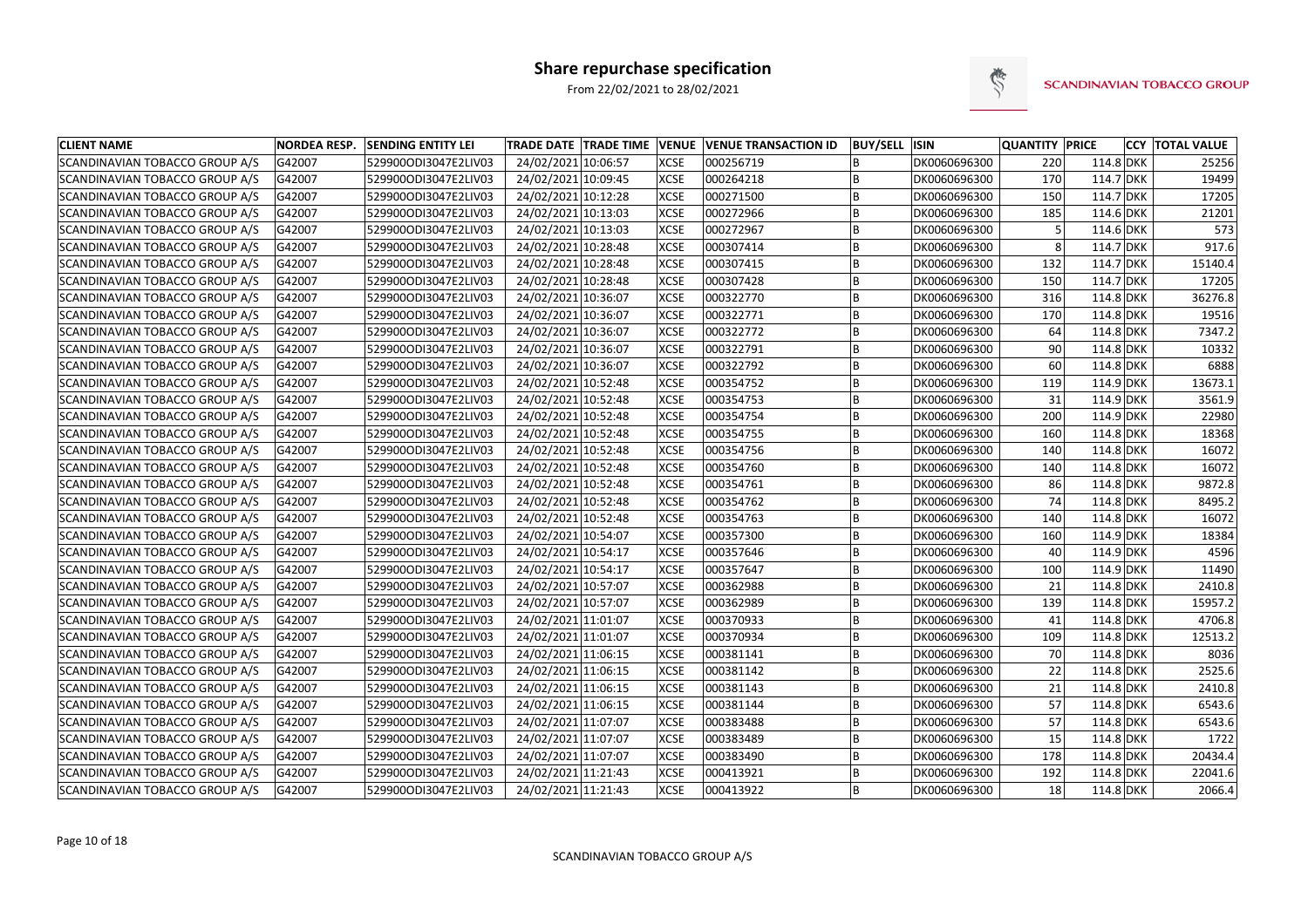# Share repurchase specification

From 22/02/2021 to 28/02/2021

SCANDINAVIAN TOBACCO GROUP

| CLIENT NAME | NORDEA RESP. | SENDING ENTITY LEI | TRADE DATE | TRADE TIME | VENUE | VENUE TRANSACTION ID | BUY/SELL | ISIN | QUANTITY | PRICE | CCY | TOTAL VALUE |
|---|---|---|---|---|---|---|---|---|---|---|---|---|
| SCANDINAVIAN TOBACCO GROUP A/S | G42007 | 529900ODI3047E2LIV03 | 24/02/2021 | 10:06:57 | XCSE | 000256719 | B | DK0060696300 | 220 | 114.8 | DKK | 25256 |
| SCANDINAVIAN TOBACCO GROUP A/S | G42007 | 529900ODI3047E2LIV03 | 24/02/2021 | 10:09:45 | XCSE | 000264218 | B | DK0060696300 | 170 | 114.7 | DKK | 19499 |
| SCANDINAVIAN TOBACCO GROUP A/S | G42007 | 529900ODI3047E2LIV03 | 24/02/2021 | 10:12:28 | XCSE | 000271500 | B | DK0060696300 | 150 | 114.7 | DKK | 17205 |
| SCANDINAVIAN TOBACCO GROUP A/S | G42007 | 529900ODI3047E2LIV03 | 24/02/2021 | 10:13:03 | XCSE | 000272966 | B | DK0060696300 | 185 | 114.6 | DKK | 21201 |
| SCANDINAVIAN TOBACCO GROUP A/S | G42007 | 529900ODI3047E2LIV03 | 24/02/2021 | 10:13:03 | XCSE | 000272967 | B | DK0060696300 | 5 | 114.6 | DKK | 573 |
| SCANDINAVIAN TOBACCO GROUP A/S | G42007 | 529900ODI3047E2LIV03 | 24/02/2021 | 10:28:48 | XCSE | 000307414 | B | DK0060696300 | 8 | 114.7 | DKK | 917.6 |
| SCANDINAVIAN TOBACCO GROUP A/S | G42007 | 529900ODI3047E2LIV03 | 24/02/2021 | 10:28:48 | XCSE | 000307415 | B | DK0060696300 | 132 | 114.7 | DKK | 15140.4 |
| SCANDINAVIAN TOBACCO GROUP A/S | G42007 | 529900ODI3047E2LIV03 | 24/02/2021 | 10:28:48 | XCSE | 000307428 | B | DK0060696300 | 150 | 114.7 | DKK | 17205 |
| SCANDINAVIAN TOBACCO GROUP A/S | G42007 | 529900ODI3047E2LIV03 | 24/02/2021 | 10:36:07 | XCSE | 000322770 | B | DK0060696300 | 316 | 114.8 | DKK | 36276.8 |
| SCANDINAVIAN TOBACCO GROUP A/S | G42007 | 529900ODI3047E2LIV03 | 24/02/2021 | 10:36:07 | XCSE | 000322771 | B | DK0060696300 | 170 | 114.8 | DKK | 19516 |
| SCANDINAVIAN TOBACCO GROUP A/S | G42007 | 529900ODI3047E2LIV03 | 24/02/2021 | 10:36:07 | XCSE | 000322772 | B | DK0060696300 | 64 | 114.8 | DKK | 7347.2 |
| SCANDINAVIAN TOBACCO GROUP A/S | G42007 | 529900ODI3047E2LIV03 | 24/02/2021 | 10:36:07 | XCSE | 000322791 | B | DK0060696300 | 90 | 114.8 | DKK | 10332 |
| SCANDINAVIAN TOBACCO GROUP A/S | G42007 | 529900ODI3047E2LIV03 | 24/02/2021 | 10:36:07 | XCSE | 000322792 | B | DK0060696300 | 60 | 114.8 | DKK | 6888 |
| SCANDINAVIAN TOBACCO GROUP A/S | G42007 | 529900ODI3047E2LIV03 | 24/02/2021 | 10:52:48 | XCSE | 000354752 | B | DK0060696300 | 119 | 114.9 | DKK | 13673.1 |
| SCANDINAVIAN TOBACCO GROUP A/S | G42007 | 529900ODI3047E2LIV03 | 24/02/2021 | 10:52:48 | XCSE | 000354753 | B | DK0060696300 | 31 | 114.9 | DKK | 3561.9 |
| SCANDINAVIAN TOBACCO GROUP A/S | G42007 | 529900ODI3047E2LIV03 | 24/02/2021 | 10:52:48 | XCSE | 000354754 | B | DK0060696300 | 200 | 114.9 | DKK | 22980 |
| SCANDINAVIAN TOBACCO GROUP A/S | G42007 | 529900ODI3047E2LIV03 | 24/02/2021 | 10:52:48 | XCSE | 000354755 | B | DK0060696300 | 160 | 114.8 | DKK | 18368 |
| SCANDINAVIAN TOBACCO GROUP A/S | G42007 | 529900ODI3047E2LIV03 | 24/02/2021 | 10:52:48 | XCSE | 000354756 | B | DK0060696300 | 140 | 114.8 | DKK | 16072 |
| SCANDINAVIAN TOBACCO GROUP A/S | G42007 | 529900ODI3047E2LIV03 | 24/02/2021 | 10:52:48 | XCSE | 000354760 | B | DK0060696300 | 140 | 114.8 | DKK | 16072 |
| SCANDINAVIAN TOBACCO GROUP A/S | G42007 | 529900ODI3047E2LIV03 | 24/02/2021 | 10:52:48 | XCSE | 000354761 | B | DK0060696300 | 86 | 114.8 | DKK | 9872.8 |
| SCANDINAVIAN TOBACCO GROUP A/S | G42007 | 529900ODI3047E2LIV03 | 24/02/2021 | 10:52:48 | XCSE | 000354762 | B | DK0060696300 | 74 | 114.8 | DKK | 8495.2 |
| SCANDINAVIAN TOBACCO GROUP A/S | G42007 | 529900ODI3047E2LIV03 | 24/02/2021 | 10:52:48 | XCSE | 000354763 | B | DK0060696300 | 140 | 114.8 | DKK | 16072 |
| SCANDINAVIAN TOBACCO GROUP A/S | G42007 | 529900ODI3047E2LIV03 | 24/02/2021 | 10:54:07 | XCSE | 000357300 | B | DK0060696300 | 160 | 114.9 | DKK | 18384 |
| SCANDINAVIAN TOBACCO GROUP A/S | G42007 | 529900ODI3047E2LIV03 | 24/02/2021 | 10:54:17 | XCSE | 000357646 | B | DK0060696300 | 40 | 114.9 | DKK | 4596 |
| SCANDINAVIAN TOBACCO GROUP A/S | G42007 | 529900ODI3047E2LIV03 | 24/02/2021 | 10:54:17 | XCSE | 000357647 | B | DK0060696300 | 100 | 114.9 | DKK | 11490 |
| SCANDINAVIAN TOBACCO GROUP A/S | G42007 | 529900ODI3047E2LIV03 | 24/02/2021 | 10:57:07 | XCSE | 000362988 | B | DK0060696300 | 21 | 114.8 | DKK | 2410.8 |
| SCANDINAVIAN TOBACCO GROUP A/S | G42007 | 529900ODI3047E2LIV03 | 24/02/2021 | 10:57:07 | XCSE | 000362989 | B | DK0060696300 | 139 | 114.8 | DKK | 15957.2 |
| SCANDINAVIAN TOBACCO GROUP A/S | G42007 | 529900ODI3047E2LIV03 | 24/02/2021 | 11:01:07 | XCSE | 000370933 | B | DK0060696300 | 41 | 114.8 | DKK | 4706.8 |
| SCANDINAVIAN TOBACCO GROUP A/S | G42007 | 529900ODI3047E2LIV03 | 24/02/2021 | 11:01:07 | XCSE | 000370934 | B | DK0060696300 | 109 | 114.8 | DKK | 12513.2 |
| SCANDINAVIAN TOBACCO GROUP A/S | G42007 | 529900ODI3047E2LIV03 | 24/02/2021 | 11:06:15 | XCSE | 000381141 | B | DK0060696300 | 70 | 114.8 | DKK | 8036 |
| SCANDINAVIAN TOBACCO GROUP A/S | G42007 | 529900ODI3047E2LIV03 | 24/02/2021 | 11:06:15 | XCSE | 000381142 | B | DK0060696300 | 22 | 114.8 | DKK | 2525.6 |
| SCANDINAVIAN TOBACCO GROUP A/S | G42007 | 529900ODI3047E2LIV03 | 24/02/2021 | 11:06:15 | XCSE | 000381143 | B | DK0060696300 | 21 | 114.8 | DKK | 2410.8 |
| SCANDINAVIAN TOBACCO GROUP A/S | G42007 | 529900ODI3047E2LIV03 | 24/02/2021 | 11:06:15 | XCSE | 000381144 | B | DK0060696300 | 57 | 114.8 | DKK | 6543.6 |
| SCANDINAVIAN TOBACCO GROUP A/S | G42007 | 529900ODI3047E2LIV03 | 24/02/2021 | 11:07:07 | XCSE | 000383488 | B | DK0060696300 | 57 | 114.8 | DKK | 6543.6 |
| SCANDINAVIAN TOBACCO GROUP A/S | G42007 | 529900ODI3047E2LIV03 | 24/02/2021 | 11:07:07 | XCSE | 000383489 | B | DK0060696300 | 15 | 114.8 | DKK | 1722 |
| SCANDINAVIAN TOBACCO GROUP A/S | G42007 | 529900ODI3047E2LIV03 | 24/02/2021 | 11:07:07 | XCSE | 000383490 | B | DK0060696300 | 178 | 114.8 | DKK | 20434.4 |
| SCANDINAVIAN TOBACCO GROUP A/S | G42007 | 529900ODI3047E2LIV03 | 24/02/2021 | 11:21:43 | XCSE | 000413921 | B | DK0060696300 | 192 | 114.8 | DKK | 22041.6 |
| SCANDINAVIAN TOBACCO GROUP A/S | G42007 | 529900ODI3047E2LIV03 | 24/02/2021 | 11:21:43 | XCSE | 000413922 | B | DK0060696300 | 18 | 114.8 | DKK | 2066.4 |

SCANDINAVIAN TOBACCO GROUP A/S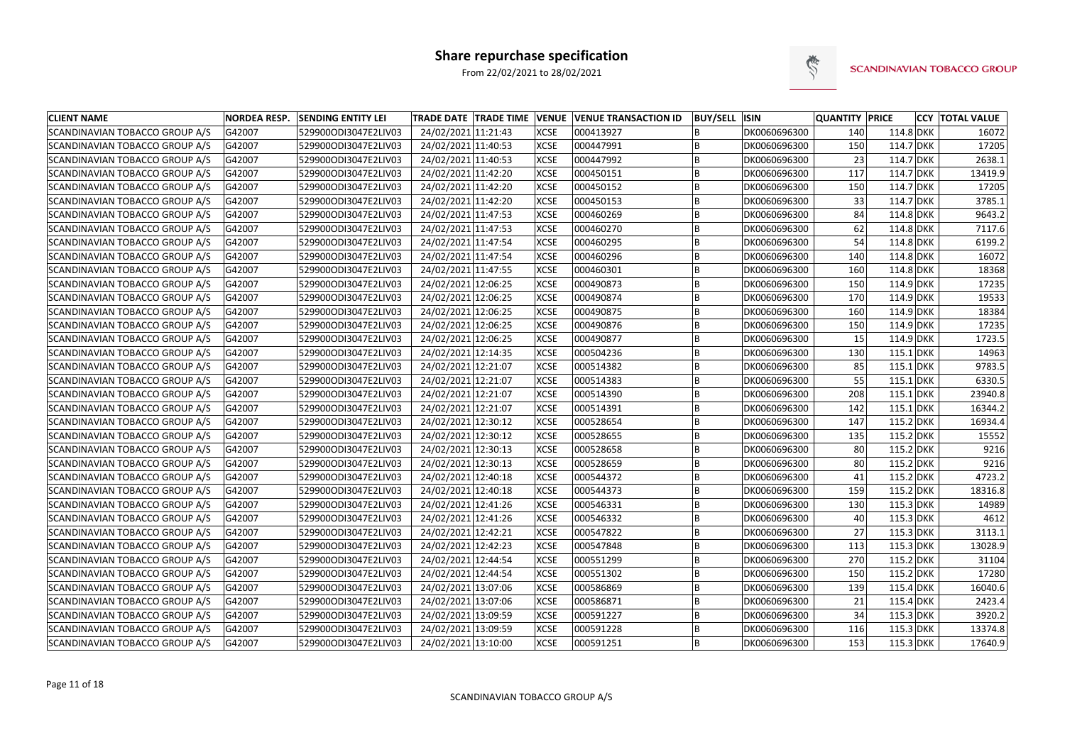# Share repurchase specification

From 22/02/2021 to 28/02/2021

SCANDINAVIAN TOBACCO GROUP

| CLIENT NAME | NORDEA RESP. | SENDING ENTITY LEI | TRADE DATE | TRADE TIME | VENUE | VENUE TRANSACTION ID | BUY/SELL | ISIN | QUANTITY | PRICE | CCY | TOTAL VALUE |
|---|---|---|---|---|---|---|---|---|---|---|---|---|
| SCANDINAVIAN TOBACCO GROUP A/S | G42007 | 529900ODI3047E2LIV03 | 24/02/2021 | 11:21:43 | XCSE | 000413927 | B | DK0060696300 | 140 | 114.8 | DKK | 16072 |
| SCANDINAVIAN TOBACCO GROUP A/S | G42007 | 529900ODI3047E2LIV03 | 24/02/2021 | 11:40:53 | XCSE | 000447991 | B | DK0060696300 | 150 | 114.7 | DKK | 17205 |
| SCANDINAVIAN TOBACCO GROUP A/S | G42007 | 529900ODI3047E2LIV03 | 24/02/2021 | 11:40:53 | XCSE | 000447992 | B | DK0060696300 | 23 | 114.7 | DKK | 2638.1 |
| SCANDINAVIAN TOBACCO GROUP A/S | G42007 | 529900ODI3047E2LIV03 | 24/02/2021 | 11:42:20 | XCSE | 000450151 | B | DK0060696300 | 117 | 114.7 | DKK | 13419.9 |
| SCANDINAVIAN TOBACCO GROUP A/S | G42007 | 529900ODI3047E2LIV03 | 24/02/2021 | 11:42:20 | XCSE | 000450152 | B | DK0060696300 | 150 | 114.7 | DKK | 17205 |
| SCANDINAVIAN TOBACCO GROUP A/S | G42007 | 529900ODI3047E2LIV03 | 24/02/2021 | 11:42:20 | XCSE | 000450153 | B | DK0060696300 | 33 | 114.7 | DKK | 3785.1 |
| SCANDINAVIAN TOBACCO GROUP A/S | G42007 | 529900ODI3047E2LIV03 | 24/02/2021 | 11:47:53 | XCSE | 000460269 | B | DK0060696300 | 84 | 114.8 | DKK | 9643.2 |
| SCANDINAVIAN TOBACCO GROUP A/S | G42007 | 529900ODI3047E2LIV03 | 24/02/2021 | 11:47:53 | XCSE | 000460270 | B | DK0060696300 | 62 | 114.8 | DKK | 7117.6 |
| SCANDINAVIAN TOBACCO GROUP A/S | G42007 | 529900ODI3047E2LIV03 | 24/02/2021 | 11:47:54 | XCSE | 000460295 | B | DK0060696300 | 54 | 114.8 | DKK | 6199.2 |
| SCANDINAVIAN TOBACCO GROUP A/S | G42007 | 529900ODI3047E2LIV03 | 24/02/2021 | 11:47:54 | XCSE | 000460296 | B | DK0060696300 | 140 | 114.8 | DKK | 16072 |
| SCANDINAVIAN TOBACCO GROUP A/S | G42007 | 529900ODI3047E2LIV03 | 24/02/2021 | 11:47:55 | XCSE | 000460301 | B | DK0060696300 | 160 | 114.8 | DKK | 18368 |
| SCANDINAVIAN TOBACCO GROUP A/S | G42007 | 529900ODI3047E2LIV03 | 24/02/2021 | 12:06:25 | XCSE | 000490873 | B | DK0060696300 | 150 | 114.9 | DKK | 17235 |
| SCANDINAVIAN TOBACCO GROUP A/S | G42007 | 529900ODI3047E2LIV03 | 24/02/2021 | 12:06:25 | XCSE | 000490874 | B | DK0060696300 | 170 | 114.9 | DKK | 19533 |
| SCANDINAVIAN TOBACCO GROUP A/S | G42007 | 529900ODI3047E2LIV03 | 24/02/2021 | 12:06:25 | XCSE | 000490875 | B | DK0060696300 | 160 | 114.9 | DKK | 18384 |
| SCANDINAVIAN TOBACCO GROUP A/S | G42007 | 529900ODI3047E2LIV03 | 24/02/2021 | 12:06:25 | XCSE | 000490876 | B | DK0060696300 | 150 | 114.9 | DKK | 17235 |
| SCANDINAVIAN TOBACCO GROUP A/S | G42007 | 529900ODI3047E2LIV03 | 24/02/2021 | 12:06:25 | XCSE | 000490877 | B | DK0060696300 | 15 | 114.9 | DKK | 1723.5 |
| SCANDINAVIAN TOBACCO GROUP A/S | G42007 | 529900ODI3047E2LIV03 | 24/02/2021 | 12:14:35 | XCSE | 000504236 | B | DK0060696300 | 130 | 115.1 | DKK | 14963 |
| SCANDINAVIAN TOBACCO GROUP A/S | G42007 | 529900ODI3047E2LIV03 | 24/02/2021 | 12:21:07 | XCSE | 000514382 | B | DK0060696300 | 85 | 115.1 | DKK | 9783.5 |
| SCANDINAVIAN TOBACCO GROUP A/S | G42007 | 529900ODI3047E2LIV03 | 24/02/2021 | 12:21:07 | XCSE | 000514383 | B | DK0060696300 | 55 | 115.1 | DKK | 6330.5 |
| SCANDINAVIAN TOBACCO GROUP A/S | G42007 | 529900ODI3047E2LIV03 | 24/02/2021 | 12:21:07 | XCSE | 000514390 | B | DK0060696300 | 208 | 115.1 | DKK | 23940.8 |
| SCANDINAVIAN TOBACCO GROUP A/S | G42007 | 529900ODI3047E2LIV03 | 24/02/2021 | 12:21:07 | XCSE | 000514391 | B | DK0060696300 | 142 | 115.1 | DKK | 16344.2 |
| SCANDINAVIAN TOBACCO GROUP A/S | G42007 | 529900ODI3047E2LIV03 | 24/02/2021 | 12:30:12 | XCSE | 000528654 | B | DK0060696300 | 147 | 115.2 | DKK | 16934.4 |
| SCANDINAVIAN TOBACCO GROUP A/S | G42007 | 529900ODI3047E2LIV03 | 24/02/2021 | 12:30:12 | XCSE | 000528655 | B | DK0060696300 | 135 | 115.2 | DKK | 15552 |
| SCANDINAVIAN TOBACCO GROUP A/S | G42007 | 529900ODI3047E2LIV03 | 24/02/2021 | 12:30:13 | XCSE | 000528658 | B | DK0060696300 | 80 | 115.2 | DKK | 9216 |
| SCANDINAVIAN TOBACCO GROUP A/S | G42007 | 529900ODI3047E2LIV03 | 24/02/2021 | 12:30:13 | XCSE | 000528659 | B | DK0060696300 | 80 | 115.2 | DKK | 9216 |
| SCANDINAVIAN TOBACCO GROUP A/S | G42007 | 529900ODI3047E2LIV03 | 24/02/2021 | 12:40:18 | XCSE | 000544372 | B | DK0060696300 | 41 | 115.2 | DKK | 4723.2 |
| SCANDINAVIAN TOBACCO GROUP A/S | G42007 | 529900ODI3047E2LIV03 | 24/02/2021 | 12:40:18 | XCSE | 000544373 | B | DK0060696300 | 159 | 115.2 | DKK | 18316.8 |
| SCANDINAVIAN TOBACCO GROUP A/S | G42007 | 529900ODI3047E2LIV03 | 24/02/2021 | 12:41:26 | XCSE | 000546331 | B | DK0060696300 | 130 | 115.3 | DKK | 14989 |
| SCANDINAVIAN TOBACCO GROUP A/S | G42007 | 529900ODI3047E2LIV03 | 24/02/2021 | 12:41:26 | XCSE | 000546332 | B | DK0060696300 | 40 | 115.3 | DKK | 4612 |
| SCANDINAVIAN TOBACCO GROUP A/S | G42007 | 529900ODI3047E2LIV03 | 24/02/2021 | 12:42:21 | XCSE | 000547822 | B | DK0060696300 | 27 | 115.3 | DKK | 3113.1 |
| SCANDINAVIAN TOBACCO GROUP A/S | G42007 | 529900ODI3047E2LIV03 | 24/02/2021 | 12:42:23 | XCSE | 000547848 | B | DK0060696300 | 113 | 115.3 | DKK | 13028.9 |
| SCANDINAVIAN TOBACCO GROUP A/S | G42007 | 529900ODI3047E2LIV03 | 24/02/2021 | 12:44:54 | XCSE | 000551299 | B | DK0060696300 | 270 | 115.2 | DKK | 31104 |
| SCANDINAVIAN TOBACCO GROUP A/S | G42007 | 529900ODI3047E2LIV03 | 24/02/2021 | 12:44:54 | XCSE | 000551302 | B | DK0060696300 | 150 | 115.2 | DKK | 17280 |
| SCANDINAVIAN TOBACCO GROUP A/S | G42007 | 529900ODI3047E2LIV03 | 24/02/2021 | 13:07:06 | XCSE | 000586869 | B | DK0060696300 | 139 | 115.4 | DKK | 16040.6 |
| SCANDINAVIAN TOBACCO GROUP A/S | G42007 | 529900ODI3047E2LIV03 | 24/02/2021 | 13:07:06 | XCSE | 000586871 | B | DK0060696300 | 21 | 115.4 | DKK | 2423.4 |
| SCANDINAVIAN TOBACCO GROUP A/S | G42007 | 529900ODI3047E2LIV03 | 24/02/2021 | 13:09:59 | XCSE | 000591227 | B | DK0060696300 | 34 | 115.3 | DKK | 3920.2 |
| SCANDINAVIAN TOBACCO GROUP A/S | G42007 | 529900ODI3047E2LIV03 | 24/02/2021 | 13:09:59 | XCSE | 000591228 | B | DK0060696300 | 116 | 115.3 | DKK | 13374.8 |
| SCANDINAVIAN TOBACCO GROUP A/S | G42007 | 529900ODI3047E2LIV03 | 24/02/2021 | 13:10:00 | XCSE | 000591251 | B | DK0060696300 | 153 | 115.3 | DKK | 17640.9 |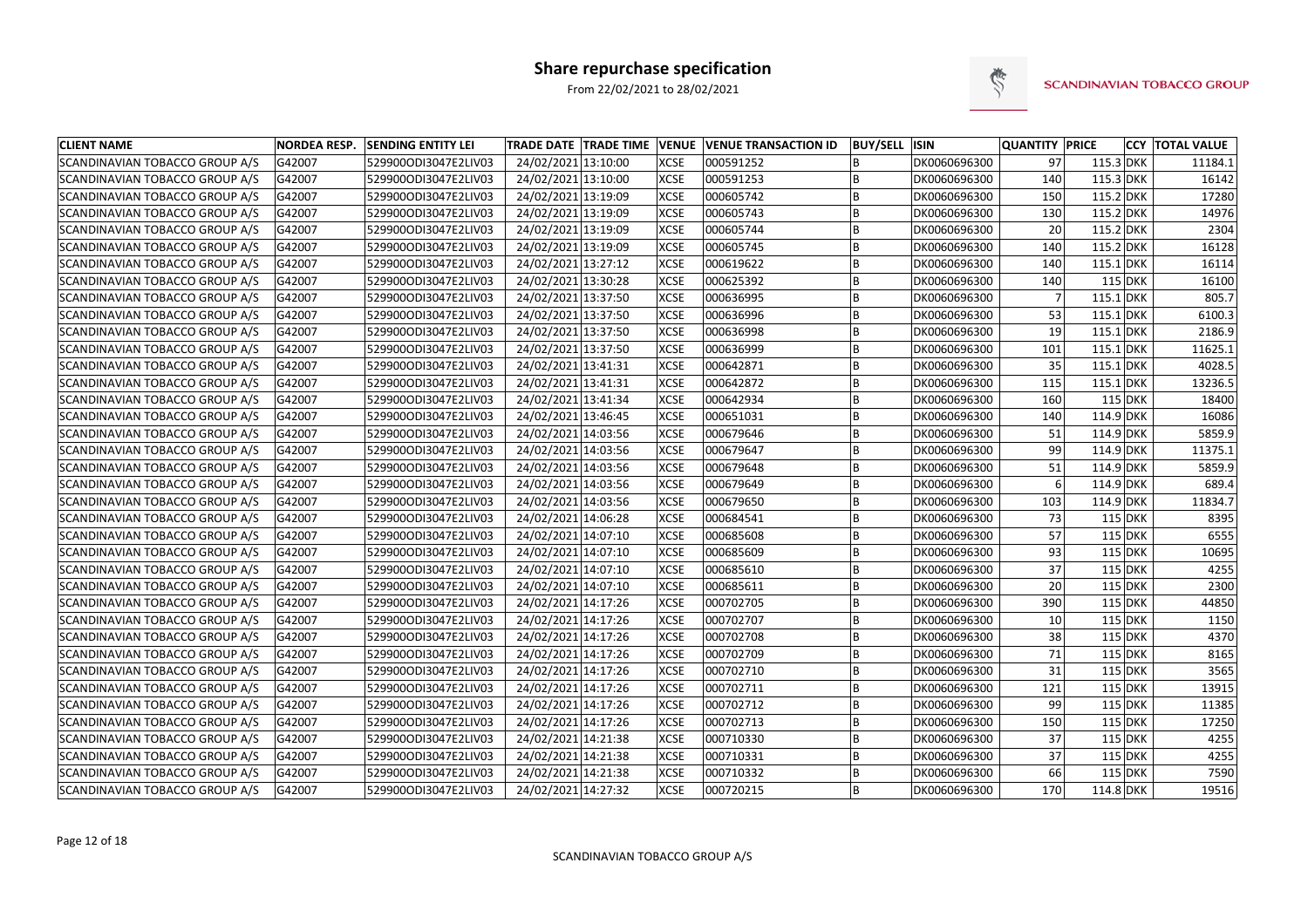# Share repurchase specification

From 22/02/2021 to 28/02/2021

| CLIENT NAME | NORDEA RESP. | SENDING ENTITY LEI | TRADE DATE | TRADE TIME | VENUE | VENUE TRANSACTION ID | BUY/SELL | ISIN | QUANTITY | PRICE | CCY | TOTAL VALUE |
|---|---|---|---|---|---|---|---|---|---|---|---|---|
| SCANDINAVIAN TOBACCO GROUP A/S | G42007 | 529900ODI3047E2LIV03 | 24/02/2021 | 13:10:00 | XCSE | 000591252 | B | DK0060696300 | 97 | 115.3 | DKK | 11184.1 |
| SCANDINAVIAN TOBACCO GROUP A/S | G42007 | 529900ODI3047E2LIV03 | 24/02/2021 | 13:10:00 | XCSE | 000591253 | B | DK0060696300 | 140 | 115.3 | DKK | 16142 |
| SCANDINAVIAN TOBACCO GROUP A/S | G42007 | 529900ODI3047E2LIV03 | 24/02/2021 | 13:19:09 | XCSE | 000605742 | B | DK0060696300 | 150 | 115.2 | DKK | 17280 |
| SCANDINAVIAN TOBACCO GROUP A/S | G42007 | 529900ODI3047E2LIV03 | 24/02/2021 | 13:19:09 | XCSE | 000605743 | B | DK0060696300 | 130 | 115.2 | DKK | 14976 |
| SCANDINAVIAN TOBACCO GROUP A/S | G42007 | 529900ODI3047E2LIV03 | 24/02/2021 | 13:19:09 | XCSE | 000605744 | B | DK0060696300 | 20 | 115.2 | DKK | 2304 |
| SCANDINAVIAN TOBACCO GROUP A/S | G42007 | 529900ODI3047E2LIV03 | 24/02/2021 | 13:19:09 | XCSE | 000605745 | B | DK0060696300 | 140 | 115.2 | DKK | 16128 |
| SCANDINAVIAN TOBACCO GROUP A/S | G42007 | 529900ODI3047E2LIV03 | 24/02/2021 | 13:27:12 | XCSE | 000619622 | B | DK0060696300 | 140 | 115.1 | DKK | 16114 |
| SCANDINAVIAN TOBACCO GROUP A/S | G42007 | 529900ODI3047E2LIV03 | 24/02/2021 | 13:30:28 | XCSE | 000625392 | B | DK0060696300 | 140 | 115 | DKK | 16100 |
| SCANDINAVIAN TOBACCO GROUP A/S | G42007 | 529900ODI3047E2LIV03 | 24/02/2021 | 13:37:50 | XCSE | 000636995 | B | DK0060696300 | 7 | 115.1 | DKK | 805.7 |
| SCANDINAVIAN TOBACCO GROUP A/S | G42007 | 529900ODI3047E2LIV03 | 24/02/2021 | 13:37:50 | XCSE | 000636996 | B | DK0060696300 | 53 | 115.1 | DKK | 6100.3 |
| SCANDINAVIAN TOBACCO GROUP A/S | G42007 | 529900ODI3047E2LIV03 | 24/02/2021 | 13:37:50 | XCSE | 000636998 | B | DK0060696300 | 19 | 115.1 | DKK | 2186.9 |
| SCANDINAVIAN TOBACCO GROUP A/S | G42007 | 529900ODI3047E2LIV03 | 24/02/2021 | 13:37:50 | XCSE | 000636999 | B | DK0060696300 | 101 | 115.1 | DKK | 11625.1 |
| SCANDINAVIAN TOBACCO GROUP A/S | G42007 | 529900ODI3047E2LIV03 | 24/02/2021 | 13:41:31 | XCSE | 000642871 | B | DK0060696300 | 35 | 115.1 | DKK | 4028.5 |
| SCANDINAVIAN TOBACCO GROUP A/S | G42007 | 529900ODI3047E2LIV03 | 24/02/2021 | 13:41:31 | XCSE | 000642872 | B | DK0060696300 | 115 | 115.1 | DKK | 13236.5 |
| SCANDINAVIAN TOBACCO GROUP A/S | G42007 | 529900ODI3047E2LIV03 | 24/02/2021 | 13:41:34 | XCSE | 000642934 | B | DK0060696300 | 160 | 115 | DKK | 18400 |
| SCANDINAVIAN TOBACCO GROUP A/S | G42007 | 529900ODI3047E2LIV03 | 24/02/2021 | 13:46:45 | XCSE | 000651031 | B | DK0060696300 | 140 | 114.9 | DKK | 16086 |
| SCANDINAVIAN TOBACCO GROUP A/S | G42007 | 529900ODI3047E2LIV03 | 24/02/2021 | 14:03:56 | XCSE | 000679646 | B | DK0060696300 | 51 | 114.9 | DKK | 5859.9 |
| SCANDINAVIAN TOBACCO GROUP A/S | G42007 | 529900ODI3047E2LIV03 | 24/02/2021 | 14:03:56 | XCSE | 000679647 | B | DK0060696300 | 99 | 114.9 | DKK | 11375.1 |
| SCANDINAVIAN TOBACCO GROUP A/S | G42007 | 529900ODI3047E2LIV03 | 24/02/2021 | 14:03:56 | XCSE | 000679648 | B | DK0060696300 | 51 | 114.9 | DKK | 5859.9 |
| SCANDINAVIAN TOBACCO GROUP A/S | G42007 | 529900ODI3047E2LIV03 | 24/02/2021 | 14:03:56 | XCSE | 000679649 | B | DK0060696300 | 6 | 114.9 | DKK | 689.4 |
| SCANDINAVIAN TOBACCO GROUP A/S | G42007 | 529900ODI3047E2LIV03 | 24/02/2021 | 14:03:56 | XCSE | 000679650 | B | DK0060696300 | 103 | 114.9 | DKK | 11834.7 |
| SCANDINAVIAN TOBACCO GROUP A/S | G42007 | 529900ODI3047E2LIV03 | 24/02/2021 | 14:06:28 | XCSE | 000684541 | B | DK0060696300 | 73 | 115 | DKK | 8395 |
| SCANDINAVIAN TOBACCO GROUP A/S | G42007 | 529900ODI3047E2LIV03 | 24/02/2021 | 14:07:10 | XCSE | 000685608 | B | DK0060696300 | 57 | 115 | DKK | 6555 |
| SCANDINAVIAN TOBACCO GROUP A/S | G42007 | 529900ODI3047E2LIV03 | 24/02/2021 | 14:07:10 | XCSE | 000685609 | B | DK0060696300 | 93 | 115 | DKK | 10695 |
| SCANDINAVIAN TOBACCO GROUP A/S | G42007 | 529900ODI3047E2LIV03 | 24/02/2021 | 14:07:10 | XCSE | 000685610 | B | DK0060696300 | 37 | 115 | DKK | 4255 |
| SCANDINAVIAN TOBACCO GROUP A/S | G42007 | 529900ODI3047E2LIV03 | 24/02/2021 | 14:07:10 | XCSE | 000685611 | B | DK0060696300 | 20 | 115 | DKK | 2300 |
| SCANDINAVIAN TOBACCO GROUP A/S | G42007 | 529900ODI3047E2LIV03 | 24/02/2021 | 14:17:26 | XCSE | 000702705 | B | DK0060696300 | 390 | 115 | DKK | 44850 |
| SCANDINAVIAN TOBACCO GROUP A/S | G42007 | 529900ODI3047E2LIV03 | 24/02/2021 | 14:17:26 | XCSE | 000702707 | B | DK0060696300 | 10 | 115 | DKK | 1150 |
| SCANDINAVIAN TOBACCO GROUP A/S | G42007 | 529900ODI3047E2LIV03 | 24/02/2021 | 14:17:26 | XCSE | 000702708 | B | DK0060696300 | 38 | 115 | DKK | 4370 |
| SCANDINAVIAN TOBACCO GROUP A/S | G42007 | 529900ODI3047E2LIV03 | 24/02/2021 | 14:17:26 | XCSE | 000702709 | B | DK0060696300 | 71 | 115 | DKK | 8165 |
| SCANDINAVIAN TOBACCO GROUP A/S | G42007 | 529900ODI3047E2LIV03 | 24/02/2021 | 14:17:26 | XCSE | 000702710 | B | DK0060696300 | 31 | 115 | DKK | 3565 |
| SCANDINAVIAN TOBACCO GROUP A/S | G42007 | 529900ODI3047E2LIV03 | 24/02/2021 | 14:17:26 | XCSE | 000702711 | B | DK0060696300 | 121 | 115 | DKK | 13915 |
| SCANDINAVIAN TOBACCO GROUP A/S | G42007 | 529900ODI3047E2LIV03 | 24/02/2021 | 14:17:26 | XCSE | 000702712 | B | DK0060696300 | 99 | 115 | DKK | 11385 |
| SCANDINAVIAN TOBACCO GROUP A/S | G42007 | 529900ODI3047E2LIV03 | 24/02/2021 | 14:17:26 | XCSE | 000702713 | B | DK0060696300 | 150 | 115 | DKK | 17250 |
| SCANDINAVIAN TOBACCO GROUP A/S | G42007 | 529900ODI3047E2LIV03 | 24/02/2021 | 14:21:38 | XCSE | 000710330 | B | DK0060696300 | 37 | 115 | DKK | 4255 |
| SCANDINAVIAN TOBACCO GROUP A/S | G42007 | 529900ODI3047E2LIV03 | 24/02/2021 | 14:21:38 | XCSE | 000710331 | B | DK0060696300 | 37 | 115 | DKK | 4255 |
| SCANDINAVIAN TOBACCO GROUP A/S | G42007 | 529900ODI3047E2LIV03 | 24/02/2021 | 14:21:38 | XCSE | 000710332 | B | DK0060696300 | 66 | 115 | DKK | 7590 |
| SCANDINAVIAN TOBACCO GROUP A/S | G42007 | 529900ODI3047E2LIV03 | 24/02/2021 | 14:27:32 | XCSE | 000720215 | B | DK0060696300 | 170 | 114.8 | DKK | 19516 |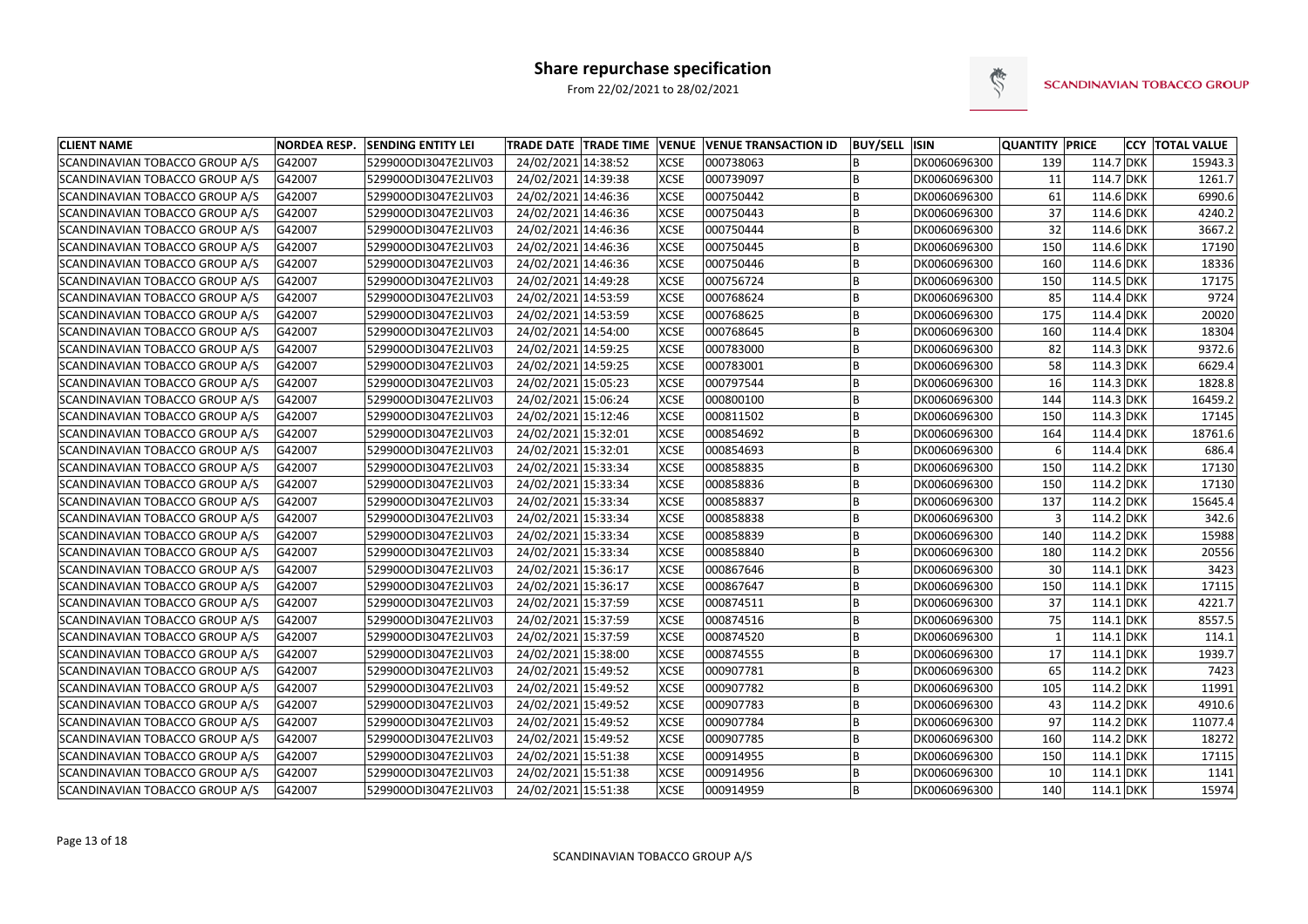# Share repurchase specification

From 22/02/2021 to 28/02/2021

| CLIENT NAME | NORDEA RESP. | SENDING ENTITY LEI | TRADE DATE | TRADE TIME | VENUE | VENUE TRANSACTION ID | BUY/SELL | ISIN | QUANTITY | PRICE | CCY | TOTAL VALUE |
|---|---|---|---|---|---|---|---|---|---|---|---|---|
| SCANDINAVIAN TOBACCO GROUP A/S | G42007 | 529900ODI3047E2LIV03 | 24/02/2021 | 14:38:52 | XCSE | 000738063 | B | DK0060696300 | 139 | 114.7 | DKK | 15943.3 |
| SCANDINAVIAN TOBACCO GROUP A/S | G42007 | 529900ODI3047E2LIV03 | 24/02/2021 | 14:39:38 | XCSE | 000739097 | B | DK0060696300 | 11 | 114.7 | DKK | 1261.7 |
| SCANDINAVIAN TOBACCO GROUP A/S | G42007 | 529900ODI3047E2LIV03 | 24/02/2021 | 14:46:36 | XCSE | 000750442 | B | DK0060696300 | 61 | 114.6 | DKK | 6990.6 |
| SCANDINAVIAN TOBACCO GROUP A/S | G42007 | 529900ODI3047E2LIV03 | 24/02/2021 | 14:46:36 | XCSE | 000750443 | B | DK0060696300 | 37 | 114.6 | DKK | 4240.2 |
| SCANDINAVIAN TOBACCO GROUP A/S | G42007 | 529900ODI3047E2LIV03 | 24/02/2021 | 14:46:36 | XCSE | 000750444 | B | DK0060696300 | 32 | 114.6 | DKK | 3667.2 |
| SCANDINAVIAN TOBACCO GROUP A/S | G42007 | 529900ODI3047E2LIV03 | 24/02/2021 | 14:46:36 | XCSE | 000750445 | B | DK0060696300 | 150 | 114.6 | DKK | 17190 |
| SCANDINAVIAN TOBACCO GROUP A/S | G42007 | 529900ODI3047E2LIV03 | 24/02/2021 | 14:46:36 | XCSE | 000750446 | B | DK0060696300 | 160 | 114.6 | DKK | 18336 |
| SCANDINAVIAN TOBACCO GROUP A/S | G42007 | 529900ODI3047E2LIV03 | 24/02/2021 | 14:49:28 | XCSE | 000756724 | B | DK0060696300 | 150 | 114.5 | DKK | 17175 |
| SCANDINAVIAN TOBACCO GROUP A/S | G42007 | 529900ODI3047E2LIV03 | 24/02/2021 | 14:53:59 | XCSE | 000768624 | B | DK0060696300 | 85 | 114.4 | DKK | 9724 |
| SCANDINAVIAN TOBACCO GROUP A/S | G42007 | 529900ODI3047E2LIV03 | 24/02/2021 | 14:53:59 | XCSE | 000768625 | B | DK0060696300 | 175 | 114.4 | DKK | 20020 |
| SCANDINAVIAN TOBACCO GROUP A/S | G42007 | 529900ODI3047E2LIV03 | 24/02/2021 | 14:54:00 | XCSE | 000768645 | B | DK0060696300 | 160 | 114.4 | DKK | 18304 |
| SCANDINAVIAN TOBACCO GROUP A/S | G42007 | 529900ODI3047E2LIV03 | 24/02/2021 | 14:59:25 | XCSE | 000783000 | B | DK0060696300 | 82 | 114.3 | DKK | 9372.6 |
| SCANDINAVIAN TOBACCO GROUP A/S | G42007 | 529900ODI3047E2LIV03 | 24/02/2021 | 14:59:25 | XCSE | 000783001 | B | DK0060696300 | 58 | 114.3 | DKK | 6629.4 |
| SCANDINAVIAN TOBACCO GROUP A/S | G42007 | 529900ODI3047E2LIV03 | 24/02/2021 | 15:05:23 | XCSE | 000797544 | B | DK0060696300 | 16 | 114.3 | DKK | 1828.8 |
| SCANDINAVIAN TOBACCO GROUP A/S | G42007 | 529900ODI3047E2LIV03 | 24/02/2021 | 15:06:24 | XCSE | 000800100 | B | DK0060696300 | 144 | 114.3 | DKK | 16459.2 |
| SCANDINAVIAN TOBACCO GROUP A/S | G42007 | 529900ODI3047E2LIV03 | 24/02/2021 | 15:12:46 | XCSE | 000811502 | B | DK0060696300 | 150 | 114.3 | DKK | 17145 |
| SCANDINAVIAN TOBACCO GROUP A/S | G42007 | 529900ODI3047E2LIV03 | 24/02/2021 | 15:32:01 | XCSE | 000854692 | B | DK0060696300 | 164 | 114.4 | DKK | 18761.6 |
| SCANDINAVIAN TOBACCO GROUP A/S | G42007 | 529900ODI3047E2LIV03 | 24/02/2021 | 15:32:01 | XCSE | 000854693 | B | DK0060696300 | 6 | 114.4 | DKK | 686.4 |
| SCANDINAVIAN TOBACCO GROUP A/S | G42007 | 529900ODI3047E2LIV03 | 24/02/2021 | 15:33:34 | XCSE | 000858835 | B | DK0060696300 | 150 | 114.2 | DKK | 17130 |
| SCANDINAVIAN TOBACCO GROUP A/S | G42007 | 529900ODI3047E2LIV03 | 24/02/2021 | 15:33:34 | XCSE | 000858836 | B | DK0060696300 | 150 | 114.2 | DKK | 17130 |
| SCANDINAVIAN TOBACCO GROUP A/S | G42007 | 529900ODI3047E2LIV03 | 24/02/2021 | 15:33:34 | XCSE | 000858837 | B | DK0060696300 | 137 | 114.2 | DKK | 15645.4 |
| SCANDINAVIAN TOBACCO GROUP A/S | G42007 | 529900ODI3047E2LIV03 | 24/02/2021 | 15:33:34 | XCSE | 000858838 | B | DK0060696300 | 3 | 114.2 | DKK | 342.6 |
| SCANDINAVIAN TOBACCO GROUP A/S | G42007 | 529900ODI3047E2LIV03 | 24/02/2021 | 15:33:34 | XCSE | 000858839 | B | DK0060696300 | 140 | 114.2 | DKK | 15988 |
| SCANDINAVIAN TOBACCO GROUP A/S | G42007 | 529900ODI3047E2LIV03 | 24/02/2021 | 15:33:34 | XCSE | 000858840 | B | DK0060696300 | 180 | 114.2 | DKK | 20556 |
| SCANDINAVIAN TOBACCO GROUP A/S | G42007 | 529900ODI3047E2LIV03 | 24/02/2021 | 15:36:17 | XCSE | 000867646 | B | DK0060696300 | 30 | 114.1 | DKK | 3423 |
| SCANDINAVIAN TOBACCO GROUP A/S | G42007 | 529900ODI3047E2LIV03 | 24/02/2021 | 15:36:17 | XCSE | 000867647 | B | DK0060696300 | 150 | 114.1 | DKK | 17115 |
| SCANDINAVIAN TOBACCO GROUP A/S | G42007 | 529900ODI3047E2LIV03 | 24/02/2021 | 15:37:59 | XCSE | 000874511 | B | DK0060696300 | 37 | 114.1 | DKK | 4221.7 |
| SCANDINAVIAN TOBACCO GROUP A/S | G42007 | 529900ODI3047E2LIV03 | 24/02/2021 | 15:37:59 | XCSE | 000874516 | B | DK0060696300 | 75 | 114.1 | DKK | 8557.5 |
| SCANDINAVIAN TOBACCO GROUP A/S | G42007 | 529900ODI3047E2LIV03 | 24/02/2021 | 15:37:59 | XCSE | 000874520 | B | DK0060696300 | 1 | 114.1 | DKK | 114.1 |
| SCANDINAVIAN TOBACCO GROUP A/S | G42007 | 529900ODI3047E2LIV03 | 24/02/2021 | 15:38:00 | XCSE | 000874555 | B | DK0060696300 | 17 | 114.1 | DKK | 1939.7 |
| SCANDINAVIAN TOBACCO GROUP A/S | G42007 | 529900ODI3047E2LIV03 | 24/02/2021 | 15:49:52 | XCSE | 000907781 | B | DK0060696300 | 65 | 114.2 | DKK | 7423 |
| SCANDINAVIAN TOBACCO GROUP A/S | G42007 | 529900ODI3047E2LIV03 | 24/02/2021 | 15:49:52 | XCSE | 000907782 | B | DK0060696300 | 105 | 114.2 | DKK | 11991 |
| SCANDINAVIAN TOBACCO GROUP A/S | G42007 | 529900ODI3047E2LIV03 | 24/02/2021 | 15:49:52 | XCSE | 000907783 | B | DK0060696300 | 43 | 114.2 | DKK | 4910.6 |
| SCANDINAVIAN TOBACCO GROUP A/S | G42007 | 529900ODI3047E2LIV03 | 24/02/2021 | 15:49:52 | XCSE | 000907784 | B | DK0060696300 | 97 | 114.2 | DKK | 11077.4 |
| SCANDINAVIAN TOBACCO GROUP A/S | G42007 | 529900ODI3047E2LIV03 | 24/02/2021 | 15:49:52 | XCSE | 000907785 | B | DK0060696300 | 160 | 114.2 | DKK | 18272 |
| SCANDINAVIAN TOBACCO GROUP A/S | G42007 | 529900ODI3047E2LIV03 | 24/02/2021 | 15:51:38 | XCSE | 000914955 | B | DK0060696300 | 150 | 114.1 | DKK | 17115 |
| SCANDINAVIAN TOBACCO GROUP A/S | G42007 | 529900ODI3047E2LIV03 | 24/02/2021 | 15:51:38 | XCSE | 000914956 | B | DK0060696300 | 10 | 114.1 | DKK | 1141 |
| SCANDINAVIAN TOBACCO GROUP A/S | G42007 | 529900ODI3047E2LIV03 | 24/02/2021 | 15:51:38 | XCSE | 000914959 | B | DK0060696300 | 140 | 114.1 | DKK | 15974 |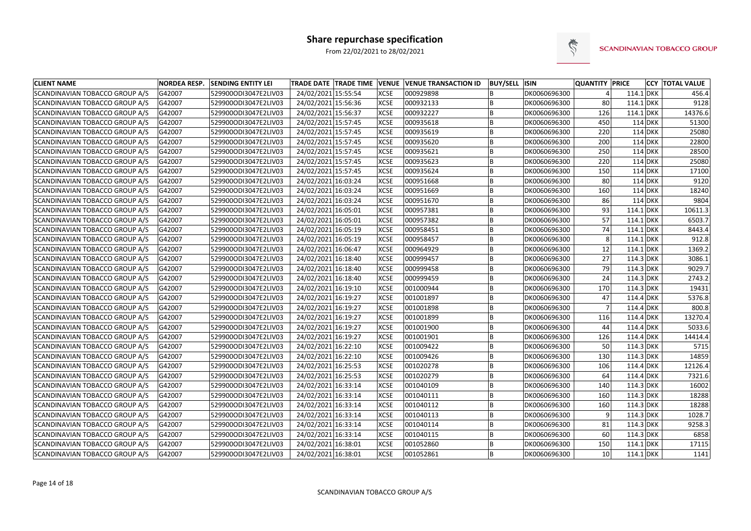# Share repurchase specification

From 22/02/2021 to 28/02/2021

| CLIENT NAME | NORDEA RESP. | SENDING ENTITY LEI | TRADE DATE | TRADE TIME | VENUE | VENUE TRANSACTION ID | BUY/SELL | ISIN | QUANTITY | PRICE | CCY | TOTAL VALUE |
|---|---|---|---|---|---|---|---|---|---|---|---|---|
| SCANDINAVIAN TOBACCO GROUP A/S | G42007 | 529900ODI3047E2LIV03 | 24/02/2021 | 15:55:54 | XCSE | 000929898 | B | DK0060696300 | 4 | 114.1 | DKK | 456.4 |
| SCANDINAVIAN TOBACCO GROUP A/S | G42007 | 529900ODI3047E2LIV03 | 24/02/2021 | 15:56:36 | XCSE | 000932133 | B | DK0060696300 | 80 | 114.1 | DKK | 9128 |
| SCANDINAVIAN TOBACCO GROUP A/S | G42007 | 529900ODI3047E2LIV03 | 24/02/2021 | 15:56:37 | XCSE | 000932227 | B | DK0060696300 | 126 | 114.1 | DKK | 14376.6 |
| SCANDINAVIAN TOBACCO GROUP A/S | G42007 | 529900ODI3047E2LIV03 | 24/02/2021 | 15:57:45 | XCSE | 000935618 | B | DK0060696300 | 450 | 114 | DKK | 51300 |
| SCANDINAVIAN TOBACCO GROUP A/S | G42007 | 529900ODI3047E2LIV03 | 24/02/2021 | 15:57:45 | XCSE | 000935619 | B | DK0060696300 | 220 | 114 | DKK | 25080 |
| SCANDINAVIAN TOBACCO GROUP A/S | G42007 | 529900ODI3047E2LIV03 | 24/02/2021 | 15:57:45 | XCSE | 000935620 | B | DK0060696300 | 200 | 114 | DKK | 22800 |
| SCANDINAVIAN TOBACCO GROUP A/S | G42007 | 529900ODI3047E2LIV03 | 24/02/2021 | 15:57:45 | XCSE | 000935621 | B | DK0060696300 | 250 | 114 | DKK | 28500 |
| SCANDINAVIAN TOBACCO GROUP A/S | G42007 | 529900ODI3047E2LIV03 | 24/02/2021 | 15:57:45 | XCSE | 000935623 | B | DK0060696300 | 220 | 114 | DKK | 25080 |
| SCANDINAVIAN TOBACCO GROUP A/S | G42007 | 529900ODI3047E2LIV03 | 24/02/2021 | 15:57:45 | XCSE | 000935624 | B | DK0060696300 | 150 | 114 | DKK | 17100 |
| SCANDINAVIAN TOBACCO GROUP A/S | G42007 | 529900ODI3047E2LIV03 | 24/02/2021 | 16:03:24 | XCSE | 000951668 | B | DK0060696300 | 80 | 114 | DKK | 9120 |
| SCANDINAVIAN TOBACCO GROUP A/S | G42007 | 529900ODI3047E2LIV03 | 24/02/2021 | 16:03:24 | XCSE | 000951669 | B | DK0060696300 | 160 | 114 | DKK | 18240 |
| SCANDINAVIAN TOBACCO GROUP A/S | G42007 | 529900ODI3047E2LIV03 | 24/02/2021 | 16:03:24 | XCSE | 000951670 | B | DK0060696300 | 86 | 114 | DKK | 9804 |
| SCANDINAVIAN TOBACCO GROUP A/S | G42007 | 529900ODI3047E2LIV03 | 24/02/2021 | 16:05:01 | XCSE | 000957381 | B | DK0060696300 | 93 | 114.1 | DKK | 10611.3 |
| SCANDINAVIAN TOBACCO GROUP A/S | G42007 | 529900ODI3047E2LIV03 | 24/02/2021 | 16:05:01 | XCSE | 000957382 | B | DK0060696300 | 57 | 114.1 | DKK | 6503.7 |
| SCANDINAVIAN TOBACCO GROUP A/S | G42007 | 529900ODI3047E2LIV03 | 24/02/2021 | 16:05:19 | XCSE | 000958451 | B | DK0060696300 | 74 | 114.1 | DKK | 8443.4 |
| SCANDINAVIAN TOBACCO GROUP A/S | G42007 | 529900ODI3047E2LIV03 | 24/02/2021 | 16:05:19 | XCSE | 000958457 | B | DK0060696300 | 8 | 114.1 | DKK | 912.8 |
| SCANDINAVIAN TOBACCO GROUP A/S | G42007 | 529900ODI3047E2LIV03 | 24/02/2021 | 16:06:47 | XCSE | 000964929 | B | DK0060696300 | 12 | 114.1 | DKK | 1369.2 |
| SCANDINAVIAN TOBACCO GROUP A/S | G42007 | 529900ODI3047E2LIV03 | 24/02/2021 | 16:18:40 | XCSE | 000999457 | B | DK0060696300 | 27 | 114.3 | DKK | 3086.1 |
| SCANDINAVIAN TOBACCO GROUP A/S | G42007 | 529900ODI3047E2LIV03 | 24/02/2021 | 16:18:40 | XCSE | 000999458 | B | DK0060696300 | 79 | 114.3 | DKK | 9029.7 |
| SCANDINAVIAN TOBACCO GROUP A/S | G42007 | 529900ODI3047E2LIV03 | 24/02/2021 | 16:18:40 | XCSE | 000999459 | B | DK0060696300 | 24 | 114.3 | DKK | 2743.2 |
| SCANDINAVIAN TOBACCO GROUP A/S | G42007 | 529900ODI3047E2LIV03 | 24/02/2021 | 16:19:10 | XCSE | 001000944 | B | DK0060696300 | 170 | 114.3 | DKK | 19431 |
| SCANDINAVIAN TOBACCO GROUP A/S | G42007 | 529900ODI3047E2LIV03 | 24/02/2021 | 16:19:27 | XCSE | 001001897 | B | DK0060696300 | 47 | 114.4 | DKK | 5376.8 |
| SCANDINAVIAN TOBACCO GROUP A/S | G42007 | 529900ODI3047E2LIV03 | 24/02/2021 | 16:19:27 | XCSE | 001001898 | B | DK0060696300 | 7 | 114.4 | DKK | 800.8 |
| SCANDINAVIAN TOBACCO GROUP A/S | G42007 | 529900ODI3047E2LIV03 | 24/02/2021 | 16:19:27 | XCSE | 001001899 | B | DK0060696300 | 116 | 114.4 | DKK | 13270.4 |
| SCANDINAVIAN TOBACCO GROUP A/S | G42007 | 529900ODI3047E2LIV03 | 24/02/2021 | 16:19:27 | XCSE | 001001900 | B | DK0060696300 | 44 | 114.4 | DKK | 5033.6 |
| SCANDINAVIAN TOBACCO GROUP A/S | G42007 | 529900ODI3047E2LIV03 | 24/02/2021 | 16:19:27 | XCSE | 001001901 | B | DK0060696300 | 126 | 114.4 | DKK | 14414.4 |
| SCANDINAVIAN TOBACCO GROUP A/S | G42007 | 529900ODI3047E2LIV03 | 24/02/2021 | 16:22:10 | XCSE | 001009422 | B | DK0060696300 | 50 | 114.3 | DKK | 5715 |
| SCANDINAVIAN TOBACCO GROUP A/S | G42007 | 529900ODI3047E2LIV03 | 24/02/2021 | 16:22:10 | XCSE | 001009426 | B | DK0060696300 | 130 | 114.3 | DKK | 14859 |
| SCANDINAVIAN TOBACCO GROUP A/S | G42007 | 529900ODI3047E2LIV03 | 24/02/2021 | 16:25:53 | XCSE | 001020278 | B | DK0060696300 | 106 | 114.4 | DKK | 12126.4 |
| SCANDINAVIAN TOBACCO GROUP A/S | G42007 | 529900ODI3047E2LIV03 | 24/02/2021 | 16:25:53 | XCSE | 001020279 | B | DK0060696300 | 64 | 114.4 | DKK | 7321.6 |
| SCANDINAVIAN TOBACCO GROUP A/S | G42007 | 529900ODI3047E2LIV03 | 24/02/2021 | 16:33:14 | XCSE | 001040109 | B | DK0060696300 | 140 | 114.3 | DKK | 16002 |
| SCANDINAVIAN TOBACCO GROUP A/S | G42007 | 529900ODI3047E2LIV03 | 24/02/2021 | 16:33:14 | XCSE | 001040111 | B | DK0060696300 | 160 | 114.3 | DKK | 18288 |
| SCANDINAVIAN TOBACCO GROUP A/S | G42007 | 529900ODI3047E2LIV03 | 24/02/2021 | 16:33:14 | XCSE | 001040112 | B | DK0060696300 | 160 | 114.3 | DKK | 18288 |
| SCANDINAVIAN TOBACCO GROUP A/S | G42007 | 529900ODI3047E2LIV03 | 24/02/2021 | 16:33:14 | XCSE | 001040113 | B | DK0060696300 | 9 | 114.3 | DKK | 1028.7 |
| SCANDINAVIAN TOBACCO GROUP A/S | G42007 | 529900ODI3047E2LIV03 | 24/02/2021 | 16:33:14 | XCSE | 001040114 | B | DK0060696300 | 81 | 114.3 | DKK | 9258.3 |
| SCANDINAVIAN TOBACCO GROUP A/S | G42007 | 529900ODI3047E2LIV03 | 24/02/2021 | 16:33:14 | XCSE | 001040115 | B | DK0060696300 | 60 | 114.3 | DKK | 6858 |
| SCANDINAVIAN TOBACCO GROUP A/S | G42007 | 529900ODI3047E2LIV03 | 24/02/2021 | 16:38:01 | XCSE | 001052860 | B | DK0060696300 | 150 | 114.1 | DKK | 17115 |
| SCANDINAVIAN TOBACCO GROUP A/S | G42007 | 529900ODI3047E2LIV03 | 24/02/2021 | 16:38:01 | XCSE | 001052861 | B | DK0060696300 | 10 | 114.1 | DKK | 1141 |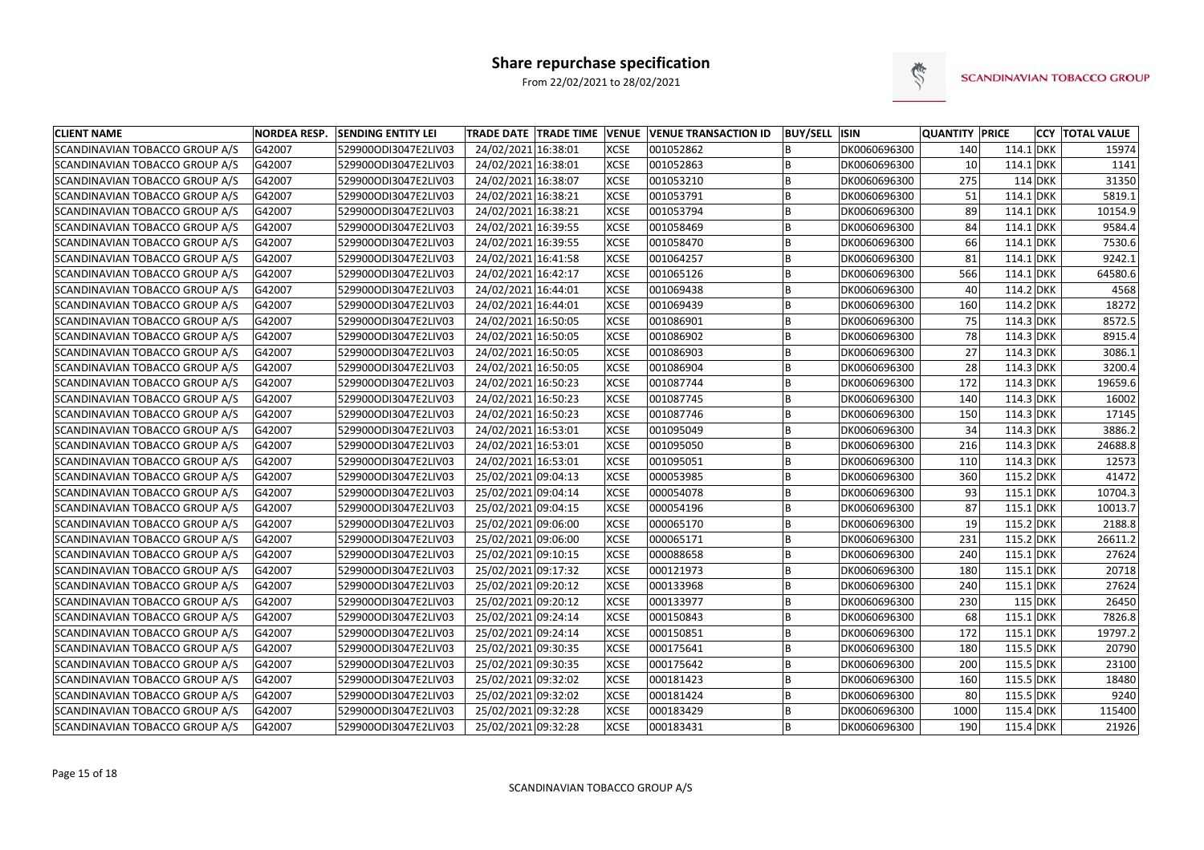# Share repurchase specification

From 22/02/2021 to 28/02/2021

SCANDINAVIAN TOBACCO GROUP

| CLIENT NAME | NORDEA RESP. | SENDING ENTITY LEI | TRADE DATE | TRADE TIME | VENUE | VENUE TRANSACTION ID | BUY/SELL | ISIN | QUANTITY | PRICE | CCY | TOTAL VALUE |
|---|---|---|---|---|---|---|---|---|---|---|---|---|
| SCANDINAVIAN TOBACCO GROUP A/S | G42007 | 529900ODI3047E2LIV03 | 24/02/2021 | 16:38:01 | XCSE | 001052862 | B | DK0060696300 | 140 | 114.1 | DKK | 15974 |
| SCANDINAVIAN TOBACCO GROUP A/S | G42007 | 529900ODI3047E2LIV03 | 24/02/2021 | 16:38:01 | XCSE | 001052863 | B | DK0060696300 | 10 | 114.1 | DKK | 1141 |
| SCANDINAVIAN TOBACCO GROUP A/S | G42007 | 529900ODI3047E2LIV03 | 24/02/2021 | 16:38:07 | XCSE | 001053210 | B | DK0060696300 | 275 | 114 | DKK | 31350 |
| SCANDINAVIAN TOBACCO GROUP A/S | G42007 | 529900ODI3047E2LIV03 | 24/02/2021 | 16:38:21 | XCSE | 001053791 | B | DK0060696300 | 51 | 114.1 | DKK | 5819.1 |
| SCANDINAVIAN TOBACCO GROUP A/S | G42007 | 529900ODI3047E2LIV03 | 24/02/2021 | 16:38:21 | XCSE | 001053794 | B | DK0060696300 | 89 | 114.1 | DKK | 10154.9 |
| SCANDINAVIAN TOBACCO GROUP A/S | G42007 | 529900ODI3047E2LIV03 | 24/02/2021 | 16:39:55 | XCSE | 001058469 | B | DK0060696300 | 84 | 114.1 | DKK | 9584.4 |
| SCANDINAVIAN TOBACCO GROUP A/S | G42007 | 529900ODI3047E2LIV03 | 24/02/2021 | 16:39:55 | XCSE | 001058470 | B | DK0060696300 | 66 | 114.1 | DKK | 7530.6 |
| SCANDINAVIAN TOBACCO GROUP A/S | G42007 | 529900ODI3047E2LIV03 | 24/02/2021 | 16:41:58 | XCSE | 001064257 | B | DK0060696300 | 81 | 114.1 | DKK | 9242.1 |
| SCANDINAVIAN TOBACCO GROUP A/S | G42007 | 529900ODI3047E2LIV03 | 24/02/2021 | 16:42:17 | XCSE | 001065126 | B | DK0060696300 | 566 | 114.1 | DKK | 64580.6 |
| SCANDINAVIAN TOBACCO GROUP A/S | G42007 | 529900ODI3047E2LIV03 | 24/02/2021 | 16:44:01 | XCSE | 001069438 | B | DK0060696300 | 40 | 114.2 | DKK | 4568 |
| SCANDINAVIAN TOBACCO GROUP A/S | G42007 | 529900ODI3047E2LIV03 | 24/02/2021 | 16:44:01 | XCSE | 001069439 | B | DK0060696300 | 160 | 114.2 | DKK | 18272 |
| SCANDINAVIAN TOBACCO GROUP A/S | G42007 | 529900ODI3047E2LIV03 | 24/02/2021 | 16:50:05 | XCSE | 001086901 | B | DK0060696300 | 75 | 114.3 | DKK | 8572.5 |
| SCANDINAVIAN TOBACCO GROUP A/S | G42007 | 529900ODI3047E2LIV03 | 24/02/2021 | 16:50:05 | XCSE | 001086902 | B | DK0060696300 | 78 | 114.3 | DKK | 8915.4 |
| SCANDINAVIAN TOBACCO GROUP A/S | G42007 | 529900ODI3047E2LIV03 | 24/02/2021 | 16:50:05 | XCSE | 001086903 | B | DK0060696300 | 27 | 114.3 | DKK | 3086.1 |
| SCANDINAVIAN TOBACCO GROUP A/S | G42007 | 529900ODI3047E2LIV03 | 24/02/2021 | 16:50:05 | XCSE | 001086904 | B | DK0060696300 | 28 | 114.3 | DKK | 3200.4 |
| SCANDINAVIAN TOBACCO GROUP A/S | G42007 | 529900ODI3047E2LIV03 | 24/02/2021 | 16:50:23 | XCSE | 001087744 | B | DK0060696300 | 172 | 114.3 | DKK | 19659.6 |
| SCANDINAVIAN TOBACCO GROUP A/S | G42007 | 529900ODI3047E2LIV03 | 24/02/2021 | 16:50:23 | XCSE | 001087745 | B | DK0060696300 | 140 | 114.3 | DKK | 16002 |
| SCANDINAVIAN TOBACCO GROUP A/S | G42007 | 529900ODI3047E2LIV03 | 24/02/2021 | 16:50:23 | XCSE | 001087746 | B | DK0060696300 | 150 | 114.3 | DKK | 17145 |
| SCANDINAVIAN TOBACCO GROUP A/S | G42007 | 529900ODI3047E2LIV03 | 24/02/2021 | 16:53:01 | XCSE | 001095049 | B | DK0060696300 | 34 | 114.3 | DKK | 3886.2 |
| SCANDINAVIAN TOBACCO GROUP A/S | G42007 | 529900ODI3047E2LIV03 | 24/02/2021 | 16:53:01 | XCSE | 001095050 | B | DK0060696300 | 216 | 114.3 | DKK | 24688.8 |
| SCANDINAVIAN TOBACCO GROUP A/S | G42007 | 529900ODI3047E2LIV03 | 24/02/2021 | 16:53:01 | XCSE | 001095051 | B | DK0060696300 | 110 | 114.3 | DKK | 12573 |
| SCANDINAVIAN TOBACCO GROUP A/S | G42007 | 529900ODI3047E2LIV03 | 25/02/2021 | 09:04:13 | XCSE | 000053985 | B | DK0060696300 | 360 | 115.2 | DKK | 41472 |
| SCANDINAVIAN TOBACCO GROUP A/S | G42007 | 529900ODI3047E2LIV03 | 25/02/2021 | 09:04:14 | XCSE | 000054078 | B | DK0060696300 | 93 | 115.1 | DKK | 10704.3 |
| SCANDINAVIAN TOBACCO GROUP A/S | G42007 | 529900ODI3047E2LIV03 | 25/02/2021 | 09:04:15 | XCSE | 000054196 | B | DK0060696300 | 87 | 115.1 | DKK | 10013.7 |
| SCANDINAVIAN TOBACCO GROUP A/S | G42007 | 529900ODI3047E2LIV03 | 25/02/2021 | 09:06:00 | XCSE | 000065170 | B | DK0060696300 | 19 | 115.2 | DKK | 2188.8 |
| SCANDINAVIAN TOBACCO GROUP A/S | G42007 | 529900ODI3047E2LIV03 | 25/02/2021 | 09:06:00 | XCSE | 000065171 | B | DK0060696300 | 231 | 115.2 | DKK | 26611.2 |
| SCANDINAVIAN TOBACCO GROUP A/S | G42007 | 529900ODI3047E2LIV03 | 25/02/2021 | 09:10:15 | XCSE | 000088658 | B | DK0060696300 | 240 | 115.1 | DKK | 27624 |
| SCANDINAVIAN TOBACCO GROUP A/S | G42007 | 529900ODI3047E2LIV03 | 25/02/2021 | 09:17:32 | XCSE | 000121973 | B | DK0060696300 | 180 | 115.1 | DKK | 20718 |
| SCANDINAVIAN TOBACCO GROUP A/S | G42007 | 529900ODI3047E2LIV03 | 25/02/2021 | 09:20:12 | XCSE | 000133968 | B | DK0060696300 | 240 | 115.1 | DKK | 27624 |
| SCANDINAVIAN TOBACCO GROUP A/S | G42007 | 529900ODI3047E2LIV03 | 25/02/2021 | 09:20:12 | XCSE | 000133977 | B | DK0060696300 | 230 | 115 | DKK | 26450 |
| SCANDINAVIAN TOBACCO GROUP A/S | G42007 | 529900ODI3047E2LIV03 | 25/02/2021 | 09:24:14 | XCSE | 000150843 | B | DK0060696300 | 68 | 115.1 | DKK | 7826.8 |
| SCANDINAVIAN TOBACCO GROUP A/S | G42007 | 529900ODI3047E2LIV03 | 25/02/2021 | 09:24:14 | XCSE | 000150851 | B | DK0060696300 | 172 | 115.1 | DKK | 19797.2 |
| SCANDINAVIAN TOBACCO GROUP A/S | G42007 | 529900ODI3047E2LIV03 | 25/02/2021 | 09:30:35 | XCSE | 000175641 | B | DK0060696300 | 180 | 115.5 | DKK | 20790 |
| SCANDINAVIAN TOBACCO GROUP A/S | G42007 | 529900ODI3047E2LIV03 | 25/02/2021 | 09:30:35 | XCSE | 000175642 | B | DK0060696300 | 200 | 115.5 | DKK | 23100 |
| SCANDINAVIAN TOBACCO GROUP A/S | G42007 | 529900ODI3047E2LIV03 | 25/02/2021 | 09:32:02 | XCSE | 000181423 | B | DK0060696300 | 160 | 115.5 | DKK | 18480 |
| SCANDINAVIAN TOBACCO GROUP A/S | G42007 | 529900ODI3047E2LIV03 | 25/02/2021 | 09:32:02 | XCSE | 000181424 | B | DK0060696300 | 80 | 115.5 | DKK | 9240 |
| SCANDINAVIAN TOBACCO GROUP A/S | G42007 | 529900ODI3047E2LIV03 | 25/02/2021 | 09:32:28 | XCSE | 000183429 | B | DK0060696300 | 1000 | 115.4 | DKK | 115400 |
| SCANDINAVIAN TOBACCO GROUP A/S | G42007 | 529900ODI3047E2LIV03 | 25/02/2021 | 09:32:28 | XCSE | 000183431 | B | DK0060696300 | 190 | 115.4 | DKK | 21926 |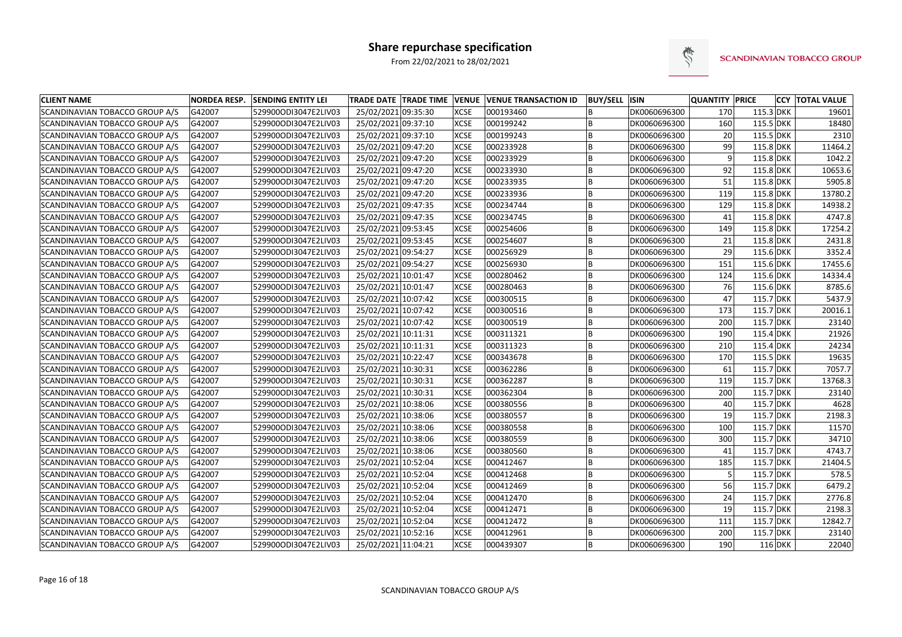# Share repurchase specification

From 22/02/2021 to 28/02/2021

| CLIENT NAME | NORDEA RESP. | SENDING ENTITY LEI | TRADE DATE | TRADE TIME | VENUE | VENUE TRANSACTION ID | BUY/SELL | ISIN | QUANTITY | PRICE | CCY | TOTAL VALUE |
|---|---|---|---|---|---|---|---|---|---|---|---|---|
| SCANDINAVIAN TOBACCO GROUP A/S | G42007 | 529900ODI3047E2LIV03 | 25/02/2021 | 09:35:30 | XCSE | 000193460 | B | DK0060696300 | 170 | 115.3 | DKK | 19601 |
| SCANDINAVIAN TOBACCO GROUP A/S | G42007 | 529900ODI3047E2LIV03 | 25/02/2021 | 09:37:10 | XCSE | 000199242 | B | DK0060696300 | 160 | 115.5 | DKK | 18480 |
| SCANDINAVIAN TOBACCO GROUP A/S | G42007 | 529900ODI3047E2LIV03 | 25/02/2021 | 09:37:10 | XCSE | 000199243 | B | DK0060696300 | 20 | 115.5 | DKK | 2310 |
| SCANDINAVIAN TOBACCO GROUP A/S | G42007 | 529900ODI3047E2LIV03 | 25/02/2021 | 09:47:20 | XCSE | 000233928 | B | DK0060696300 | 99 | 115.8 | DKK | 11464.2 |
| SCANDINAVIAN TOBACCO GROUP A/S | G42007 | 529900ODI3047E2LIV03 | 25/02/2021 | 09:47:20 | XCSE | 000233929 | B | DK0060696300 | 9 | 115.8 | DKK | 1042.2 |
| SCANDINAVIAN TOBACCO GROUP A/S | G42007 | 529900ODI3047E2LIV03 | 25/02/2021 | 09:47:20 | XCSE | 000233930 | B | DK0060696300 | 92 | 115.8 | DKK | 10653.6 |
| SCANDINAVIAN TOBACCO GROUP A/S | G42007 | 529900ODI3047E2LIV03 | 25/02/2021 | 09:47:20 | XCSE | 000233935 | B | DK0060696300 | 51 | 115.8 | DKK | 5905.8 |
| SCANDINAVIAN TOBACCO GROUP A/S | G42007 | 529900ODI3047E2LIV03 | 25/02/2021 | 09:47:20 | XCSE | 000233936 | B | DK0060696300 | 119 | 115.8 | DKK | 13780.2 |
| SCANDINAVIAN TOBACCO GROUP A/S | G42007 | 529900ODI3047E2LIV03 | 25/02/2021 | 09:47:35 | XCSE | 000234744 | B | DK0060696300 | 129 | 115.8 | DKK | 14938.2 |
| SCANDINAVIAN TOBACCO GROUP A/S | G42007 | 529900ODI3047E2LIV03 | 25/02/2021 | 09:47:35 | XCSE | 000234745 | B | DK0060696300 | 41 | 115.8 | DKK | 4747.8 |
| SCANDINAVIAN TOBACCO GROUP A/S | G42007 | 529900ODI3047E2LIV03 | 25/02/2021 | 09:53:45 | XCSE | 000254606 | B | DK0060696300 | 149 | 115.8 | DKK | 17254.2 |
| SCANDINAVIAN TOBACCO GROUP A/S | G42007 | 529900ODI3047E2LIV03 | 25/02/2021 | 09:53:45 | XCSE | 000254607 | B | DK0060696300 | 21 | 115.8 | DKK | 2431.8 |
| SCANDINAVIAN TOBACCO GROUP A/S | G42007 | 529900ODI3047E2LIV03 | 25/02/2021 | 09:54:27 | XCSE | 000256929 | B | DK0060696300 | 29 | 115.6 | DKK | 3352.4 |
| SCANDINAVIAN TOBACCO GROUP A/S | G42007 | 529900ODI3047E2LIV03 | 25/02/2021 | 09:54:27 | XCSE | 000256930 | B | DK0060696300 | 151 | 115.6 | DKK | 17455.6 |
| SCANDINAVIAN TOBACCO GROUP A/S | G42007 | 529900ODI3047E2LIV03 | 25/02/2021 | 10:01:47 | XCSE | 000280462 | B | DK0060696300 | 124 | 115.6 | DKK | 14334.4 |
| SCANDINAVIAN TOBACCO GROUP A/S | G42007 | 529900ODI3047E2LIV03 | 25/02/2021 | 10:01:47 | XCSE | 000280463 | B | DK0060696300 | 76 | 115.6 | DKK | 8785.6 |
| SCANDINAVIAN TOBACCO GROUP A/S | G42007 | 529900ODI3047E2LIV03 | 25/02/2021 | 10:07:42 | XCSE | 000300515 | B | DK0060696300 | 47 | 115.7 | DKK | 5437.9 |
| SCANDINAVIAN TOBACCO GROUP A/S | G42007 | 529900ODI3047E2LIV03 | 25/02/2021 | 10:07:42 | XCSE | 000300516 | B | DK0060696300 | 173 | 115.7 | DKK | 20016.1 |
| SCANDINAVIAN TOBACCO GROUP A/S | G42007 | 529900ODI3047E2LIV03 | 25/02/2021 | 10:07:42 | XCSE | 000300519 | B | DK0060696300 | 200 | 115.7 | DKK | 23140 |
| SCANDINAVIAN TOBACCO GROUP A/S | G42007 | 529900ODI3047E2LIV03 | 25/02/2021 | 10:11:31 | XCSE | 000311321 | B | DK0060696300 | 190 | 115.4 | DKK | 21926 |
| SCANDINAVIAN TOBACCO GROUP A/S | G42007 | 529900ODI3047E2LIV03 | 25/02/2021 | 10:11:31 | XCSE | 000311323 | B | DK0060696300 | 210 | 115.4 | DKK | 24234 |
| SCANDINAVIAN TOBACCO GROUP A/S | G42007 | 529900ODI3047E2LIV03 | 25/02/2021 | 10:22:47 | XCSE | 000343678 | B | DK0060696300 | 170 | 115.5 | DKK | 19635 |
| SCANDINAVIAN TOBACCO GROUP A/S | G42007 | 529900ODI3047E2LIV03 | 25/02/2021 | 10:30:31 | XCSE | 000362286 | B | DK0060696300 | 61 | 115.7 | DKK | 7057.7 |
| SCANDINAVIAN TOBACCO GROUP A/S | G42007 | 529900ODI3047E2LIV03 | 25/02/2021 | 10:30:31 | XCSE | 000362287 | B | DK0060696300 | 119 | 115.7 | DKK | 13768.3 |
| SCANDINAVIAN TOBACCO GROUP A/S | G42007 | 529900ODI3047E2LIV03 | 25/02/2021 | 10:30:31 | XCSE | 000362304 | B | DK0060696300 | 200 | 115.7 | DKK | 23140 |
| SCANDINAVIAN TOBACCO GROUP A/S | G42007 | 529900ODI3047E2LIV03 | 25/02/2021 | 10:38:06 | XCSE | 000380556 | B | DK0060696300 | 40 | 115.7 | DKK | 4628 |
| SCANDINAVIAN TOBACCO GROUP A/S | G42007 | 529900ODI3047E2LIV03 | 25/02/2021 | 10:38:06 | XCSE | 000380557 | B | DK0060696300 | 19 | 115.7 | DKK | 2198.3 |
| SCANDINAVIAN TOBACCO GROUP A/S | G42007 | 529900ODI3047E2LIV03 | 25/02/2021 | 10:38:06 | XCSE | 000380558 | B | DK0060696300 | 100 | 115.7 | DKK | 11570 |
| SCANDINAVIAN TOBACCO GROUP A/S | G42007 | 529900ODI3047E2LIV03 | 25/02/2021 | 10:38:06 | XCSE | 000380559 | B | DK0060696300 | 300 | 115.7 | DKK | 34710 |
| SCANDINAVIAN TOBACCO GROUP A/S | G42007 | 529900ODI3047E2LIV03 | 25/02/2021 | 10:38:06 | XCSE | 000380560 | B | DK0060696300 | 41 | 115.7 | DKK | 4743.7 |
| SCANDINAVIAN TOBACCO GROUP A/S | G42007 | 529900ODI3047E2LIV03 | 25/02/2021 | 10:52:04 | XCSE | 000412467 | B | DK0060696300 | 185 | 115.7 | DKK | 21404.5 |
| SCANDINAVIAN TOBACCO GROUP A/S | G42007 | 529900ODI3047E2LIV03 | 25/02/2021 | 10:52:04 | XCSE | 000412468 | B | DK0060696300 | 5 | 115.7 | DKK | 578.5 |
| SCANDINAVIAN TOBACCO GROUP A/S | G42007 | 529900ODI3047E2LIV03 | 25/02/2021 | 10:52:04 | XCSE | 000412469 | B | DK0060696300 | 56 | 115.7 | DKK | 6479.2 |
| SCANDINAVIAN TOBACCO GROUP A/S | G42007 | 529900ODI3047E2LIV03 | 25/02/2021 | 10:52:04 | XCSE | 000412470 | B | DK0060696300 | 24 | 115.7 | DKK | 2776.8 |
| SCANDINAVIAN TOBACCO GROUP A/S | G42007 | 529900ODI3047E2LIV03 | 25/02/2021 | 10:52:04 | XCSE | 000412471 | B | DK0060696300 | 19 | 115.7 | DKK | 2198.3 |
| SCANDINAVIAN TOBACCO GROUP A/S | G42007 | 529900ODI3047E2LIV03 | 25/02/2021 | 10:52:04 | XCSE | 000412472 | B | DK0060696300 | 111 | 115.7 | DKK | 12842.7 |
| SCANDINAVIAN TOBACCO GROUP A/S | G42007 | 529900ODI3047E2LIV03 | 25/02/2021 | 10:52:16 | XCSE | 000412961 | B | DK0060696300 | 200 | 115.7 | DKK | 23140 |
| SCANDINAVIAN TOBACCO GROUP A/S | G42007 | 529900ODI3047E2LIV03 | 25/02/2021 | 11:04:21 | XCSE | 000439307 | B | DK0060696300 | 190 | 116 | DKK | 22040 |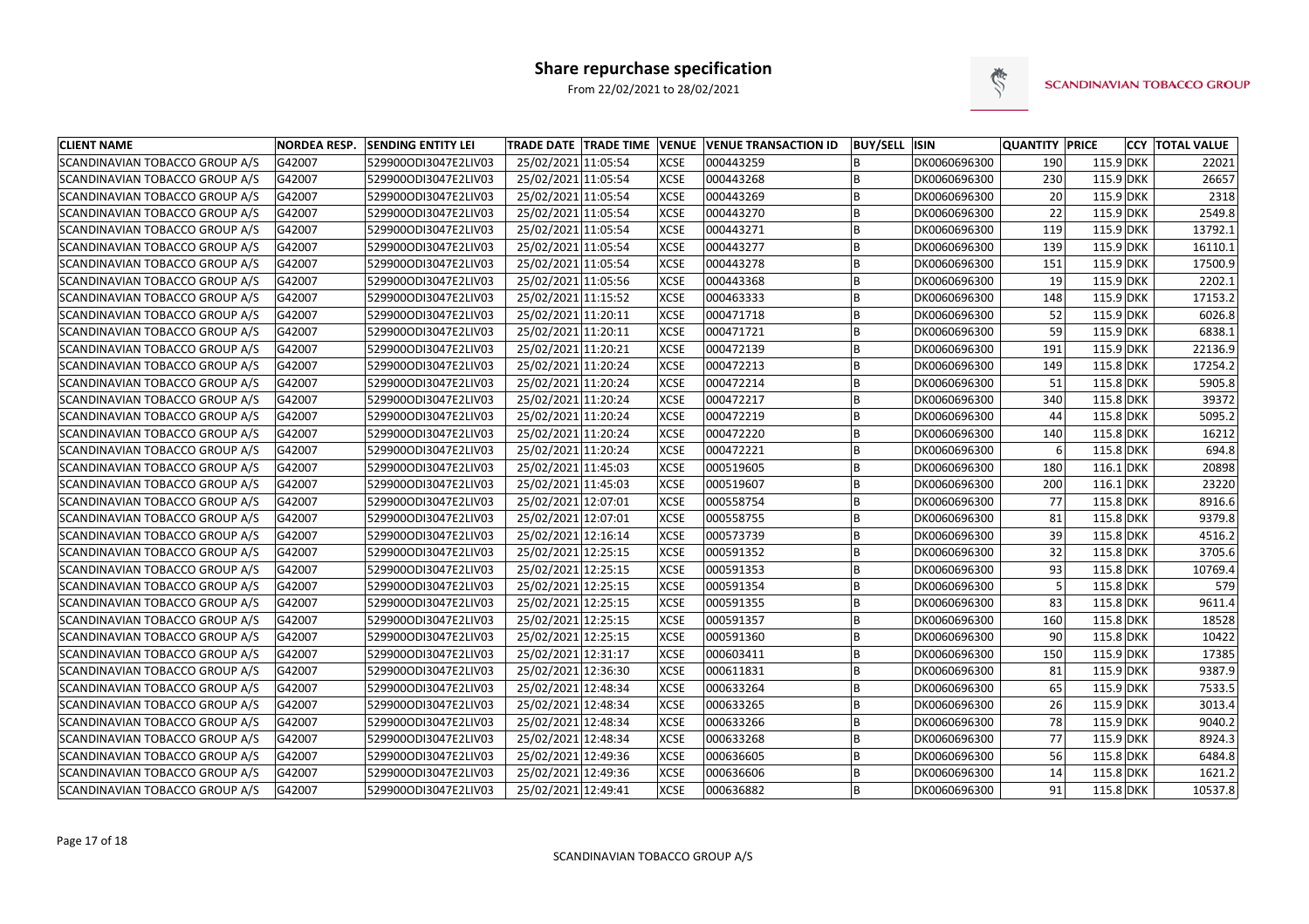# Share repurchase specification

From 22/02/2021 to 28/02/2021

| CLIENT NAME | NORDEA RESP. | SENDING ENTITY LEI | TRADE DATE | TRADE TIME | VENUE | VENUE TRANSACTION ID | BUY/SELL | ISIN | QUANTITY | PRICE | CCY | TOTAL VALUE |
|---|---|---|---|---|---|---|---|---|---|---|---|---|
| SCANDINAVIAN TOBACCO GROUP A/S | G42007 | 529900ODI3047E2LIV03 | 25/02/2021 | 11:05:54 | XCSE | 000443259 | B | DK0060696300 | 190 | 115.9 | DKK | 22021 |
| SCANDINAVIAN TOBACCO GROUP A/S | G42007 | 529900ODI3047E2LIV03 | 25/02/2021 | 11:05:54 | XCSE | 000443268 | B | DK0060696300 | 230 | 115.9 | DKK | 26657 |
| SCANDINAVIAN TOBACCO GROUP A/S | G42007 | 529900ODI3047E2LIV03 | 25/02/2021 | 11:05:54 | XCSE | 000443269 | B | DK0060696300 | 20 | 115.9 | DKK | 2318 |
| SCANDINAVIAN TOBACCO GROUP A/S | G42007 | 529900ODI3047E2LIV03 | 25/02/2021 | 11:05:54 | XCSE | 000443270 | B | DK0060696300 | 22 | 115.9 | DKK | 2549.8 |
| SCANDINAVIAN TOBACCO GROUP A/S | G42007 | 529900ODI3047E2LIV03 | 25/02/2021 | 11:05:54 | XCSE | 000443271 | B | DK0060696300 | 119 | 115.9 | DKK | 13792.1 |
| SCANDINAVIAN TOBACCO GROUP A/S | G42007 | 529900ODI3047E2LIV03 | 25/02/2021 | 11:05:54 | XCSE | 000443277 | B | DK0060696300 | 139 | 115.9 | DKK | 16110.1 |
| SCANDINAVIAN TOBACCO GROUP A/S | G42007 | 529900ODI3047E2LIV03 | 25/02/2021 | 11:05:54 | XCSE | 000443278 | B | DK0060696300 | 151 | 115.9 | DKK | 17500.9 |
| SCANDINAVIAN TOBACCO GROUP A/S | G42007 | 529900ODI3047E2LIV03 | 25/02/2021 | 11:05:56 | XCSE | 000443368 | B | DK0060696300 | 19 | 115.9 | DKK | 2202.1 |
| SCANDINAVIAN TOBACCO GROUP A/S | G42007 | 529900ODI3047E2LIV03 | 25/02/2021 | 11:15:52 | XCSE | 000463333 | B | DK0060696300 | 148 | 115.9 | DKK | 17153.2 |
| SCANDINAVIAN TOBACCO GROUP A/S | G42007 | 529900ODI3047E2LIV03 | 25/02/2021 | 11:20:11 | XCSE | 000471718 | B | DK0060696300 | 52 | 115.9 | DKK | 6026.8 |
| SCANDINAVIAN TOBACCO GROUP A/S | G42007 | 529900ODI3047E2LIV03 | 25/02/2021 | 11:20:11 | XCSE | 000471721 | B | DK0060696300 | 59 | 115.9 | DKK | 6838.1 |
| SCANDINAVIAN TOBACCO GROUP A/S | G42007 | 529900ODI3047E2LIV03 | 25/02/2021 | 11:20:21 | XCSE | 000472139 | B | DK0060696300 | 191 | 115.9 | DKK | 22136.9 |
| SCANDINAVIAN TOBACCO GROUP A/S | G42007 | 529900ODI3047E2LIV03 | 25/02/2021 | 11:20:24 | XCSE | 000472213 | B | DK0060696300 | 149 | 115.8 | DKK | 17254.2 |
| SCANDINAVIAN TOBACCO GROUP A/S | G42007 | 529900ODI3047E2LIV03 | 25/02/2021 | 11:20:24 | XCSE | 000472214 | B | DK0060696300 | 51 | 115.8 | DKK | 5905.8 |
| SCANDINAVIAN TOBACCO GROUP A/S | G42007 | 529900ODI3047E2LIV03 | 25/02/2021 | 11:20:24 | XCSE | 000472217 | B | DK0060696300 | 340 | 115.8 | DKK | 39372 |
| SCANDINAVIAN TOBACCO GROUP A/S | G42007 | 529900ODI3047E2LIV03 | 25/02/2021 | 11:20:24 | XCSE | 000472219 | B | DK0060696300 | 44 | 115.8 | DKK | 5095.2 |
| SCANDINAVIAN TOBACCO GROUP A/S | G42007 | 529900ODI3047E2LIV03 | 25/02/2021 | 11:20:24 | XCSE | 000472220 | B | DK0060696300 | 140 | 115.8 | DKK | 16212 |
| SCANDINAVIAN TOBACCO GROUP A/S | G42007 | 529900ODI3047E2LIV03 | 25/02/2021 | 11:20:24 | XCSE | 000472221 | B | DK0060696300 | 6 | 115.8 | DKK | 694.8 |
| SCANDINAVIAN TOBACCO GROUP A/S | G42007 | 529900ODI3047E2LIV03 | 25/02/2021 | 11:45:03 | XCSE | 000519605 | B | DK0060696300 | 180 | 116.1 | DKK | 20898 |
| SCANDINAVIAN TOBACCO GROUP A/S | G42007 | 529900ODI3047E2LIV03 | 25/02/2021 | 11:45:03 | XCSE | 000519607 | B | DK0060696300 | 200 | 116.1 | DKK | 23220 |
| SCANDINAVIAN TOBACCO GROUP A/S | G42007 | 529900ODI3047E2LIV03 | 25/02/2021 | 12:07:01 | XCSE | 000558754 | B | DK0060696300 | 77 | 115.8 | DKK | 8916.6 |
| SCANDINAVIAN TOBACCO GROUP A/S | G42007 | 529900ODI3047E2LIV03 | 25/02/2021 | 12:07:01 | XCSE | 000558755 | B | DK0060696300 | 81 | 115.8 | DKK | 9379.8 |
| SCANDINAVIAN TOBACCO GROUP A/S | G42007 | 529900ODI3047E2LIV03 | 25/02/2021 | 12:16:14 | XCSE | 000573739 | B | DK0060696300 | 39 | 115.8 | DKK | 4516.2 |
| SCANDINAVIAN TOBACCO GROUP A/S | G42007 | 529900ODI3047E2LIV03 | 25/02/2021 | 12:25:15 | XCSE | 000591352 | B | DK0060696300 | 32 | 115.8 | DKK | 3705.6 |
| SCANDINAVIAN TOBACCO GROUP A/S | G42007 | 529900ODI3047E2LIV03 | 25/02/2021 | 12:25:15 | XCSE | 000591353 | B | DK0060696300 | 93 | 115.8 | DKK | 10769.4 |
| SCANDINAVIAN TOBACCO GROUP A/S | G42007 | 529900ODI3047E2LIV03 | 25/02/2021 | 12:25:15 | XCSE | 000591354 | B | DK0060696300 | 5 | 115.8 | DKK | 579 |
| SCANDINAVIAN TOBACCO GROUP A/S | G42007 | 529900ODI3047E2LIV03 | 25/02/2021 | 12:25:15 | XCSE | 000591355 | B | DK0060696300 | 83 | 115.8 | DKK | 9611.4 |
| SCANDINAVIAN TOBACCO GROUP A/S | G42007 | 529900ODI3047E2LIV03 | 25/02/2021 | 12:25:15 | XCSE | 000591357 | B | DK0060696300 | 160 | 115.8 | DKK | 18528 |
| SCANDINAVIAN TOBACCO GROUP A/S | G42007 | 529900ODI3047E2LIV03 | 25/02/2021 | 12:25:15 | XCSE | 000591360 | B | DK0060696300 | 90 | 115.8 | DKK | 10422 |
| SCANDINAVIAN TOBACCO GROUP A/S | G42007 | 529900ODI3047E2LIV03 | 25/02/2021 | 12:31:17 | XCSE | 000603411 | B | DK0060696300 | 150 | 115.9 | DKK | 17385 |
| SCANDINAVIAN TOBACCO GROUP A/S | G42007 | 529900ODI3047E2LIV03 | 25/02/2021 | 12:36:30 | XCSE | 000611831 | B | DK0060696300 | 81 | 115.9 | DKK | 9387.9 |
| SCANDINAVIAN TOBACCO GROUP A/S | G42007 | 529900ODI3047E2LIV03 | 25/02/2021 | 12:48:34 | XCSE | 000633264 | B | DK0060696300 | 65 | 115.9 | DKK | 7533.5 |
| SCANDINAVIAN TOBACCO GROUP A/S | G42007 | 529900ODI3047E2LIV03 | 25/02/2021 | 12:48:34 | XCSE | 000633265 | B | DK0060696300 | 26 | 115.9 | DKK | 3013.4 |
| SCANDINAVIAN TOBACCO GROUP A/S | G42007 | 529900ODI3047E2LIV03 | 25/02/2021 | 12:48:34 | XCSE | 000633266 | B | DK0060696300 | 78 | 115.9 | DKK | 9040.2 |
| SCANDINAVIAN TOBACCO GROUP A/S | G42007 | 529900ODI3047E2LIV03 | 25/02/2021 | 12:48:34 | XCSE | 000633268 | B | DK0060696300 | 77 | 115.9 | DKK | 8924.3 |
| SCANDINAVIAN TOBACCO GROUP A/S | G42007 | 529900ODI3047E2LIV03 | 25/02/2021 | 12:49:36 | XCSE | 000636605 | B | DK0060696300 | 56 | 115.8 | DKK | 6484.8 |
| SCANDINAVIAN TOBACCO GROUP A/S | G42007 | 529900ODI3047E2LIV03 | 25/02/2021 | 12:49:36 | XCSE | 000636606 | B | DK0060696300 | 14 | 115.8 | DKK | 1621.2 |
| SCANDINAVIAN TOBACCO GROUP A/S | G42007 | 529900ODI3047E2LIV03 | 25/02/2021 | 12:49:41 | XCSE | 000636882 | B | DK0060696300 | 91 | 115.8 | DKK | 10537.8 |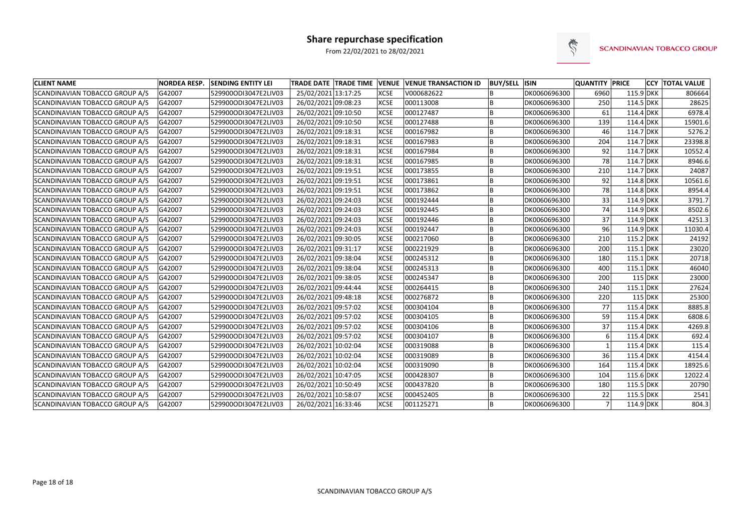# Share repurchase specification

From 22/02/2021 to 28/02/2021

SCANDINAVIAN TOBACCO GROUP

| CLIENT NAME | NORDEA RESP. | SENDING ENTITY LEI | TRADE DATE | TRADE TIME | VENUE | VENUE TRANSACTION ID | BUY/SELL | ISIN | QUANTITY | PRICE | CCY | TOTAL VALUE |
|---|---|---|---|---|---|---|---|---|---|---|---|---|
| SCANDINAVIAN TOBACCO GROUP A/S | G42007 | 529900ODI3047E2LIV03 | 25/02/2021 | 13:17:25 | XCSE | V000682622 | B | DK0060696300 | 6960 | 115.9 | DKK | 806664 |
| SCANDINAVIAN TOBACCO GROUP A/S | G42007 | 529900ODI3047E2LIV03 | 26/02/2021 | 09:08:23 | XCSE | 000113008 | B | DK0060696300 | 250 | 114.5 | DKK | 28625 |
| SCANDINAVIAN TOBACCO GROUP A/S | G42007 | 529900ODI3047E2LIV03 | 26/02/2021 | 09:10:50 | XCSE | 000127487 | B | DK0060696300 | 61 | 114.4 | DKK | 6978.4 |
| SCANDINAVIAN TOBACCO GROUP A/S | G42007 | 529900ODI3047E2LIV03 | 26/02/2021 | 09:10:50 | XCSE | 000127488 | B | DK0060696300 | 139 | 114.4 | DKK | 15901.6 |
| SCANDINAVIAN TOBACCO GROUP A/S | G42007 | 529900ODI3047E2LIV03 | 26/02/2021 | 09:18:31 | XCSE | 000167982 | B | DK0060696300 | 46 | 114.7 | DKK | 5276.2 |
| SCANDINAVIAN TOBACCO GROUP A/S | G42007 | 529900ODI3047E2LIV03 | 26/02/2021 | 09:18:31 | XCSE | 000167983 | B | DK0060696300 | 204 | 114.7 | DKK | 23398.8 |
| SCANDINAVIAN TOBACCO GROUP A/S | G42007 | 529900ODI3047E2LIV03 | 26/02/2021 | 09:18:31 | XCSE | 000167984 | B | DK0060696300 | 92 | 114.7 | DKK | 10552.4 |
| SCANDINAVIAN TOBACCO GROUP A/S | G42007 | 529900ODI3047E2LIV03 | 26/02/2021 | 09:18:31 | XCSE | 000167985 | B | DK0060696300 | 78 | 114.7 | DKK | 8946.6 |
| SCANDINAVIAN TOBACCO GROUP A/S | G42007 | 529900ODI3047E2LIV03 | 26/02/2021 | 09:19:51 | XCSE | 000173855 | B | DK0060696300 | 210 | 114.7 | DKK | 24087 |
| SCANDINAVIAN TOBACCO GROUP A/S | G42007 | 529900ODI3047E2LIV03 | 26/02/2021 | 09:19:51 | XCSE | 000173861 | B | DK0060696300 | 92 | 114.8 | DKK | 10561.6 |
| SCANDINAVIAN TOBACCO GROUP A/S | G42007 | 529900ODI3047E2LIV03 | 26/02/2021 | 09:19:51 | XCSE | 000173862 | B | DK0060696300 | 78 | 114.8 | DKK | 8954.4 |
| SCANDINAVIAN TOBACCO GROUP A/S | G42007 | 529900ODI3047E2LIV03 | 26/02/2021 | 09:24:03 | XCSE | 000192444 | B | DK0060696300 | 33 | 114.9 | DKK | 3791.7 |
| SCANDINAVIAN TOBACCO GROUP A/S | G42007 | 529900ODI3047E2LIV03 | 26/02/2021 | 09:24:03 | XCSE | 000192445 | B | DK0060696300 | 74 | 114.9 | DKK | 8502.6 |
| SCANDINAVIAN TOBACCO GROUP A/S | G42007 | 529900ODI3047E2LIV03 | 26/02/2021 | 09:24:03 | XCSE | 000192446 | B | DK0060696300 | 37 | 114.9 | DKK | 4251.3 |
| SCANDINAVIAN TOBACCO GROUP A/S | G42007 | 529900ODI3047E2LIV03 | 26/02/2021 | 09:24:03 | XCSE | 000192447 | B | DK0060696300 | 96 | 114.9 | DKK | 11030.4 |
| SCANDINAVIAN TOBACCO GROUP A/S | G42007 | 529900ODI3047E2LIV03 | 26/02/2021 | 09:30:05 | XCSE | 000217060 | B | DK0060696300 | 210 | 115.2 | DKK | 24192 |
| SCANDINAVIAN TOBACCO GROUP A/S | G42007 | 529900ODI3047E2LIV03 | 26/02/2021 | 09:31:17 | XCSE | 000221929 | B | DK0060696300 | 200 | 115.1 | DKK | 23020 |
| SCANDINAVIAN TOBACCO GROUP A/S | G42007 | 529900ODI3047E2LIV03 | 26/02/2021 | 09:38:04 | XCSE | 000245312 | B | DK0060696300 | 180 | 115.1 | DKK | 20718 |
| SCANDINAVIAN TOBACCO GROUP A/S | G42007 | 529900ODI3047E2LIV03 | 26/02/2021 | 09:38:04 | XCSE | 000245313 | B | DK0060696300 | 400 | 115.1 | DKK | 46040 |
| SCANDINAVIAN TOBACCO GROUP A/S | G42007 | 529900ODI3047E2LIV03 | 26/02/2021 | 09:38:05 | XCSE | 000245347 | B | DK0060696300 | 200 | 115 | DKK | 23000 |
| SCANDINAVIAN TOBACCO GROUP A/S | G42007 | 529900ODI3047E2LIV03 | 26/02/2021 | 09:44:44 | XCSE | 000264415 | B | DK0060696300 | 240 | 115.1 | DKK | 27624 |
| SCANDINAVIAN TOBACCO GROUP A/S | G42007 | 529900ODI3047E2LIV03 | 26/02/2021 | 09:48:18 | XCSE | 000276872 | B | DK0060696300 | 220 | 115 | DKK | 25300 |
| SCANDINAVIAN TOBACCO GROUP A/S | G42007 | 529900ODI3047E2LIV03 | 26/02/2021 | 09:57:02 | XCSE | 000304104 | B | DK0060696300 | 77 | 115.4 | DKK | 8885.8 |
| SCANDINAVIAN TOBACCO GROUP A/S | G42007 | 529900ODI3047E2LIV03 | 26/02/2021 | 09:57:02 | XCSE | 000304105 | B | DK0060696300 | 59 | 115.4 | DKK | 6808.6 |
| SCANDINAVIAN TOBACCO GROUP A/S | G42007 | 529900ODI3047E2LIV03 | 26/02/2021 | 09:57:02 | XCSE | 000304106 | B | DK0060696300 | 37 | 115.4 | DKK | 4269.8 |
| SCANDINAVIAN TOBACCO GROUP A/S | G42007 | 529900ODI3047E2LIV03 | 26/02/2021 | 09:57:02 | XCSE | 000304107 | B | DK0060696300 | 6 | 115.4 | DKK | 692.4 |
| SCANDINAVIAN TOBACCO GROUP A/S | G42007 | 529900ODI3047E2LIV03 | 26/02/2021 | 10:02:04 | XCSE | 000319088 | B | DK0060696300 | 1 | 115.4 | DKK | 115.4 |
| SCANDINAVIAN TOBACCO GROUP A/S | G42007 | 529900ODI3047E2LIV03 | 26/02/2021 | 10:02:04 | XCSE | 000319089 | B | DK0060696300 | 36 | 115.4 | DKK | 4154.4 |
| SCANDINAVIAN TOBACCO GROUP A/S | G42007 | 529900ODI3047E2LIV03 | 26/02/2021 | 10:02:04 | XCSE | 000319090 | B | DK0060696300 | 164 | 115.4 | DKK | 18925.6 |
| SCANDINAVIAN TOBACCO GROUP A/S | G42007 | 529900ODI3047E2LIV03 | 26/02/2021 | 10:47:05 | XCSE | 000428307 | B | DK0060696300 | 104 | 115.6 | DKK | 12022.4 |
| SCANDINAVIAN TOBACCO GROUP A/S | G42007 | 529900ODI3047E2LIV03 | 26/02/2021 | 10:50:49 | XCSE | 000437820 | B | DK0060696300 | 180 | 115.5 | DKK | 20790 |
| SCANDINAVIAN TOBACCO GROUP A/S | G42007 | 529900ODI3047E2LIV03 | 26/02/2021 | 10:58:07 | XCSE | 000452405 | B | DK0060696300 | 22 | 115.5 | DKK | 2541 |
| SCANDINAVIAN TOBACCO GROUP A/S | G42007 | 529900ODI3047E2LIV03 | 26/02/2021 | 16:33:46 | XCSE | 001125271 | B | DK0060696300 | 7 | 114.9 | DKK | 804.3 |